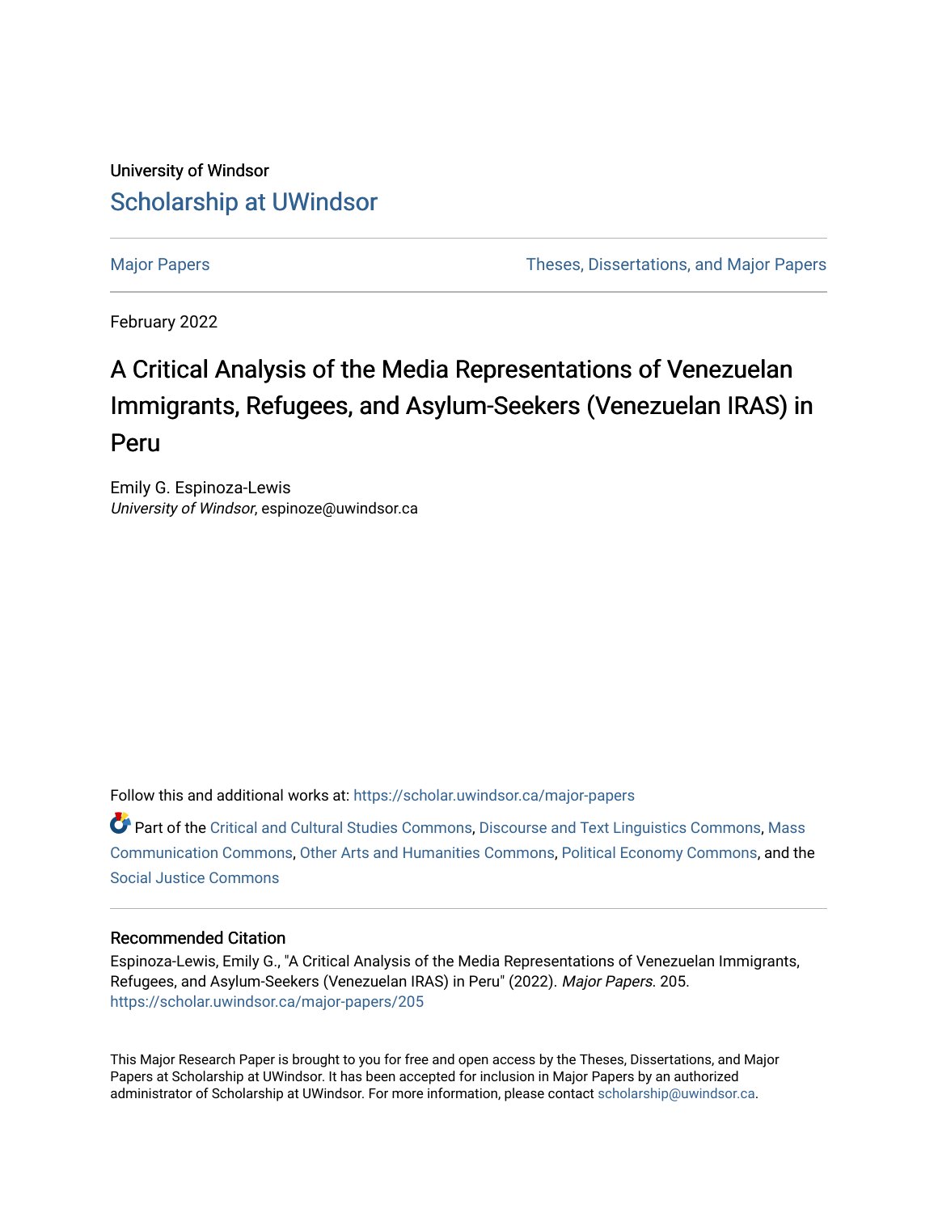University of Windsor

# Scholarship at UWindsor

Major Papers | Theses, Dissertations, and Major Papers

February 2022

# A Critical Analysis of the Media Representations of Venezuelan Immigrants, Refugees, and Asylum-Seekers (Venezuelan IRAS) in Peru

Emily G. Espinoza-Lewis
*University of Windsor*, espinoze@uwindsor.ca

Follow this and additional works at: https://scholar.uwindsor.ca/major-papers

Part of the Critical and Cultural Studies Commons, Discourse and Text Linguistics Commons, Mass Communication Commons, Other Arts and Humanities Commons, Political Economy Commons, and the Social Justice Commons

### Recommended Citation

Espinoza-Lewis, Emily G., "A Critical Analysis of the Media Representations of Venezuelan Immigrants, Refugees, and Asylum-Seekers (Venezuelan IRAS) in Peru" (2022). *Major Papers*. 205.
https://scholar.uwindsor.ca/major-papers/205

This Major Research Paper is brought to you for free and open access by the Theses, Dissertations, and Major Papers at Scholarship at UWindsor. It has been accepted for inclusion in Major Papers by an authorized administrator of Scholarship at UWindsor. For more information, please contact scholarship@uwindsor.ca.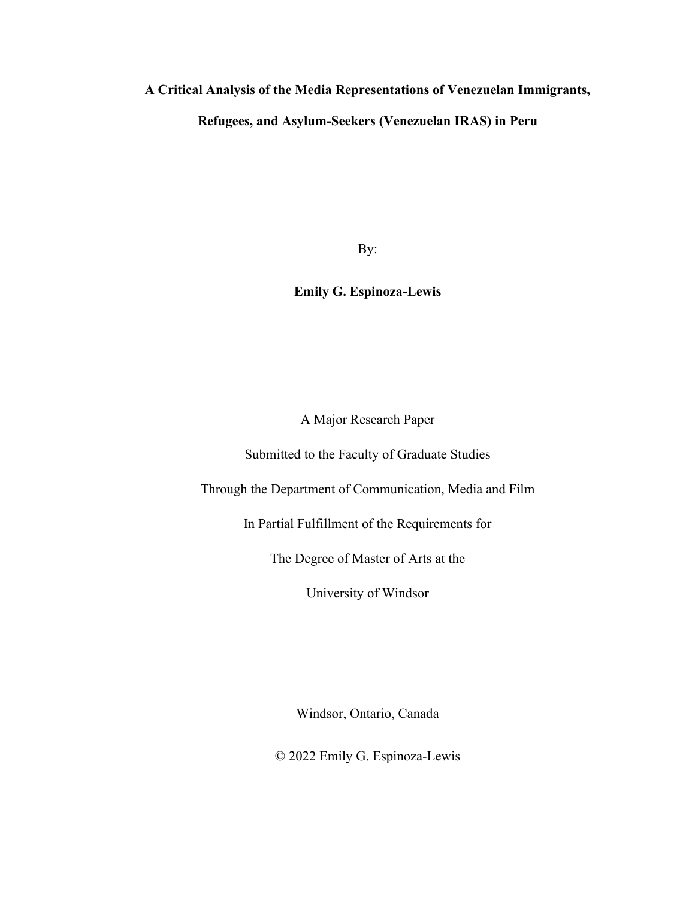**A Critical Analysis of the Media Representations of Venezuelan Immigrants, Refugees, and Asylum-Seekers (Venezuelan IRAS) in Peru**

By:

**Emily G. Espinoza-Lewis**

A Major Research Paper

Submitted to the Faculty of Graduate Studies

Through the Department of Communication, Media and Film

In Partial Fulfillment of the Requirements for

The Degree of Master of Arts at the

University of Windsor

Windsor, Ontario, Canada

© 2022 Emily G. Espinoza-Lewis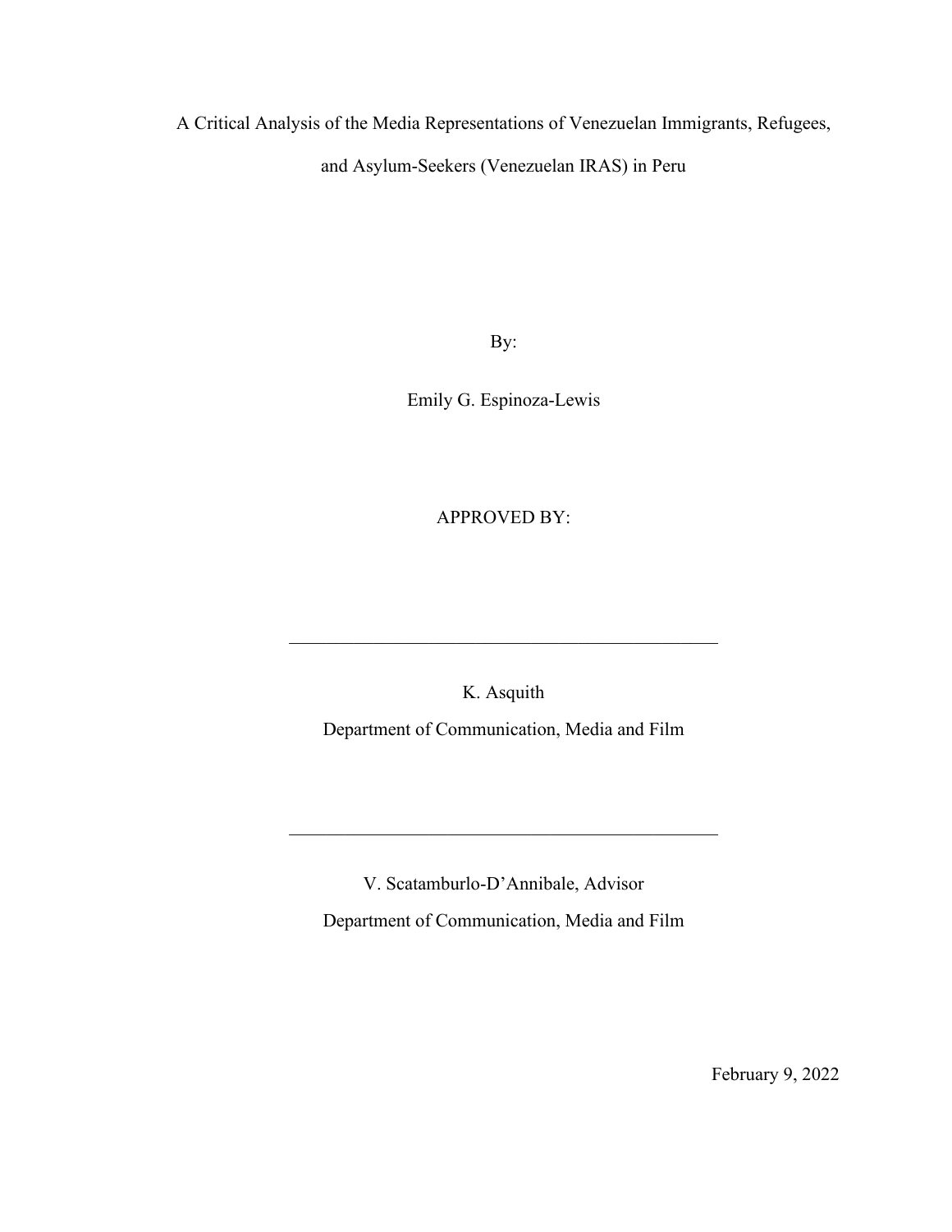A Critical Analysis of the Media Representations of Venezuelan Immigrants, Refugees, and Asylum-Seekers (Venezuelan IRAS) in Peru

By:

Emily G. Espinoza-Lewis

APPROVED BY:

\_\_\_\_\_\_\_\_\_\_\_\_\_\_\_\_\_\_\_\_\_\_\_\_\_\_\_\_\_\_\_\_\_\_\_\_\_\_\_\_\_\_\_\_\_\_

K. Asquith
Department of Communication, Media and Film

\_\_\_\_\_\_\_\_\_\_\_\_\_\_\_\_\_\_\_\_\_\_\_\_\_\_\_\_\_\_\_\_\_\_\_\_\_\_\_\_\_\_\_\_\_\_

V. Scatamburlo-D'Annibale, Advisor
Department of Communication, Media and Film

February 9, 2022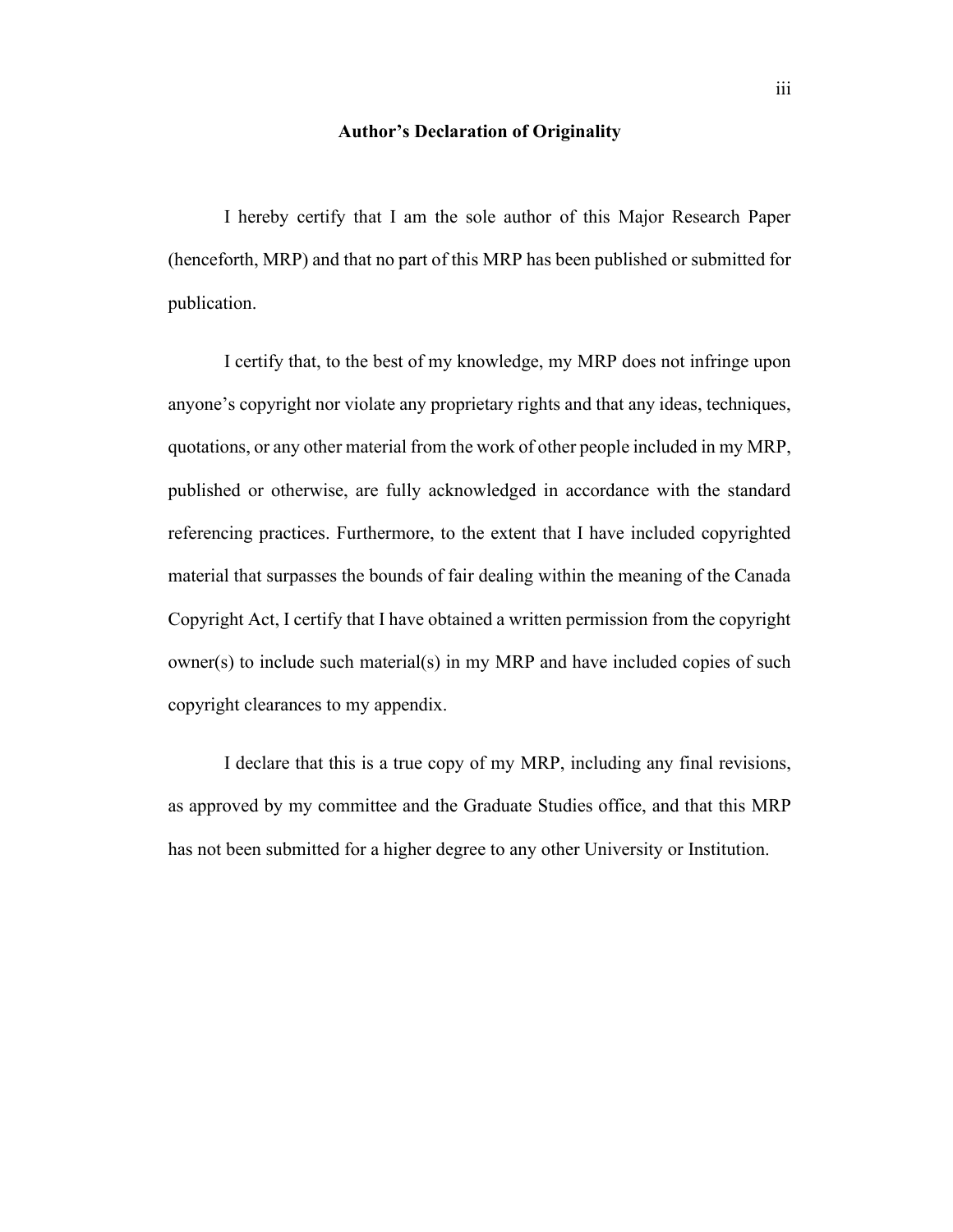# Author's Declaration of Originality

I hereby certify that I am the sole author of this Major Research Paper (henceforth, MRP) and that no part of this MRP has been published or submitted for publication.

I certify that, to the best of my knowledge, my MRP does not infringe upon anyone's copyright nor violate any proprietary rights and that any ideas, techniques, quotations, or any other material from the work of other people included in my MRP, published or otherwise, are fully acknowledged in accordance with the standard referencing practices. Furthermore, to the extent that I have included copyrighted material that surpasses the bounds of fair dealing within the meaning of the Canada Copyright Act, I certify that I have obtained a written permission from the copyright owner(s) to include such material(s) in my MRP and have included copies of such copyright clearances to my appendix.

I declare that this is a true copy of my MRP, including any final revisions, as approved by my committee and the Graduate Studies office, and that this MRP has not been submitted for a higher degree to any other University or Institution.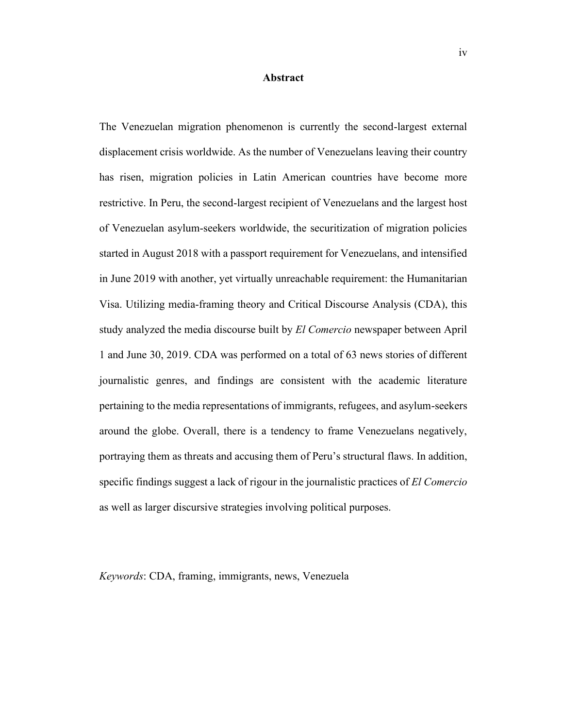# Abstract

The Venezuelan migration phenomenon is currently the second-largest external displacement crisis worldwide. As the number of Venezuelans leaving their country has risen, migration policies in Latin American countries have become more restrictive. In Peru, the second-largest recipient of Venezuelans and the largest host of Venezuelan asylum-seekers worldwide, the securitization of migration policies started in August 2018 with a passport requirement for Venezuelans, and intensified in June 2019 with another, yet virtually unreachable requirement: the Humanitarian Visa. Utilizing media-framing theory and Critical Discourse Analysis (CDA), this study analyzed the media discourse built by *El Comercio* newspaper between April 1 and June 30, 2019. CDA was performed on a total of 63 news stories of different journalistic genres, and findings are consistent with the academic literature pertaining to the media representations of immigrants, refugees, and asylum-seekers around the globe. Overall, there is a tendency to frame Venezuelans negatively, portraying them as threats and accusing them of Peru's structural flaws. In addition, specific findings suggest a lack of rigour in the journalistic practices of *El Comercio* as well as larger discursive strategies involving political purposes.

*Keywords*: CDA, framing, immigrants, news, Venezuela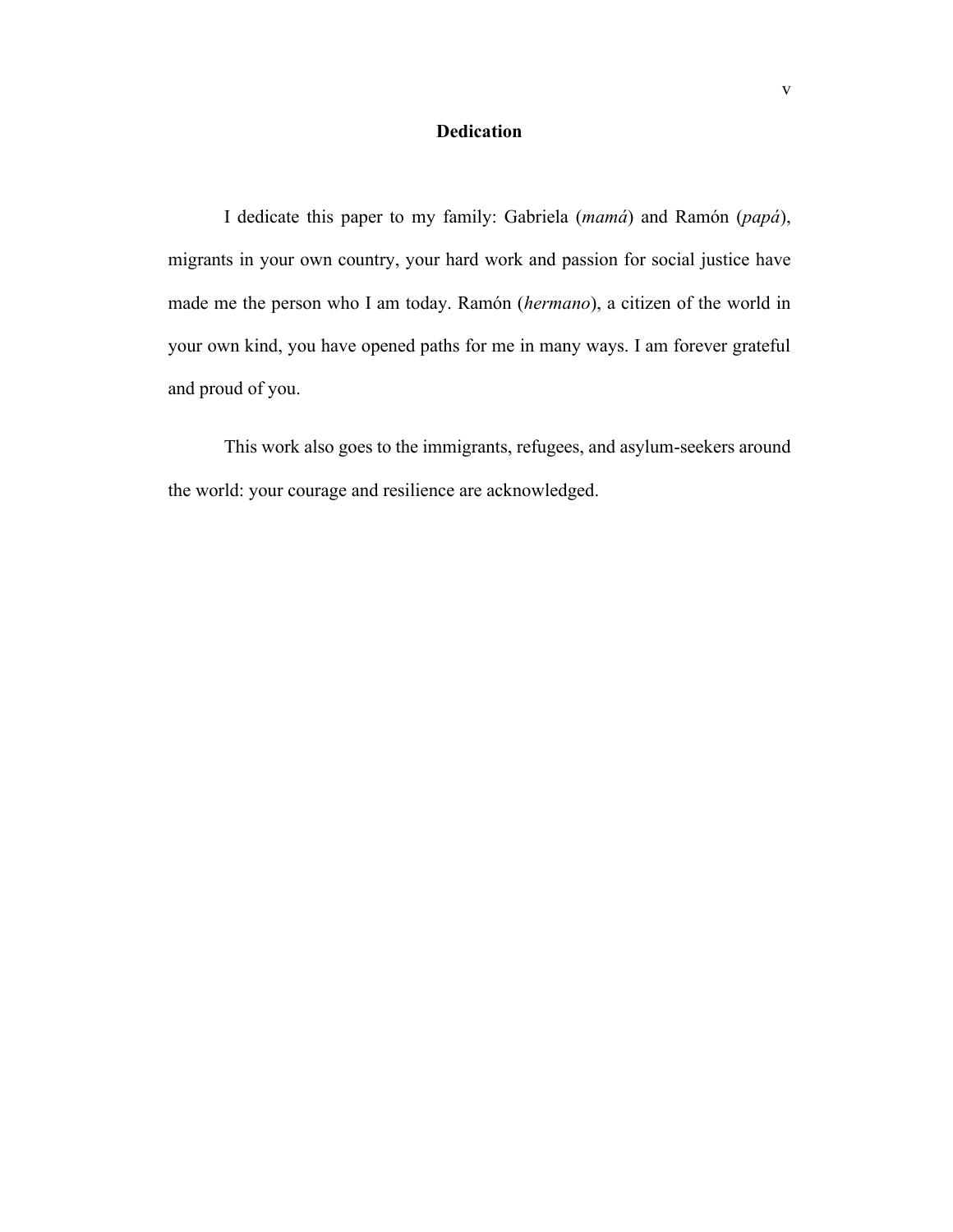## Dedication

I dedicate this paper to my family: Gabriela (*mamá*) and Ramón (*papá*), migrants in your own country, your hard work and passion for social justice have made me the person who I am today. Ramón (*hermano*), a citizen of the world in your own kind, you have opened paths for me in many ways. I am forever grateful and proud of you.

This work also goes to the immigrants, refugees, and asylum-seekers around the world: your courage and resilience are acknowledged.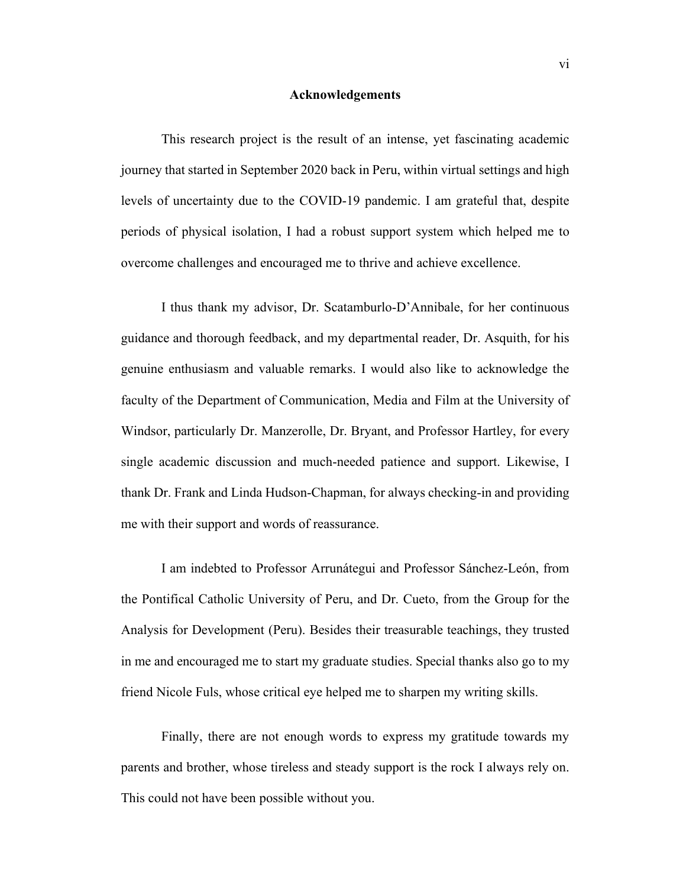# Acknowledgements

This research project is the result of an intense, yet fascinating academic journey that started in September 2020 back in Peru, within virtual settings and high levels of uncertainty due to the COVID-19 pandemic. I am grateful that, despite periods of physical isolation, I had a robust support system which helped me to overcome challenges and encouraged me to thrive and achieve excellence.

I thus thank my advisor, Dr. Scatamburlo-D'Annibale, for her continuous guidance and thorough feedback, and my departmental reader, Dr. Asquith, for his genuine enthusiasm and valuable remarks. I would also like to acknowledge the faculty of the Department of Communication, Media and Film at the University of Windsor, particularly Dr. Manzerolle, Dr. Bryant, and Professor Hartley, for every single academic discussion and much-needed patience and support. Likewise, I thank Dr. Frank and Linda Hudson-Chapman, for always checking-in and providing me with their support and words of reassurance.

I am indebted to Professor Arrunátegui and Professor Sánchez-León, from the Pontifical Catholic University of Peru, and Dr. Cueto, from the Group for the Analysis for Development (Peru). Besides their treasurable teachings, they trusted in me and encouraged me to start my graduate studies. Special thanks also go to my friend Nicole Fuls, whose critical eye helped me to sharpen my writing skills.

Finally, there are not enough words to express my gratitude towards my parents and brother, whose tireless and steady support is the rock I always rely on. This could not have been possible without you.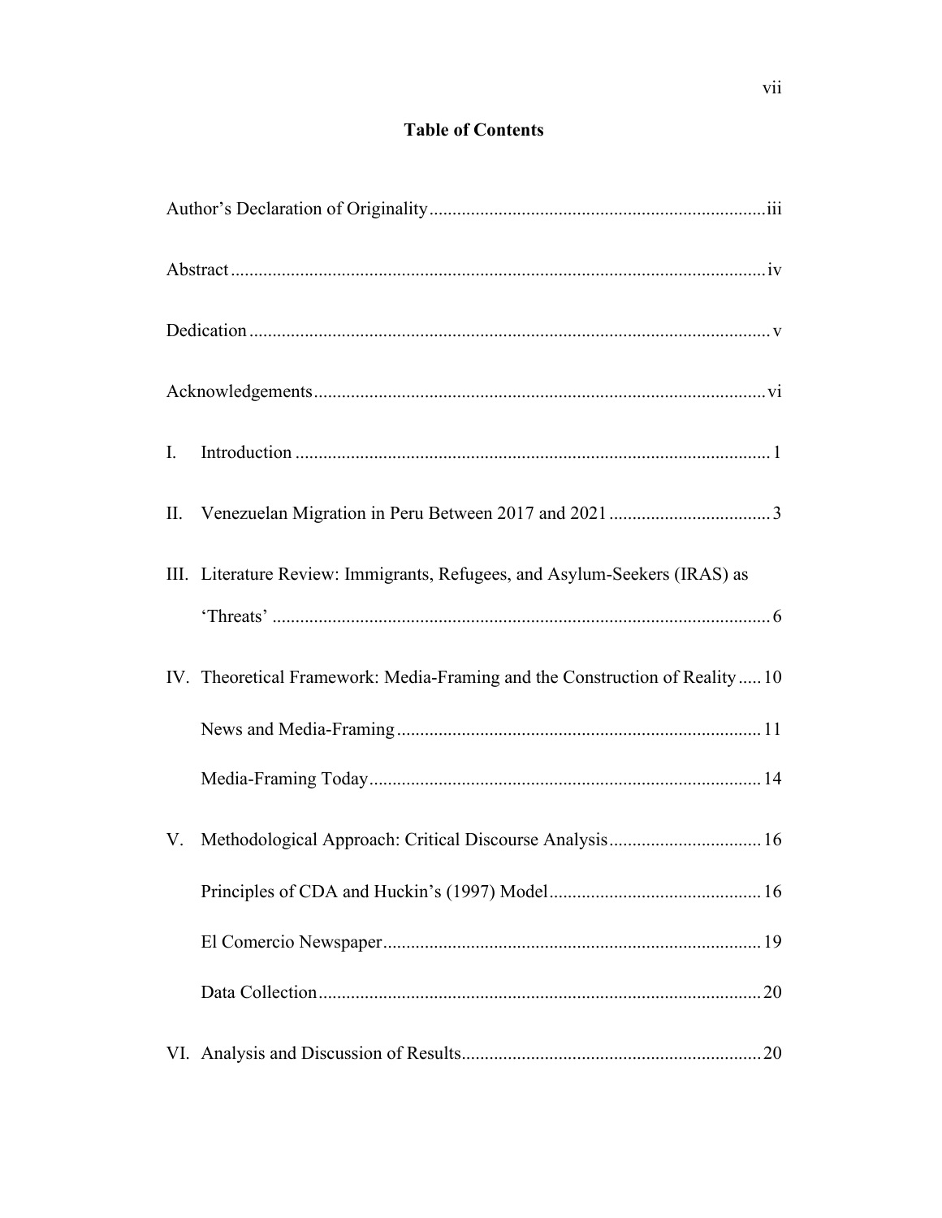# Table of Contents

Author's Declaration of Originality ........................................................................ iii

Abstract ................................................................................................................. iv

Dedication ............................................................................................................... v

Acknowledgements ................................................................................................. vi

I. Introduction ......................................................................................................... 1

II. Venezuelan Migration in Peru Between 2017 and 2021 ................................... 3

III. Literature Review: Immigrants, Refugees, and Asylum-Seekers (IRAS) as 'Threats' ........................................................................................................... 6

IV. Theoretical Framework: Media-Framing and the Construction of Reality ..... 10

- News and Media-Framing ............................................................................. 11
- Media-Framing Today ................................................................................... 14

V. Methodological Approach: Critical Discourse Analysis ................................. 16

- Principles of CDA and Huckin's (1997) Model ............................................ 16
- El Comercio Newspaper ................................................................................ 19
- Data Collection ............................................................................................... 20

VI. Analysis and Discussion of Results ................................................................ 20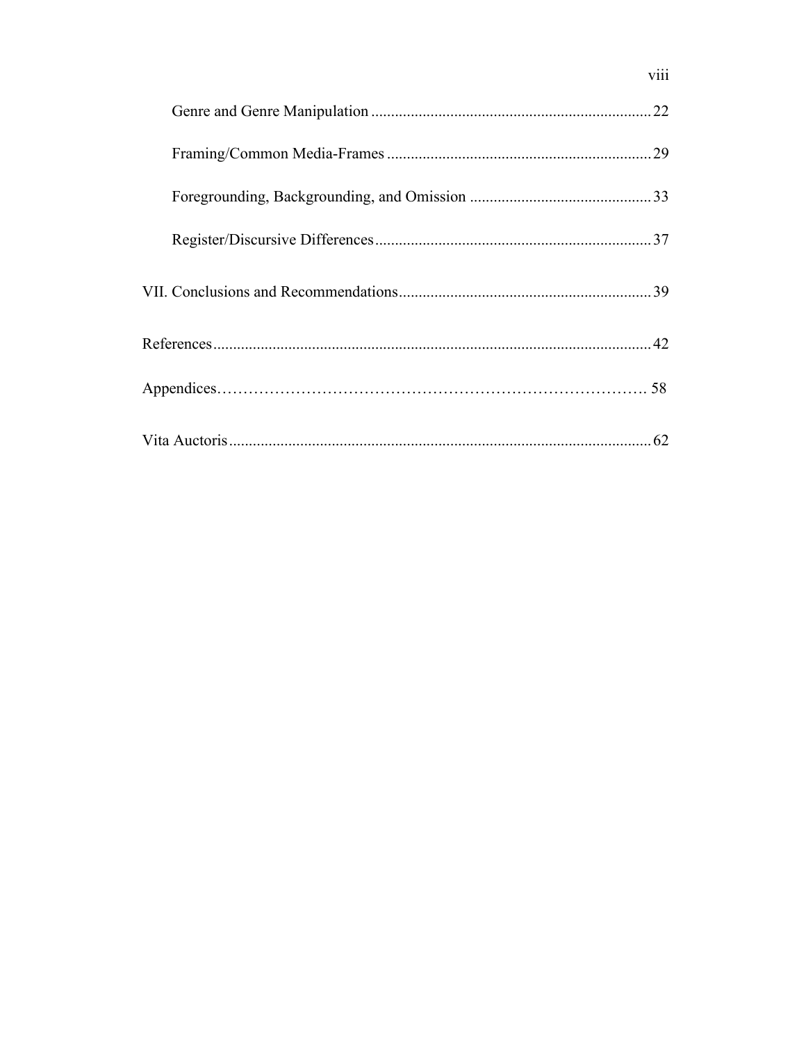Genre and Genre Manipulation ........................................................................ 22

Framing/Common Media-Frames .................................................................... 29

Foreground, Backgrounding, and Omission ................................................ 33

Register/Discursive Differences ....................................................................... 37

VII. Conclusions and Recommendations ............................................................... 39

References ............................................................................................................. 42

Appendices............................................................................................................ 58

Vita Auctoris .......................................................................................................... 62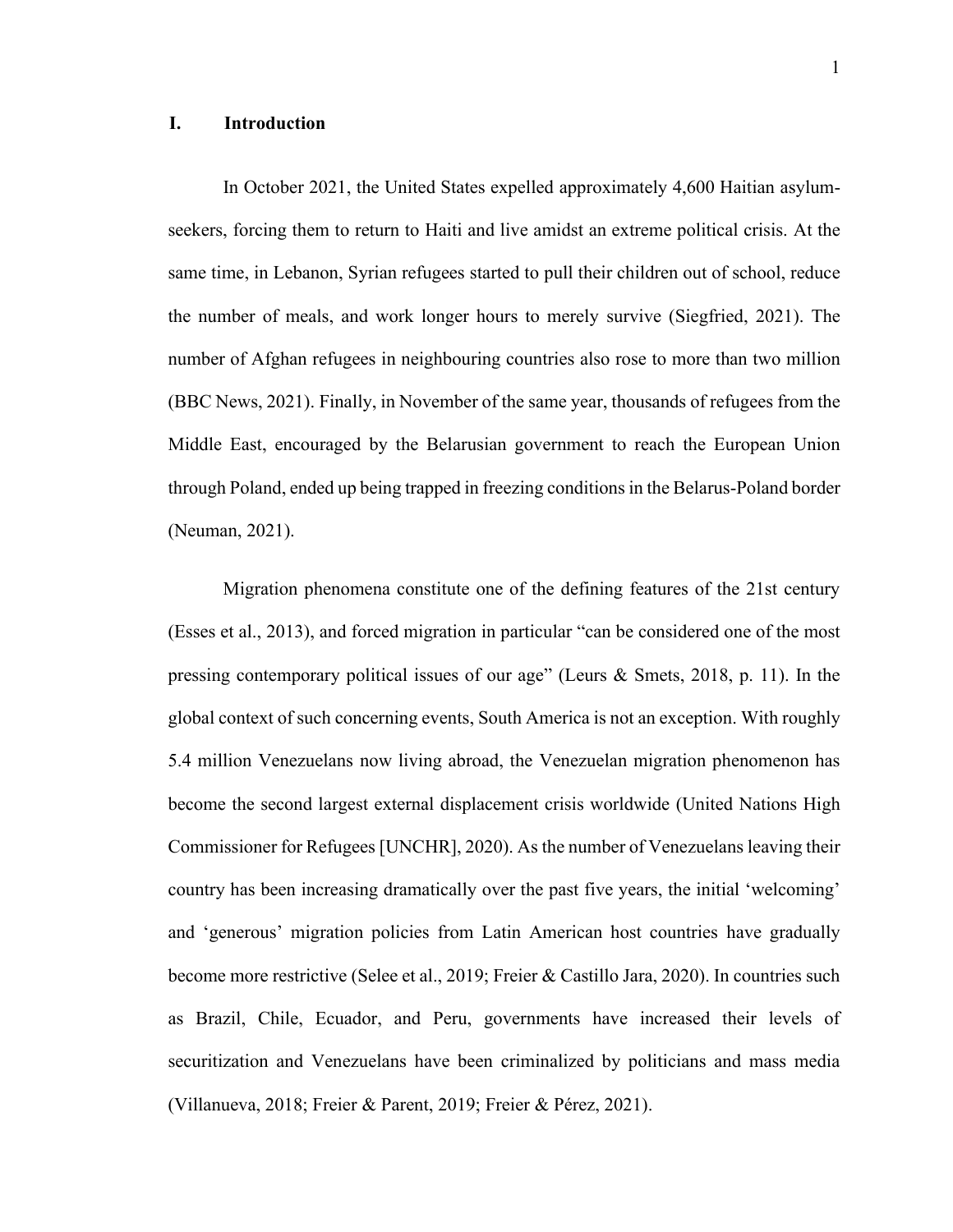# I. Introduction

In October 2021, the United States expelled approximately 4,600 Haitian asylum-seekers, forcing them to return to Haiti and live amidst an extreme political crisis. At the same time, in Lebanon, Syrian refugees started to pull their children out of school, reduce the number of meals, and work longer hours to merely survive (Siegfried, 2021). The number of Afghan refugees in neighbouring countries also rose to more than two million (BBC News, 2021). Finally, in November of the same year, thousands of refugees from the Middle East, encouraged by the Belarusian government to reach the European Union through Poland, ended up being trapped in freezing conditions in the Belarus-Poland border (Neuman, 2021).

Migration phenomena constitute one of the defining features of the 21st century (Esses et al., 2013), and forced migration in particular "can be considered one of the most pressing contemporary political issues of our age" (Leurs & Smets, 2018, p. 11). In the global context of such concerning events, South America is not an exception. With roughly 5.4 million Venezuelans now living abroad, the Venezuelan migration phenomenon has become the second largest external displacement crisis worldwide (United Nations High Commissioner for Refugees [UNCHR], 2020). As the number of Venezuelans leaving their country has been increasing dramatically over the past five years, the initial 'welcoming' and 'generous' migration policies from Latin American host countries have gradually become more restrictive (Selee et al., 2019; Freier & Castillo Jara, 2020). In countries such as Brazil, Chile, Ecuador, and Peru, governments have increased their levels of securitization and Venezuelans have been criminalized by politicians and mass media (Villanueva, 2018; Freier & Parent, 2019; Freier & Pérez, 2021).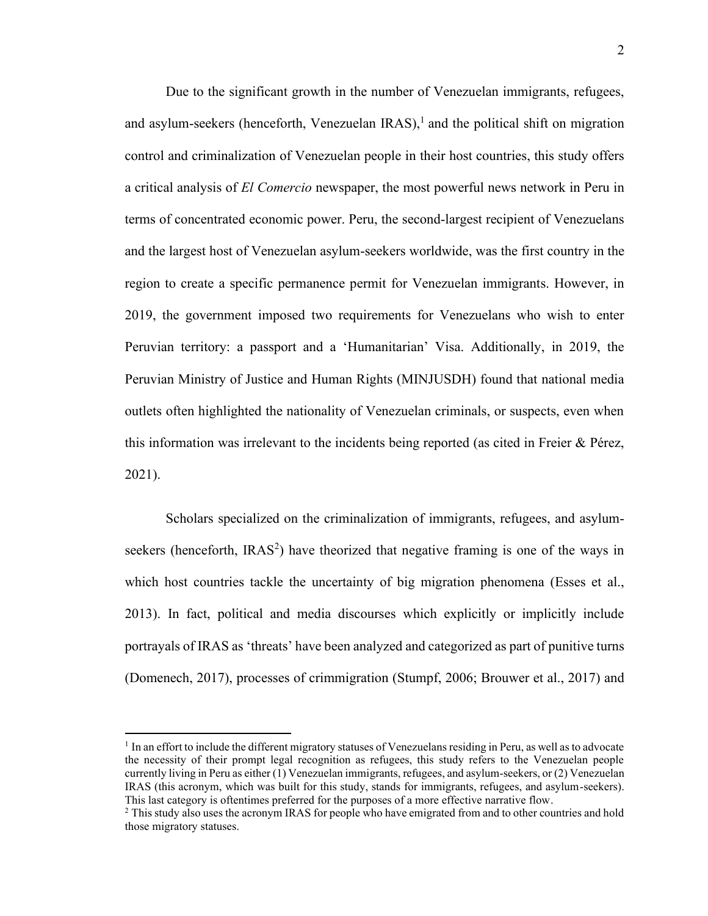Due to the significant growth in the number of Venezuelan immigrants, refugees, and asylum-seekers (henceforth, Venezuelan IRAS),[1] and the political shift on migration control and criminalization of Venezuelan people in their host countries, this study offers a critical analysis of *El Comercio* newspaper, the most powerful news network in Peru in terms of concentrated economic power. Peru, the second-largest recipient of Venezuelans and the largest host of Venezuelan asylum-seekers worldwide, was the first country in the region to create a specific permanence permit for Venezuelan immigrants. However, in 2019, the government imposed two requirements for Venezuelans who wish to enter Peruvian territory: a passport and a 'Humanitarian' Visa. Additionally, in 2019, the Peruvian Ministry of Justice and Human Rights (MINJUSDH) found that national media outlets often highlighted the nationality of Venezuelan criminals, or suspects, even when this information was irrelevant to the incidents being reported (as cited in Freier & Pérez, 2021).

Scholars specialized on the criminalization of immigrants, refugees, and asylum-seekers (henceforth, IRAS[2]) have theorized that negative framing is one of the ways in which host countries tackle the uncertainty of big migration phenomena (Esses et al., 2013). In fact, political and media discourses which explicitly or implicitly include portrayals of IRAS as 'threats' have been analyzed and categorized as part of punitive turns (Domenech, 2017), processes of crimmigration (Stumpf, 2006; Brouwer et al., 2017) and

[1] In an effort to include the different migratory statuses of Venezuelans residing in Peru, as well as to advocate the necessity of their prompt legal recognition as refugees, this study refers to the Venezuelan people currently living in Peru as either (1) Venezuelan immigrants, refugees, and asylum-seekers, or (2) Venezuelan IRAS (this acronym, which was built for this study, stands for immigrants, refugees, and asylum-seekers). This last category is oftentimes preferred for the purposes of a more effective narrative flow.

[2] This study also uses the acronym IRAS for people who have emigrated from and to other countries and hold those migratory statuses.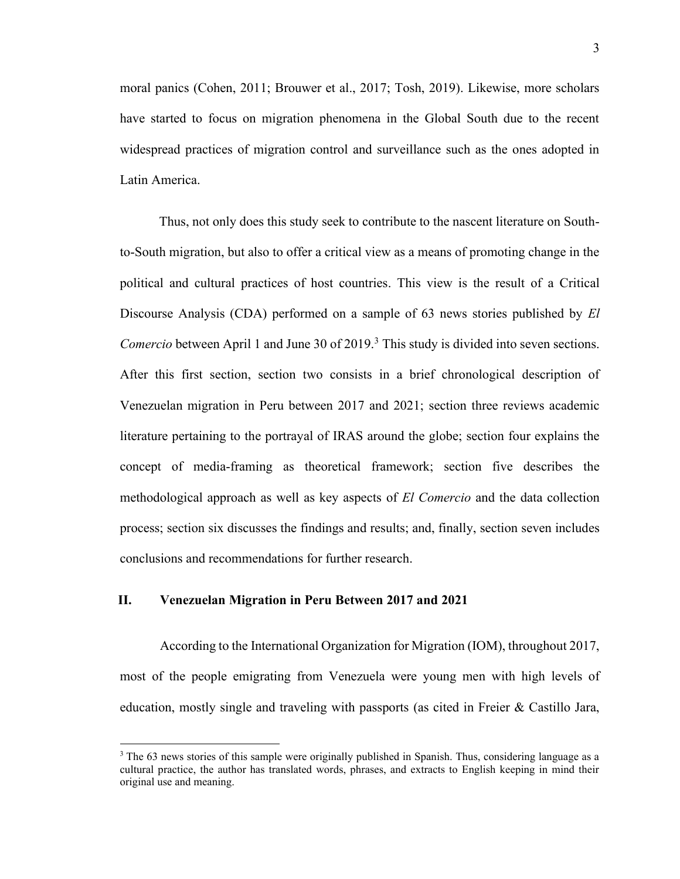moral panics (Cohen, 2011; Brouwer et al., 2017; Tosh, 2019). Likewise, more scholars have started to focus on migration phenomena in the Global South due to the recent widespread practices of migration control and surveillance such as the ones adopted in Latin America.

Thus, not only does this study seek to contribute to the nascent literature on South-to-South migration, but also to offer a critical view as a means of promoting change in the political and cultural practices of host countries. This view is the result of a Critical Discourse Analysis (CDA) performed on a sample of 63 news stories published by *El Comercio* between April 1 and June 30 of 2019.[3] This study is divided into seven sections. After this first section, section two consists in a brief chronological description of Venezuelan migration in Peru between 2017 and 2021; section three reviews academic literature pertaining to the portrayal of IRAS around the globe; section four explains the concept of media-framing as theoretical framework; section five describes the methodological approach as well as key aspects of *El Comercio* and the data collection process; section six discusses the findings and results; and, finally, section seven includes conclusions and recommendations for further research.

## II. Venezuelan Migration in Peru Between 2017 and 2021

According to the International Organization for Migration (IOM), throughout 2017, most of the people emigrating from Venezuela were young men with high levels of education, mostly single and traveling with passports (as cited in Freier & Castillo Jara,

[3] The 63 news stories of this sample were originally published in Spanish. Thus, considering language as a cultural practice, the author has translated words, phrases, and extracts to English keeping in mind their original use and meaning.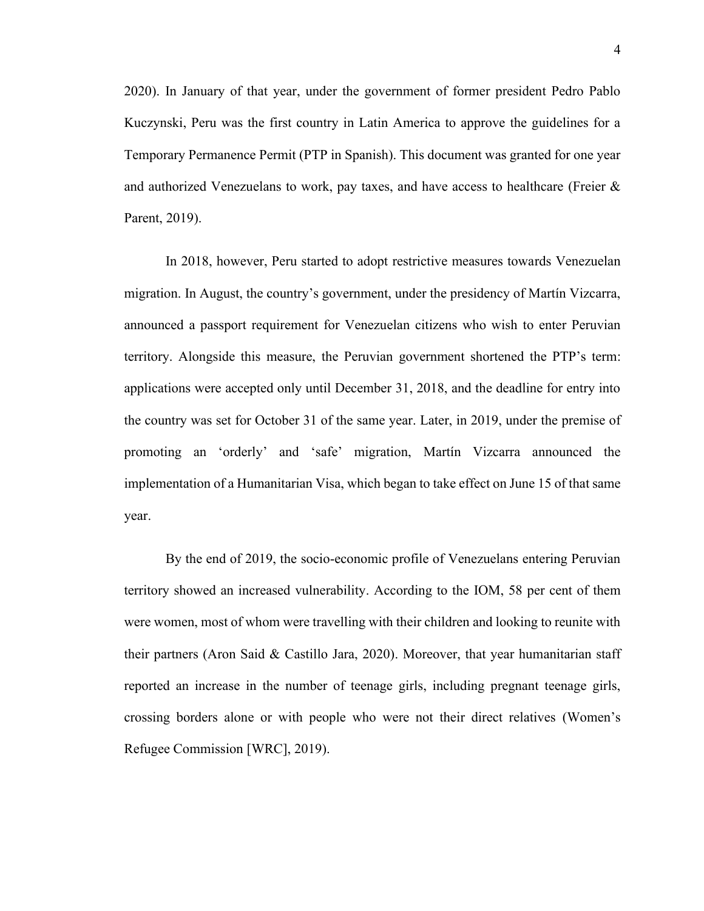2020). In January of that year, under the government of former president Pedro Pablo Kuczynski, Peru was the first country in Latin America to approve the guidelines for a Temporary Permanence Permit (PTP in Spanish). This document was granted for one year and authorized Venezuelans to work, pay taxes, and have access to healthcare (Freier & Parent, 2019).

In 2018, however, Peru started to adopt restrictive measures towards Venezuelan migration. In August, the country's government, under the presidency of Martín Vizcarra, announced a passport requirement for Venezuelan citizens who wish to enter Peruvian territory. Alongside this measure, the Peruvian government shortened the PTP's term: applications were accepted only until December 31, 2018, and the deadline for entry into the country was set for October 31 of the same year. Later, in 2019, under the premise of promoting an 'orderly' and 'safe' migration, Martín Vizcarra announced the implementation of a Humanitarian Visa, which began to take effect on June 15 of that same year.

By the end of 2019, the socio-economic profile of Venezuelans entering Peruvian territory showed an increased vulnerability. According to the IOM, 58 per cent of them were women, most of whom were travelling with their children and looking to reunite with their partners (Aron Said & Castillo Jara, 2020). Moreover, that year humanitarian staff reported an increase in the number of teenage girls, including pregnant teenage girls, crossing borders alone or with people who were not their direct relatives (Women's Refugee Commission [WRC], 2019).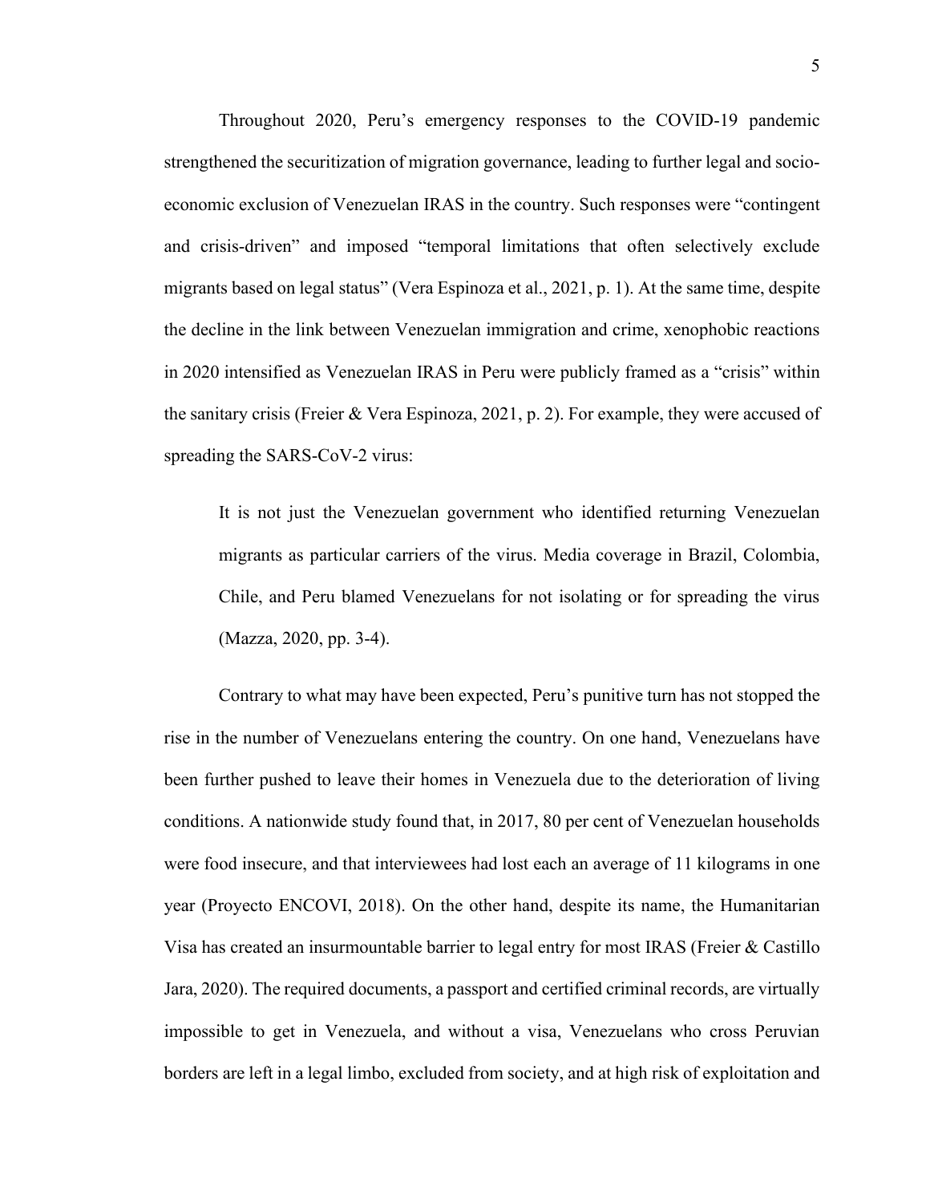Throughout 2020, Peru's emergency responses to the COVID-19 pandemic strengthened the securitization of migration governance, leading to further legal and socio-economic exclusion of Venezuelan IRAS in the country. Such responses were "contingent and crisis-driven" and imposed "temporal limitations that often selectively exclude migrants based on legal status" (Vera Espinoza et al., 2021, p. 1). At the same time, despite the decline in the link between Venezuelan immigration and crime, xenophobic reactions in 2020 intensified as Venezuelan IRAS in Peru were publicly framed as a "crisis" within the sanitary crisis (Freier & Vera Espinoza, 2021, p. 2). For example, they were accused of spreading the SARS-CoV-2 virus:

> It is not just the Venezuelan government who identified returning Venezuelan migrants as particular carriers of the virus. Media coverage in Brazil, Colombia, Chile, and Peru blamed Venezuelans for not isolating or for spreading the virus (Mazza, 2020, pp. 3-4).

Contrary to what may have been expected, Peru's punitive turn has not stopped the rise in the number of Venezuelans entering the country. On one hand, Venezuelans have been further pushed to leave their homes in Venezuela due to the deterioration of living conditions. A nationwide study found that, in 2017, 80 per cent of Venezuelan households were food insecure, and that interviewees had lost each an average of 11 kilograms in one year (Proyecto ENCOVI, 2018). On the other hand, despite its name, the Humanitarian Visa has created an insurmountable barrier to legal entry for most IRAS (Freier & Castillo Jara, 2020). The required documents, a passport and certified criminal records, are virtually impossible to get in Venezuela, and without a visa, Venezuelans who cross Peruvian borders are left in a legal limbo, excluded from society, and at high risk of exploitation and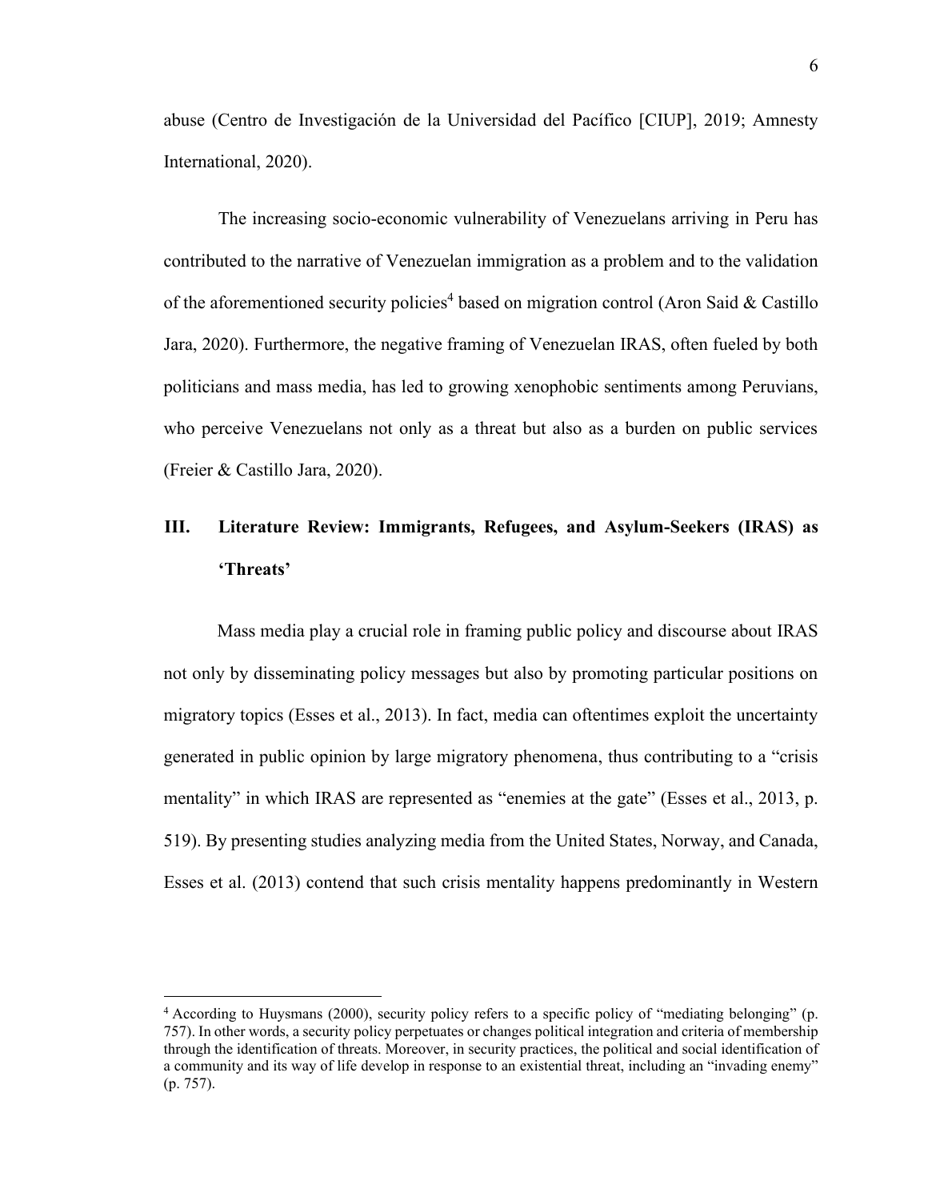abuse (Centro de Investigación de la Universidad del Pacífico [CIUP], 2019; Amnesty International, 2020).

The increasing socio-economic vulnerability of Venezuelans arriving in Peru has contributed to the narrative of Venezuelan immigration as a problem and to the validation of the aforementioned security policies[4] based on migration control (Aron Said & Castillo Jara, 2020). Furthermore, the negative framing of Venezuelan IRAS, often fueled by both politicians and mass media, has led to growing xenophobic sentiments among Peruvians, who perceive Venezuelans not only as a threat but also as a burden on public services (Freier & Castillo Jara, 2020).

## III. Literature Review: Immigrants, Refugees, and Asylum-Seekers (IRAS) as 'Threats'

Mass media play a crucial role in framing public policy and discourse about IRAS not only by disseminating policy messages but also by promoting particular positions on migratory topics (Esses et al., 2013). In fact, media can oftentimes exploit the uncertainty generated in public opinion by large migratory phenomena, thus contributing to a "crisis mentality" in which IRAS are represented as "enemies at the gate" (Esses et al., 2013, p. 519). By presenting studies analyzing media from the United States, Norway, and Canada, Esses et al. (2013) contend that such crisis mentality happens predominantly in Western

---

[4] According to Huysmans (2000), security policy refers to a specific policy of "mediating belonging" (p. 757). In other words, a security policy perpetuates or changes political integration and criteria of membership through the identification of threats. Moreover, in security practices, the political and social identification of a community and its way of life develop in response to an existential threat, including an "invading enemy" (p. 757).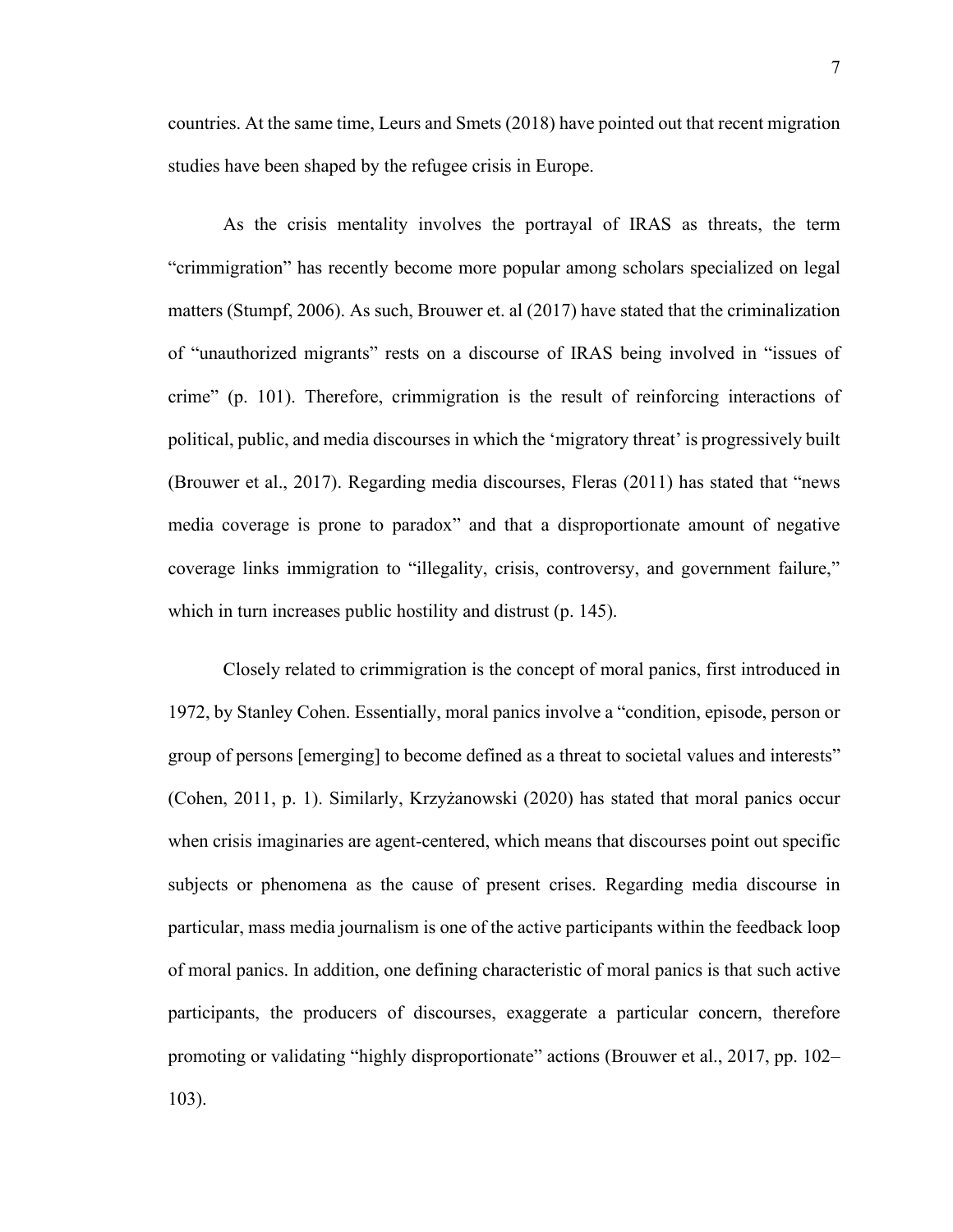countries. At the same time, Leurs and Smets (2018) have pointed out that recent migration studies have been shaped by the refugee crisis in Europe.

As the crisis mentality involves the portrayal of IRAS as threats, the term "crimmigration" has recently become more popular among scholars specialized on legal matters (Stumpf, 2006). As such, Brouwer et. al (2017) have stated that the criminalization of "unauthorized migrants" rests on a discourse of IRAS being involved in "issues of crime" (p. 101). Therefore, crimmigration is the result of reinforcing interactions of political, public, and media discourses in which the 'migratory threat' is progressively built (Brouwer et al., 2017). Regarding media discourses, Fleras (2011) has stated that "news media coverage is prone to paradox" and that a disproportionate amount of negative coverage links immigration to "illegality, crisis, controversy, and government failure," which in turn increases public hostility and distrust (p. 145).

Closely related to crimmigration is the concept of moral panics, first introduced in 1972, by Stanley Cohen. Essentially, moral panics involve a "condition, episode, person or group of persons [emerging] to become defined as a threat to societal values and interests" (Cohen, 2011, p. 1). Similarly, Krzyżanowski (2020) has stated that moral panics occur when crisis imaginaries are agent-centered, which means that discourses point out specific subjects or phenomena as the cause of present crises. Regarding media discourse in particular, mass media journalism is one of the active participants within the feedback loop of moral panics. In addition, one defining characteristic of moral panics is that such active participants, the producers of discourses, exaggerate a particular concern, therefore promoting or validating "highly disproportionate" actions (Brouwer et al., 2017, pp. 102–103).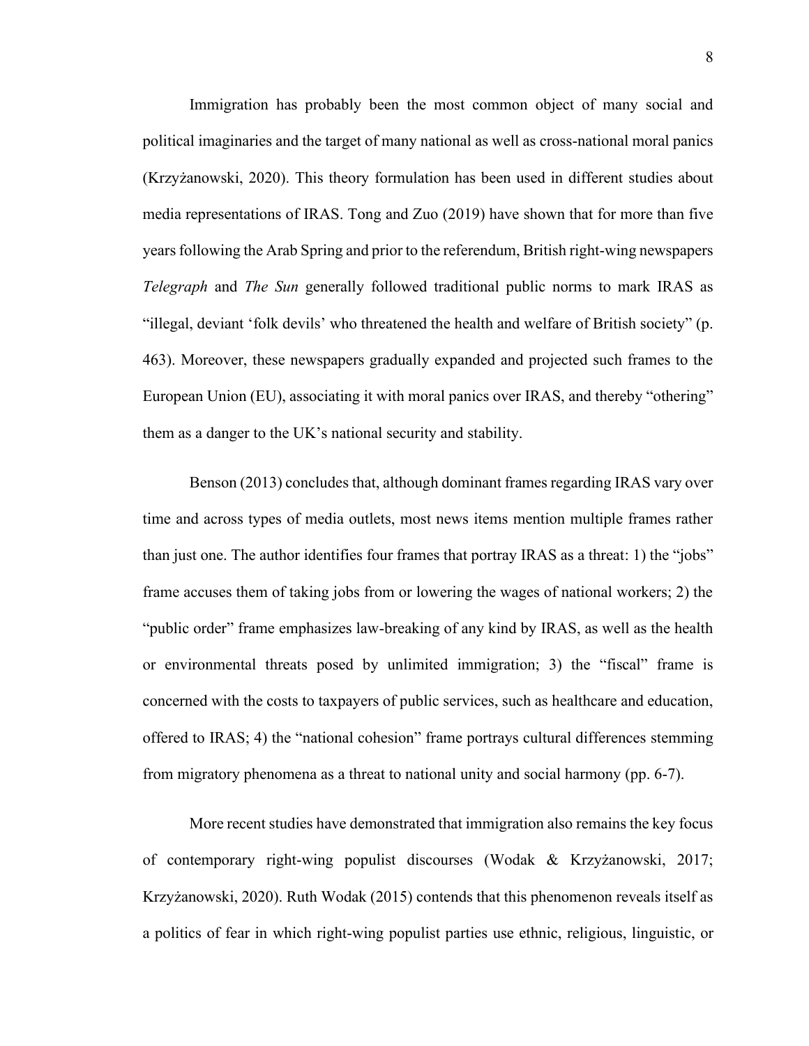Immigration has probably been the most common object of many social and political imaginaries and the target of many national as well as cross-national moral panics (Krzyżanowski, 2020). This theory formulation has been used in different studies about media representations of IRAS. Tong and Zuo (2019) have shown that for more than five years following the Arab Spring and prior to the referendum, British right-wing newspapers *Telegraph* and *The Sun* generally followed traditional public norms to mark IRAS as "illegal, deviant 'folk devils' who threatened the health and welfare of British society" (p. 463). Moreover, these newspapers gradually expanded and projected such frames to the European Union (EU), associating it with moral panics over IRAS, and thereby "othering" them as a danger to the UK's national security and stability.

Benson (2013) concludes that, although dominant frames regarding IRAS vary over time and across types of media outlets, most news items mention multiple frames rather than just one. The author identifies four frames that portray IRAS as a threat: 1) the "jobs" frame accuses them of taking jobs from or lowering the wages of national workers; 2) the "public order" frame emphasizes law-breaking of any kind by IRAS, as well as the health or environmental threats posed by unlimited immigration; 3) the "fiscal" frame is concerned with the costs to taxpayers of public services, such as healthcare and education, offered to IRAS; 4) the "national cohesion" frame portrays cultural differences stemming from migratory phenomena as a threat to national unity and social harmony (pp. 6-7).

More recent studies have demonstrated that immigration also remains the key focus of contemporary right-wing populist discourses (Wodak & Krzyżanowski, 2017; Krzyżanowski, 2020). Ruth Wodak (2015) contends that this phenomenon reveals itself as a politics of fear in which right-wing populist parties use ethnic, religious, linguistic, or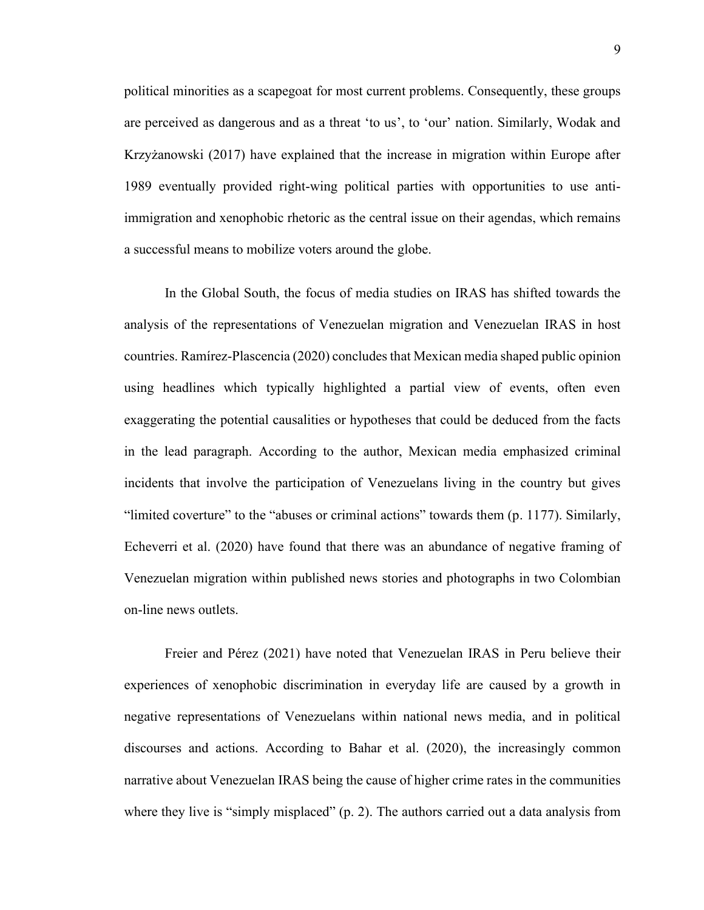political minorities as a scapegoat for most current problems. Consequently, these groups are perceived as dangerous and as a threat 'to us', to 'our' nation. Similarly, Wodak and Krzyżanowski (2017) have explained that the increase in migration within Europe after 1989 eventually provided right-wing political parties with opportunities to use anti-immigration and xenophobic rhetoric as the central issue on their agendas, which remains a successful means to mobilize voters around the globe.

In the Global South, the focus of media studies on IRAS has shifted towards the analysis of the representations of Venezuelan migration and Venezuelan IRAS in host countries. Ramírez-Plascencia (2020) concludes that Mexican media shaped public opinion using headlines which typically highlighted a partial view of events, often even exaggerating the potential causalities or hypotheses that could be deduced from the facts in the lead paragraph. According to the author, Mexican media emphasized criminal incidents that involve the participation of Venezuelans living in the country but gives "limited coverture" to the "abuses or criminal actions" towards them (p. 1177). Similarly, Echeverri et al. (2020) have found that there was an abundance of negative framing of Venezuelan migration within published news stories and photographs in two Colombian on-line news outlets.

Freier and Pérez (2021) have noted that Venezuelan IRAS in Peru believe their experiences of xenophobic discrimination in everyday life are caused by a growth in negative representations of Venezuelans within national news media, and in political discourses and actions. According to Bahar et al. (2020), the increasingly common narrative about Venezuelan IRAS being the cause of higher crime rates in the communities where they live is "simply misplaced" (p. 2). The authors carried out a data analysis from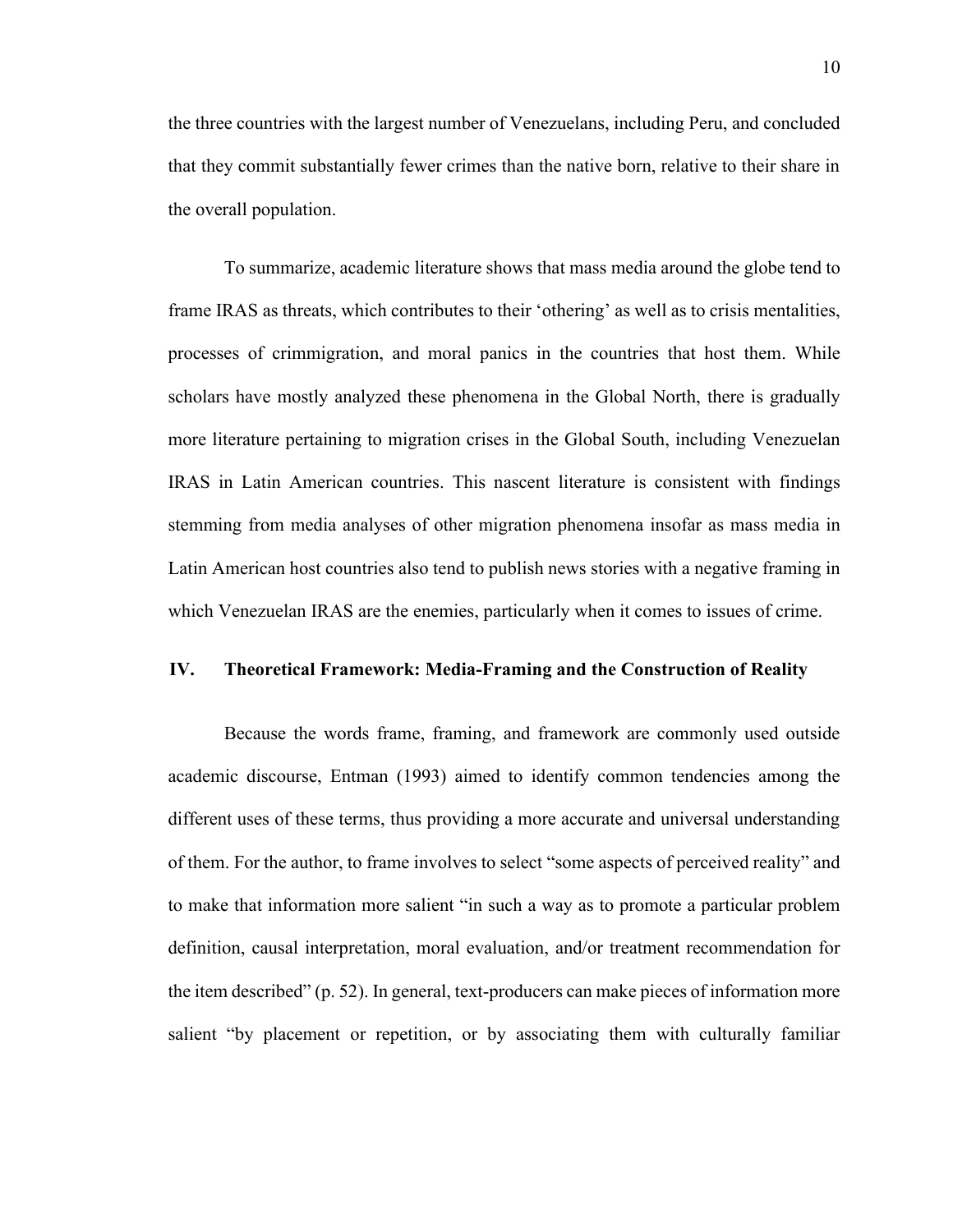the three countries with the largest number of Venezuelans, including Peru, and concluded that they commit substantially fewer crimes than the native born, relative to their share in the overall population.

To summarize, academic literature shows that mass media around the globe tend to frame IRAS as threats, which contributes to their 'othering' as well as to crisis mentalities, processes of crimmigration, and moral panics in the countries that host them. While scholars have mostly analyzed these phenomena in the Global North, there is gradually more literature pertaining to migration crises in the Global South, including Venezuelan IRAS in Latin American countries. This nascent literature is consistent with findings stemming from media analyses of other migration phenomena insofar as mass media in Latin American host countries also tend to publish news stories with a negative framing in which Venezuelan IRAS are the enemies, particularly when it comes to issues of crime.

## IV. Theoretical Framework: Media-Framing and the Construction of Reality

Because the words frame, framing, and framework are commonly used outside academic discourse, Entman (1993) aimed to identify common tendencies among the different uses of these terms, thus providing a more accurate and universal understanding of them. For the author, to frame involves to select "some aspects of perceived reality" and to make that information more salient "in such a way as to promote a particular problem definition, causal interpretation, moral evaluation, and/or treatment recommendation for the item described" (p. 52). In general, text-producers can make pieces of information more salient "by placement or repetition, or by associating them with culturally familiar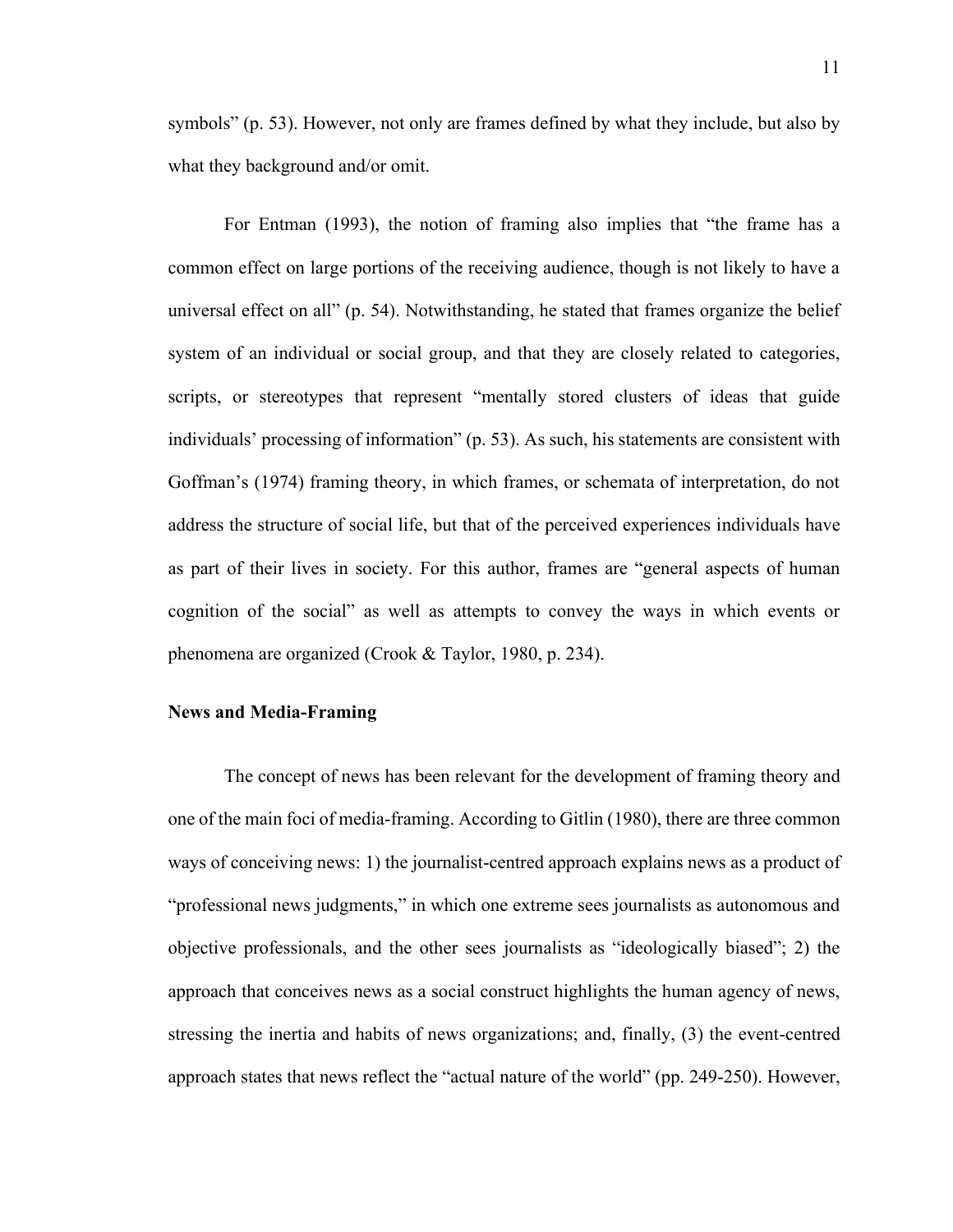symbols" (p. 53). However, not only are frames defined by what they include, but also by what they background and/or omit.

For Entman (1993), the notion of framing also implies that "the frame has a common effect on large portions of the receiving audience, though is not likely to have a universal effect on all" (p. 54). Notwithstanding, he stated that frames organize the belief system of an individual or social group, and that they are closely related to categories, scripts, or stereotypes that represent "mentally stored clusters of ideas that guide individuals' processing of information" (p. 53). As such, his statements are consistent with Goffman's (1974) framing theory, in which frames, or schemata of interpretation, do not address the structure of social life, but that of the perceived experiences individuals have as part of their lives in society. For this author, frames are "general aspects of human cognition of the social" as well as attempts to convey the ways in which events or phenomena are organized (Crook & Taylor, 1980, p. 234).

### News and Media-Framing

The concept of news has been relevant for the development of framing theory and one of the main foci of media-framing. According to Gitlin (1980), there are three common ways of conceiving news: 1) the journalist-centred approach explains news as a product of "professional news judgments," in which one extreme sees journalists as autonomous and objective professionals, and the other sees journalists as "ideologically biased"; 2) the approach that conceives news as a social construct highlights the human agency of news, stressing the inertia and habits of news organizations; and, finally, (3) the event-centred approach states that news reflect the "actual nature of the world" (pp. 249-250). However,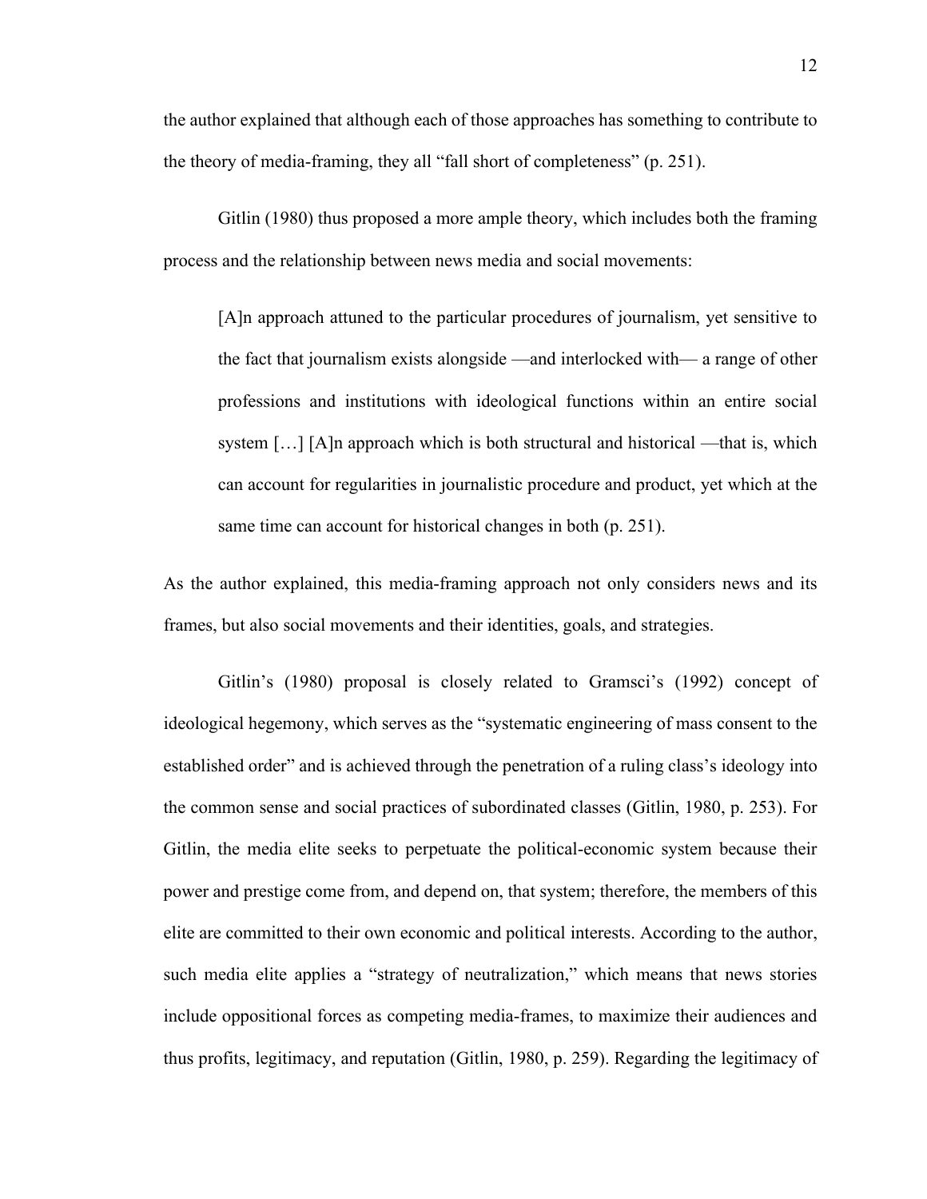the author explained that although each of those approaches has something to contribute to the theory of media-framing, they all "fall short of completeness" (p. 251).

Gitlin (1980) thus proposed a more ample theory, which includes both the framing process and the relationship between news media and social movements:

> [A]n approach attuned to the particular procedures of journalism, yet sensitive to the fact that journalism exists alongside —and interlocked with— a range of other professions and institutions with ideological functions within an entire social system […] [A]n approach which is both structural and historical —that is, which can account for regularities in journalistic procedure and product, yet which at the same time can account for historical changes in both (p. 251).

As the author explained, this media-framing approach not only considers news and its frames, but also social movements and their identities, goals, and strategies.

Gitlin's (1980) proposal is closely related to Gramsci's (1992) concept of ideological hegemony, which serves as the "systematic engineering of mass consent to the established order" and is achieved through the penetration of a ruling class's ideology into the common sense and social practices of subordinated classes (Gitlin, 1980, p. 253). For Gitlin, the media elite seeks to perpetuate the political-economic system because their power and prestige come from, and depend on, that system; therefore, the members of this elite are committed to their own economic and political interests. According to the author, such media elite applies a "strategy of neutralization," which means that news stories include oppositional forces as competing media-frames, to maximize their audiences and thus profits, legitimacy, and reputation (Gitlin, 1980, p. 259). Regarding the legitimacy of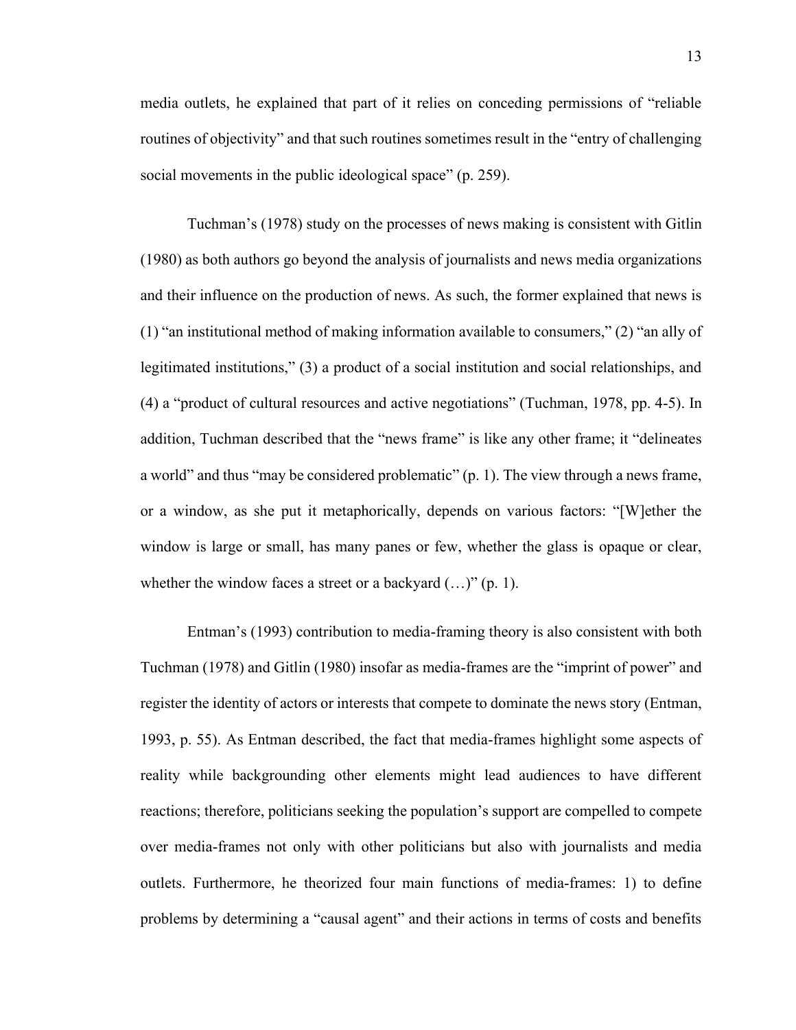media outlets, he explained that part of it relies on conceding permissions of "reliable routines of objectivity" and that such routines sometimes result in the "entry of challenging social movements in the public ideological space" (p. 259).

Tuchman's (1978) study on the processes of news making is consistent with Gitlin (1980) as both authors go beyond the analysis of journalists and news media organizations and their influence on the production of news. As such, the former explained that news is (1) "an institutional method of making information available to consumers," (2) "an ally of legitimated institutions," (3) a product of a social institution and social relationships, and (4) a "product of cultural resources and active negotiations" (Tuchman, 1978, pp. 4-5). In addition, Tuchman described that the "news frame" is like any other frame; it "delineates a world" and thus "may be considered problematic" (p. 1). The view through a news frame, or a window, as she put it metaphorically, depends on various factors: "[W]ether the window is large or small, has many panes or few, whether the glass is opaque or clear, whether the window faces a street or a backyard (…)" (p. 1).

Entman's (1993) contribution to media-framing theory is also consistent with both Tuchman (1978) and Gitlin (1980) insofar as media-frames are the "imprint of power" and register the identity of actors or interests that compete to dominate the news story (Entman, 1993, p. 55). As Entman described, the fact that media-frames highlight some aspects of reality while backgrounding other elements might lead audiences to have different reactions; therefore, politicians seeking the population's support are compelled to compete over media-frames not only with other politicians but also with journalists and media outlets. Furthermore, he theorized four main functions of media-frames: 1) to define problems by determining a "causal agent" and their actions in terms of costs and benefits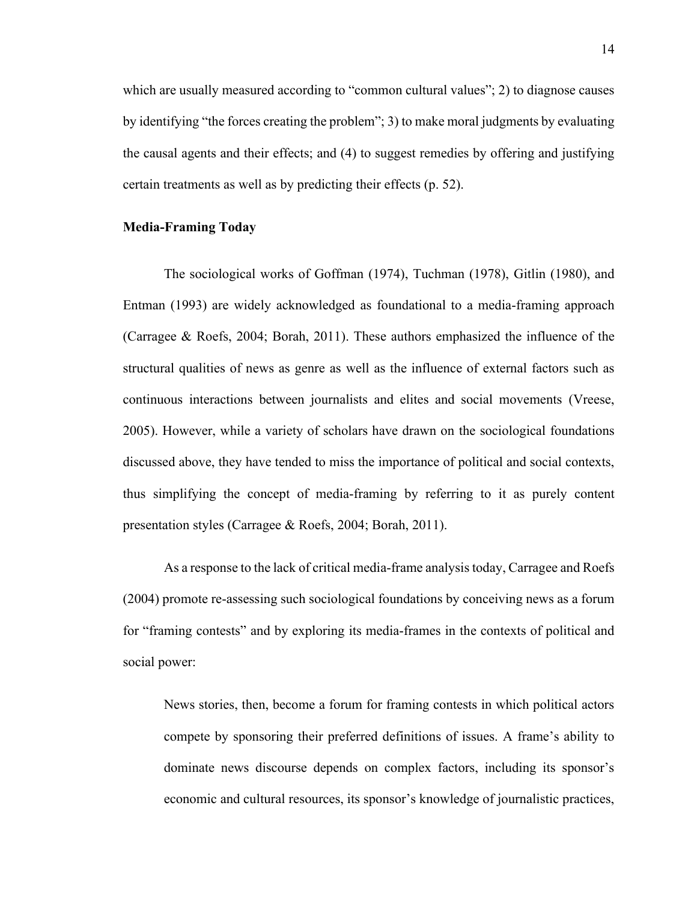which are usually measured according to "common cultural values"; 2) to diagnose causes by identifying "the forces creating the problem"; 3) to make moral judgments by evaluating the causal agents and their effects; and (4) to suggest remedies by offering and justifying certain treatments as well as by predicting their effects (p. 52).

**Media-Framing Today**

The sociological works of Goffman (1974), Tuchman (1978), Gitlin (1980), and Entman (1993) are widely acknowledged as foundational to a media-framing approach (Carragee & Roefs, 2004; Borah, 2011). These authors emphasized the influence of the structural qualities of news as genre as well as the influence of external factors such as continuous interactions between journalists and elites and social movements (Vreese, 2005). However, while a variety of scholars have drawn on the sociological foundations discussed above, they have tended to miss the importance of political and social contexts, thus simplifying the concept of media-framing by referring to it as purely content presentation styles (Carragee & Roefs, 2004; Borah, 2011).

As a response to the lack of critical media-frame analysis today, Carragee and Roefs (2004) promote re-assessing such sociological foundations by conceiving news as a forum for "framing contests" and by exploring its media-frames in the contexts of political and social power:

> News stories, then, become a forum for framing contests in which political actors compete by sponsoring their preferred definitions of issues. A frame's ability to dominate news discourse depends on complex factors, including its sponsor's economic and cultural resources, its sponsor's knowledge of journalistic practices,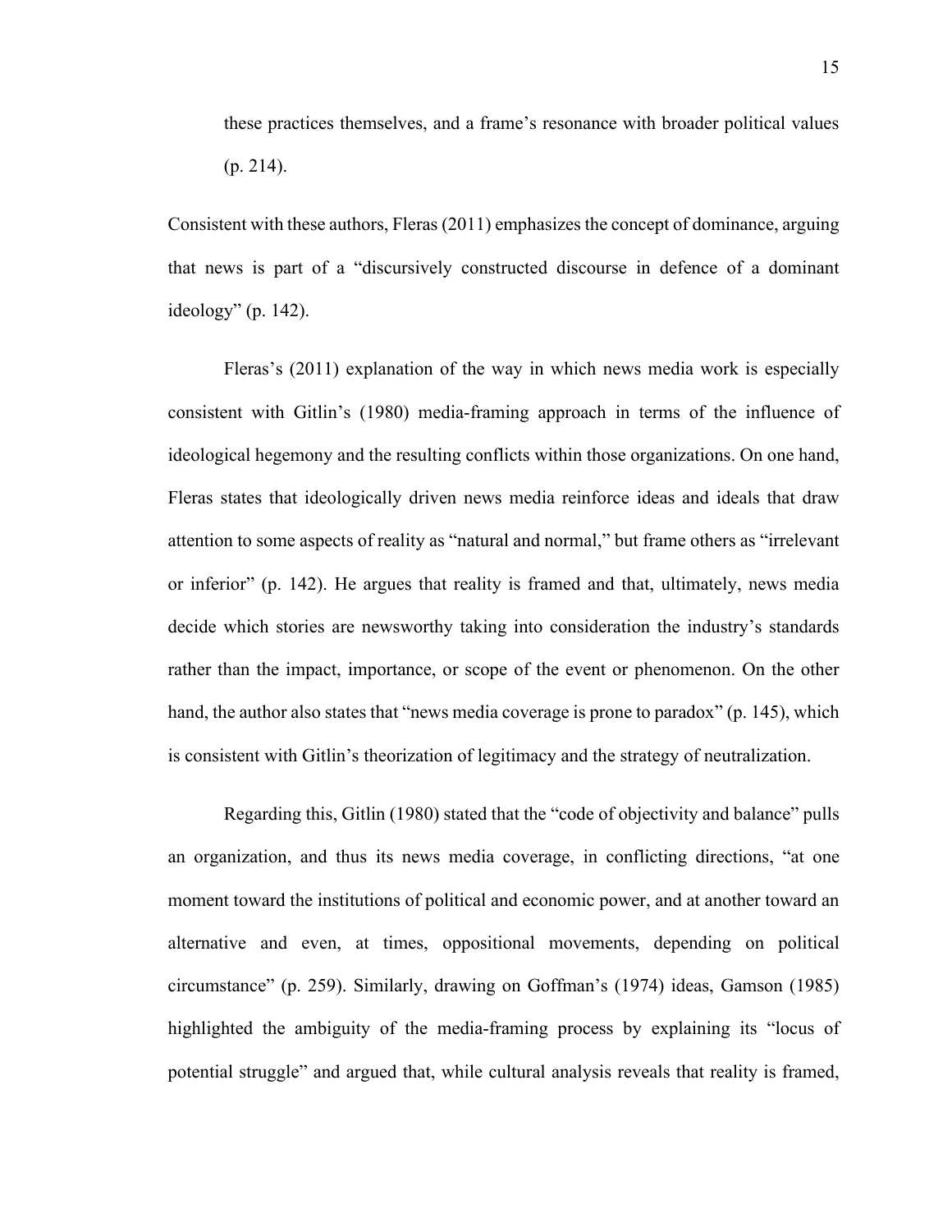> these practices themselves, and a frame's resonance with broader political values (p. 214).

Consistent with these authors, Fleras (2011) emphasizes the concept of dominance, arguing that news is part of a "discursively constructed discourse in defence of a dominant ideology" (p. 142).

Fleras's (2011) explanation of the way in which news media work is especially consistent with Gitlin's (1980) media-framing approach in terms of the influence of ideological hegemony and the resulting conflicts within those organizations. On one hand, Fleras states that ideologically driven news media reinforce ideas and ideals that draw attention to some aspects of reality as "natural and normal," but frame others as "irrelevant or inferior" (p. 142). He argues that reality is framed and that, ultimately, news media decide which stories are newsworthy taking into consideration the industry's standards rather than the impact, importance, or scope of the event or phenomenon. On the other hand, the author also states that "news media coverage is prone to paradox" (p. 145), which is consistent with Gitlin's theorization of legitimacy and the strategy of neutralization.

Regarding this, Gitlin (1980) stated that the "code of objectivity and balance" pulls an organization, and thus its news media coverage, in conflicting directions, "at one moment toward the institutions of political and economic power, and at another toward an alternative and even, at times, oppositional movements, depending on political circumstance" (p. 259). Similarly, drawing on Goffman's (1974) ideas, Gamson (1985) highlighted the ambiguity of the media-framing process by explaining its "locus of potential struggle" and argued that, while cultural analysis reveals that reality is framed,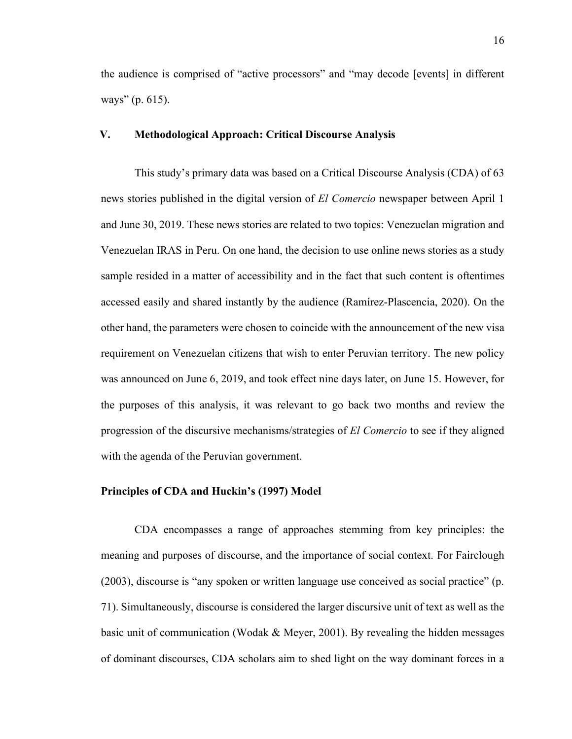the audience is comprised of "active processors" and "may decode [events] in different ways" (p. 615).

## V. Methodological Approach: Critical Discourse Analysis

This study's primary data was based on a Critical Discourse Analysis (CDA) of 63 news stories published in the digital version of *El Comercio* newspaper between April 1 and June 30, 2019. These news stories are related to two topics: Venezuelan migration and Venezuelan IRAS in Peru. On one hand, the decision to use online news stories as a study sample resided in a matter of accessibility and in the fact that such content is oftentimes accessed easily and shared instantly by the audience (Ramírez-Plascencia, 2020). On the other hand, the parameters were chosen to coincide with the announcement of the new visa requirement on Venezuelan citizens that wish to enter Peruvian territory. The new policy was announced on June 6, 2019, and took effect nine days later, on June 15. However, for the purposes of this analysis, it was relevant to go back two months and review the progression of the discursive mechanisms/strategies of *El Comercio* to see if they aligned with the agenda of the Peruvian government.

### Principles of CDA and Huckin's (1997) Model

CDA encompasses a range of approaches stemming from key principles: the meaning and purposes of discourse, and the importance of social context. For Fairclough (2003), discourse is "any spoken or written language use conceived as social practice" (p. 71). Simultaneously, discourse is considered the larger discursive unit of text as well as the basic unit of communication (Wodak & Meyer, 2001). By revealing the hidden messages of dominant discourses, CDA scholars aim to shed light on the way dominant forces in a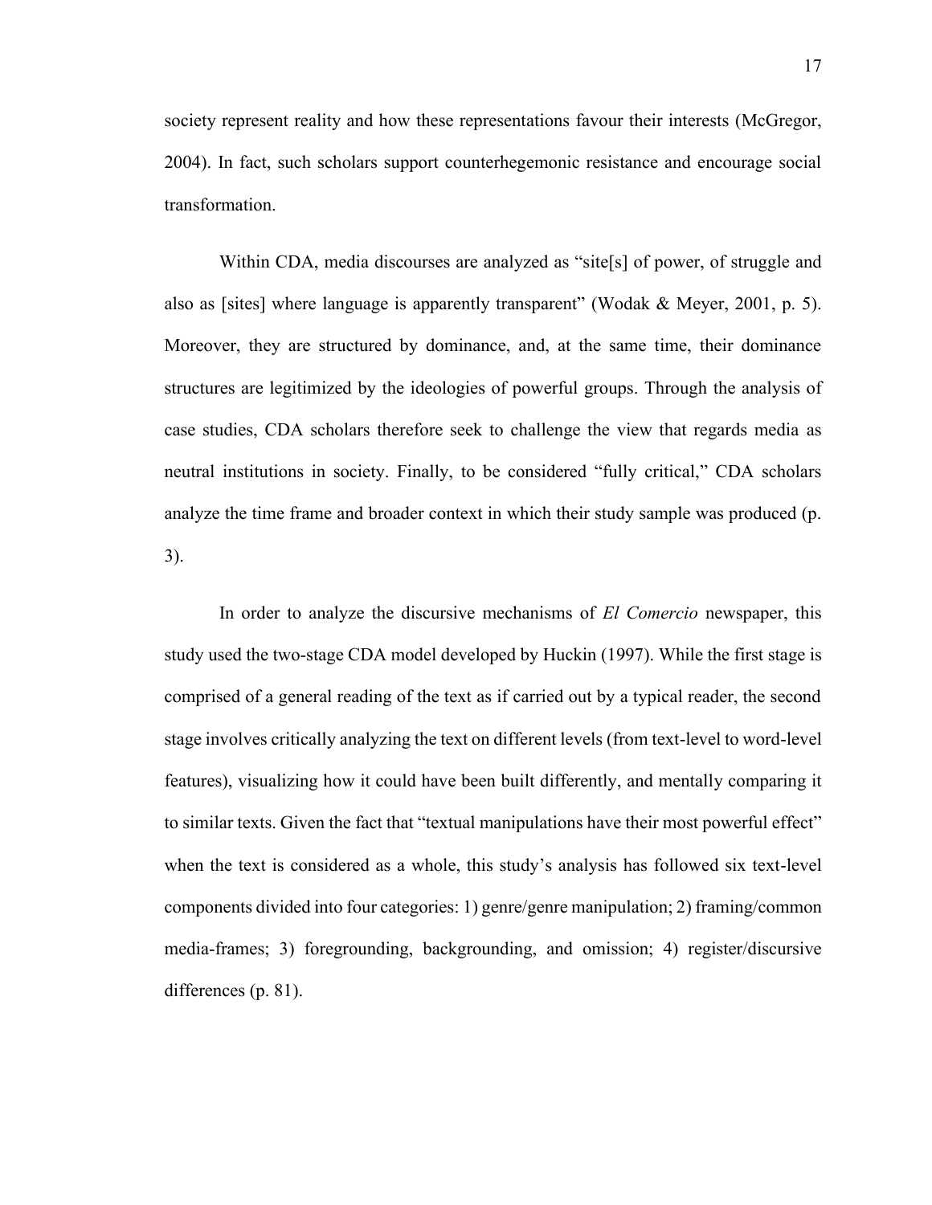society represent reality and how these representations favour their interests (McGregor, 2004). In fact, such scholars support counterhegemonic resistance and encourage social transformation.

Within CDA, media discourses are analyzed as "site[s] of power, of struggle and also as [sites] where language is apparently transparent" (Wodak & Meyer, 2001, p. 5). Moreover, they are structured by dominance, and, at the same time, their dominance structures are legitimized by the ideologies of powerful groups. Through the analysis of case studies, CDA scholars therefore seek to challenge the view that regards media as neutral institutions in society. Finally, to be considered "fully critical," CDA scholars analyze the time frame and broader context in which their study sample was produced (p. 3).

In order to analyze the discursive mechanisms of *El Comercio* newspaper, this study used the two-stage CDA model developed by Huckin (1997). While the first stage is comprised of a general reading of the text as if carried out by a typical reader, the second stage involves critically analyzing the text on different levels (from text-level to word-level features), visualizing how it could have been built differently, and mentally comparing it to similar texts. Given the fact that "textual manipulations have their most powerful effect" when the text is considered as a whole, this study's analysis has followed six text-level components divided into four categories: 1) genre/genre manipulation; 2) framing/common media-frames; 3) foregrounding, backgrounding, and omission; 4) register/discursive differences (p. 81).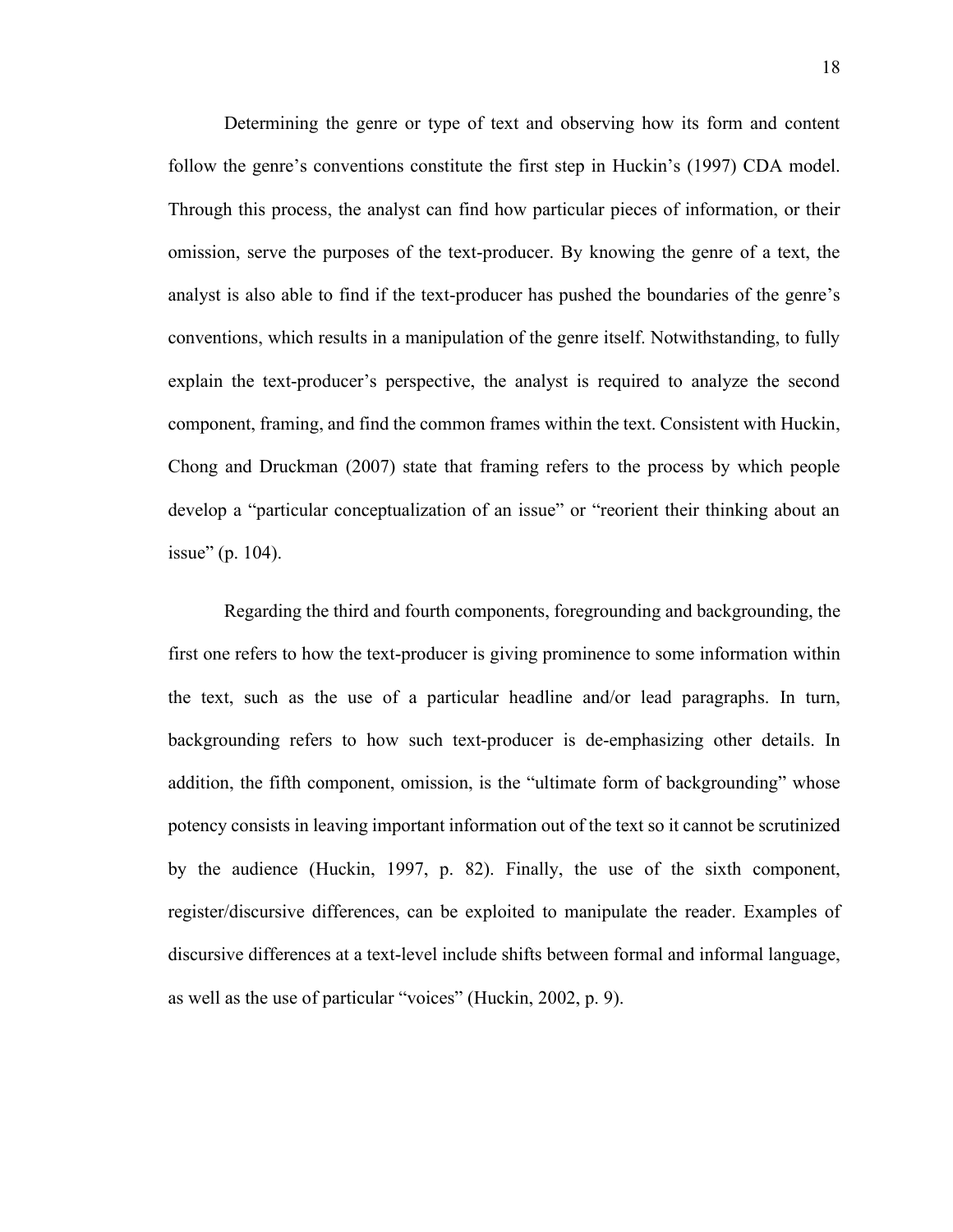Determining the genre or type of text and observing how its form and content follow the genre's conventions constitute the first step in Huckin's (1997) CDA model. Through this process, the analyst can find how particular pieces of information, or their omission, serve the purposes of the text-producer. By knowing the genre of a text, the analyst is also able to find if the text-producer has pushed the boundaries of the genre's conventions, which results in a manipulation of the genre itself. Notwithstanding, to fully explain the text-producer's perspective, the analyst is required to analyze the second component, framing, and find the common frames within the text. Consistent with Huckin, Chong and Druckman (2007) state that framing refers to the process by which people develop a "particular conceptualization of an issue" or "reorient their thinking about an issue" (p. 104).

Regarding the third and fourth components, foregrounding and backgrounding, the first one refers to how the text-producer is giving prominence to some information within the text, such as the use of a particular headline and/or lead paragraphs. In turn, backgrounding refers to how such text-producer is de-emphasizing other details. In addition, the fifth component, omission, is the "ultimate form of backgrounding" whose potency consists in leaving important information out of the text so it cannot be scrutinized by the audience (Huckin, 1997, p. 82). Finally, the use of the sixth component, register/discursive differences, can be exploited to manipulate the reader. Examples of discursive differences at a text-level include shifts between formal and informal language, as well as the use of particular "voices" (Huckin, 2002, p. 9).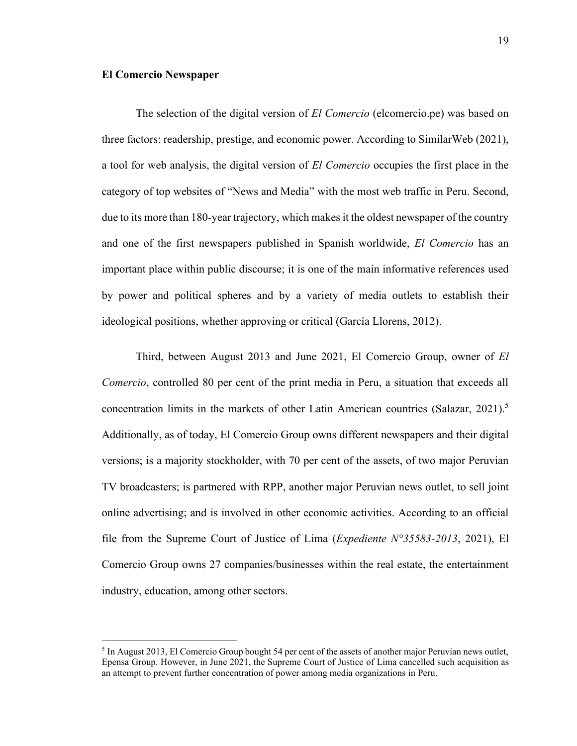### El Comercio Newspaper

The selection of the digital version of *El Comercio* (elcomercio.pe) was based on three factors: readership, prestige, and economic power. According to SimilarWeb (2021), a tool for web analysis, the digital version of *El Comercio* occupies the first place in the category of top websites of "News and Media" with the most web traffic in Peru. Second, due to its more than 180-year trajectory, which makes it the oldest newspaper of the country and one of the first newspapers published in Spanish worldwide, *El Comercio* has an important place within public discourse; it is one of the main informative references used by power and political spheres and by a variety of media outlets to establish their ideological positions, whether approving or critical (García Llorens, 2012).

Third, between August 2013 and June 2021, El Comercio Group, owner of *El Comercio*, controlled 80 per cent of the print media in Peru, a situation that exceeds all concentration limits in the markets of other Latin American countries (Salazar, 2021).[5] Additionally, as of today, El Comercio Group owns different newspapers and their digital versions; is a majority stockholder, with 70 per cent of the assets, of two major Peruvian TV broadcasters; is partnered with RPP, another major Peruvian news outlet, to sell joint online advertising; and is involved in other economic activities. According to an official file from the Supreme Court of Justice of Lima (*Expediente N°35583-2013*, 2021), El Comercio Group owns 27 companies/businesses within the real estate, the entertainment industry, education, among other sectors.

---

[5] In August 2013, El Comercio Group bought 54 per cent of the assets of another major Peruvian news outlet, Epensa Group. However, in June 2021, the Supreme Court of Justice of Lima cancelled such acquisition as an attempt to prevent further concentration of power among media organizations in Peru.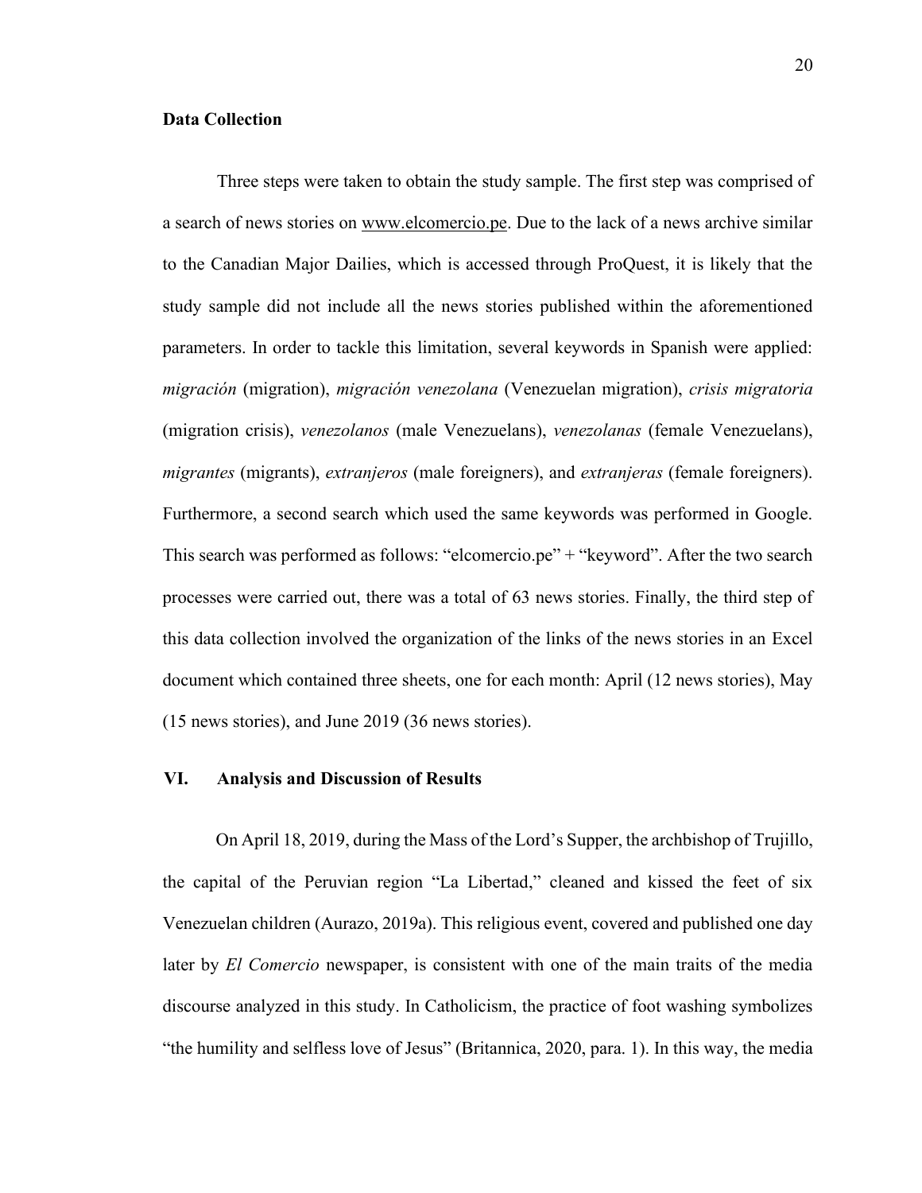### Data Collection

Three steps were taken to obtain the study sample. The first step was comprised of a search of news stories on www.elcomercio.pe. Due to the lack of a news archive similar to the Canadian Major Dailies, which is accessed through ProQuest, it is likely that the study sample did not include all the news stories published within the aforementioned parameters. In order to tackle this limitation, several keywords in Spanish were applied: *migración* (migration), *migración venezolana* (Venezuelan migration), *crisis migratoria* (migration crisis), *venezolanos* (male Venezuelans), *venezolanas* (female Venezuelans), *migrantes* (migrants), *extranjeros* (male foreigners), and *extranjeras* (female foreigners). Furthermore, a second search which used the same keywords was performed in Google. This search was performed as follows: "elcomercio.pe" + "keyword". After the two search processes were carried out, there was a total of 63 news stories. Finally, the third step of this data collection involved the organization of the links of the news stories in an Excel document which contained three sheets, one for each month: April (12 news stories), May (15 news stories), and June 2019 (36 news stories).

## VI. Analysis and Discussion of Results

On April 18, 2019, during the Mass of the Lord's Supper, the archbishop of Trujillo, the capital of the Peruvian region "La Libertad," cleaned and kissed the feet of six Venezuelan children (Aurazo, 2019a). This religious event, covered and published one day later by *El Comercio* newspaper, is consistent with one of the main traits of the media discourse analyzed in this study. In Catholicism, the practice of foot washing symbolizes "the humility and selfless love of Jesus" (Britannica, 2020, para. 1). In this way, the media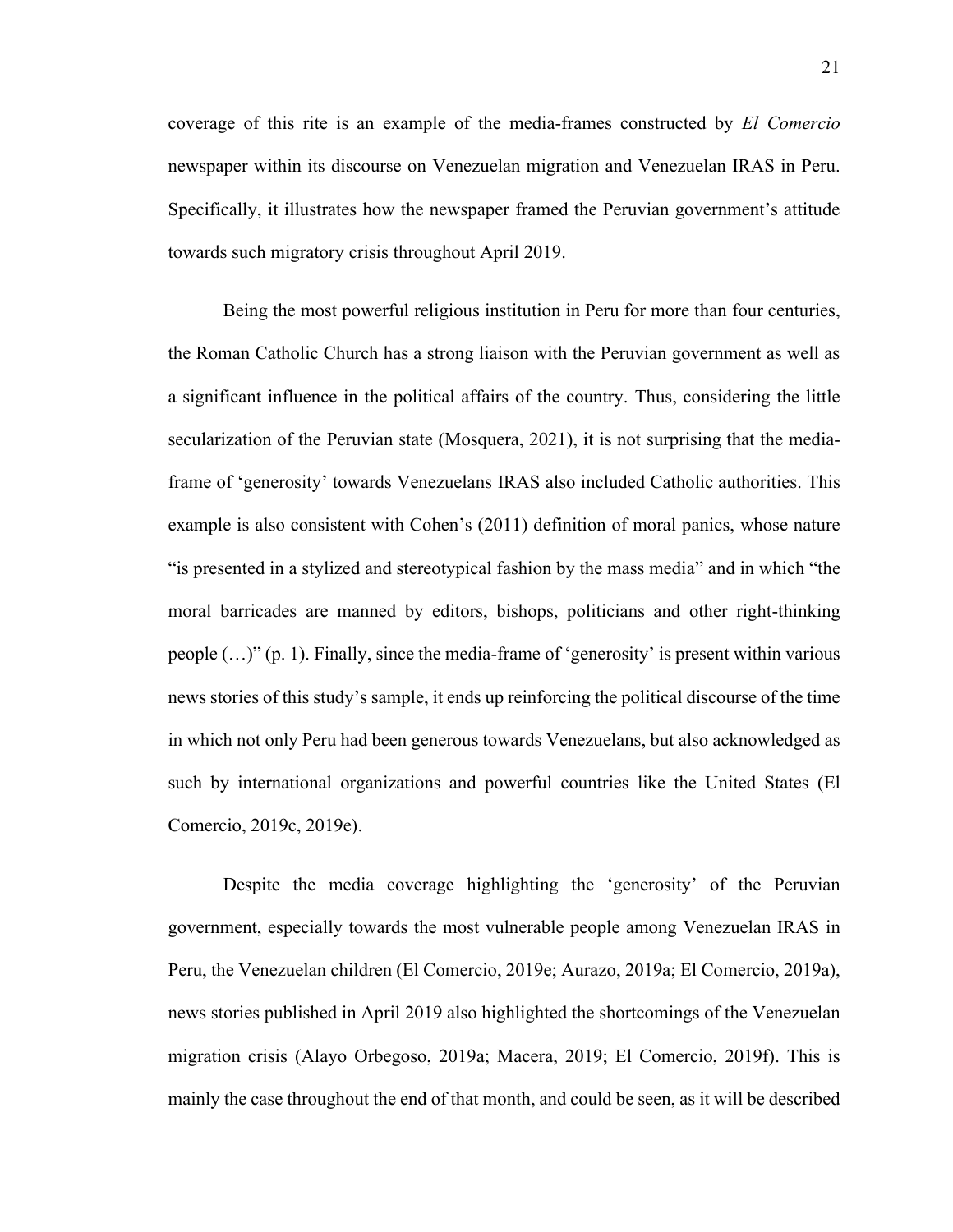coverage of this rite is an example of the media-frames constructed by *El Comercio* newspaper within its discourse on Venezuelan migration and Venezuelan IRAS in Peru. Specifically, it illustrates how the newspaper framed the Peruvian government's attitude towards such migratory crisis throughout April 2019.

Being the most powerful religious institution in Peru for more than four centuries, the Roman Catholic Church has a strong liaison with the Peruvian government as well as a significant influence in the political affairs of the country. Thus, considering the little secularization of the Peruvian state (Mosquera, 2021), it is not surprising that the media-frame of 'generosity' towards Venezuelans IRAS also included Catholic authorities. This example is also consistent with Cohen's (2011) definition of moral panics, whose nature "is presented in a stylized and stereotypical fashion by the mass media" and in which "the moral barricades are manned by editors, bishops, politicians and other right-thinking people (…)" (p. 1). Finally, since the media-frame of 'generosity' is present within various news stories of this study's sample, it ends up reinforcing the political discourse of the time in which not only Peru had been generous towards Venezuelans, but also acknowledged as such by international organizations and powerful countries like the United States (El Comercio, 2019c, 2019e).

Despite the media coverage highlighting the 'generosity' of the Peruvian government, especially towards the most vulnerable people among Venezuelan IRAS in Peru, the Venezuelan children (El Comercio, 2019e; Aurazo, 2019a; El Comercio, 2019a), news stories published in April 2019 also highlighted the shortcomings of the Venezuelan migration crisis (Alayo Orbegoso, 2019a; Macera, 2019; El Comercio, 2019f). This is mainly the case throughout the end of that month, and could be seen, as it will be described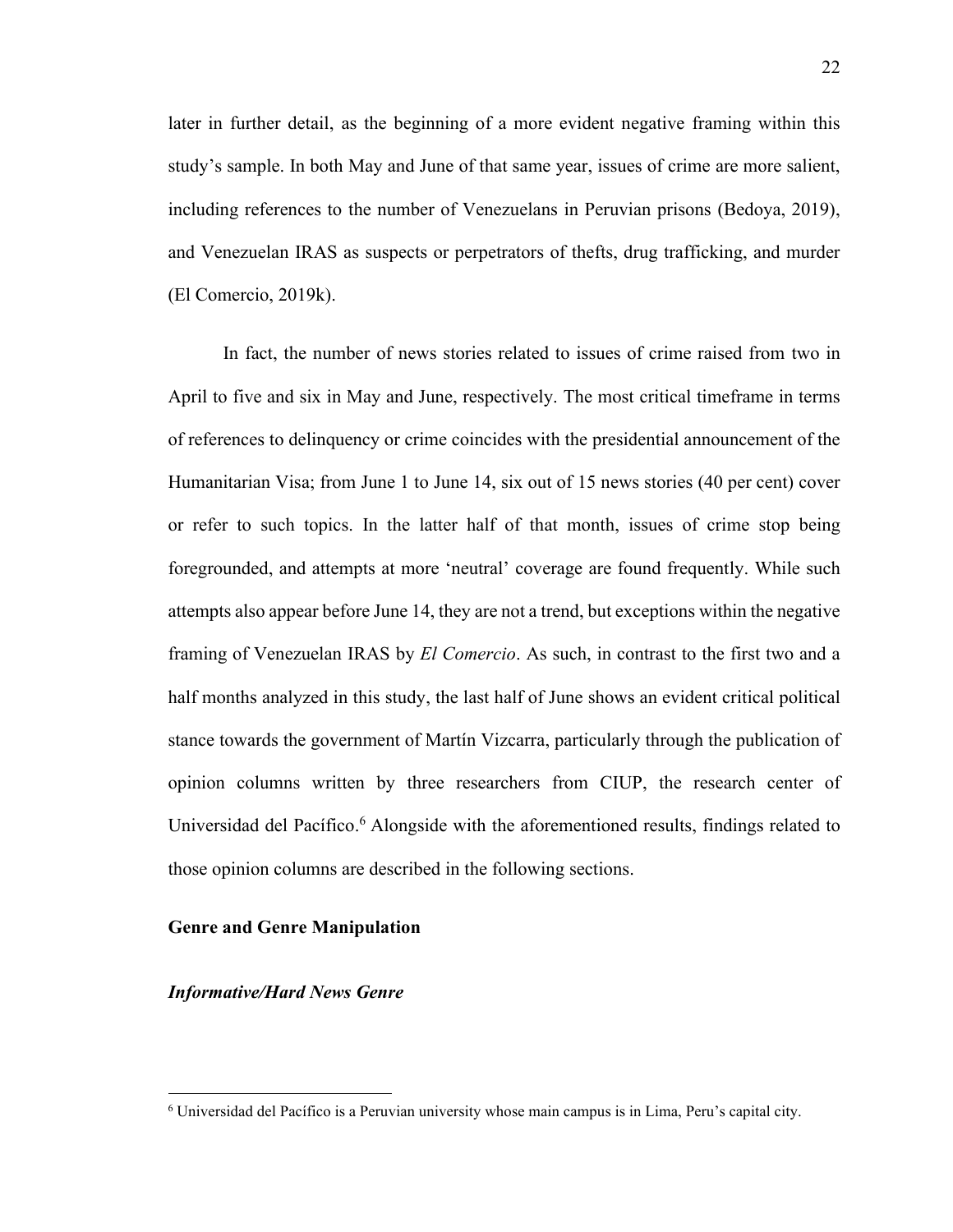later in further detail, as the beginning of a more evident negative framing within this study's sample. In both May and June of that same year, issues of crime are more salient, including references to the number of Venezuelans in Peruvian prisons (Bedoya, 2019), and Venezuelan IRAS as suspects or perpetrators of thefts, drug trafficking, and murder (El Comercio, 2019k).

In fact, the number of news stories related to issues of crime raised from two in April to five and six in May and June, respectively. The most critical timeframe in terms of references to delinquency or crime coincides with the presidential announcement of the Humanitarian Visa; from June 1 to June 14, six out of 15 news stories (40 per cent) cover or refer to such topics. In the latter half of that month, issues of crime stop being foregrounded, and attempts at more 'neutral' coverage are found frequently. While such attempts also appear before June 14, they are not a trend, but exceptions within the negative framing of Venezuelan IRAS by *El Comercio*. As such, in contrast to the first two and a half months analyzed in this study, the last half of June shows an evident critical political stance towards the government of Martín Vizcarra, particularly through the publication of opinion columns written by three researchers from CIUP, the research center of Universidad del Pacífico.[6] Alongside with the aforementioned results, findings related to those opinion columns are described in the following sections.

## Genre and Genre Manipulation

### *Informative/Hard News Genre*

[6] Universidad del Pacífico is a Peruvian university whose main campus is in Lima, Peru's capital city.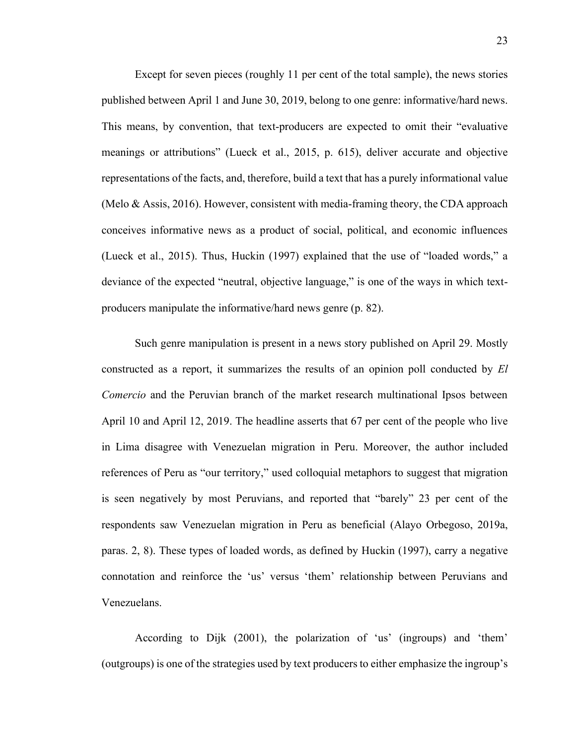Except for seven pieces (roughly 11 per cent of the total sample), the news stories published between April 1 and June 30, 2019, belong to one genre: informative/hard news. This means, by convention, that text-producers are expected to omit their "evaluative meanings or attributions" (Lueck et al., 2015, p. 615), deliver accurate and objective representations of the facts, and, therefore, build a text that has a purely informational value (Melo & Assis, 2016). However, consistent with media-framing theory, the CDA approach conceives informative news as a product of social, political, and economic influences (Lueck et al., 2015). Thus, Huckin (1997) explained that the use of "loaded words," a deviance of the expected "neutral, objective language," is one of the ways in which text-producers manipulate the informative/hard news genre (p. 82).

Such genre manipulation is present in a news story published on April 29. Mostly constructed as a report, it summarizes the results of an opinion poll conducted by *El Comercio* and the Peruvian branch of the market research multinational Ipsos between April 10 and April 12, 2019. The headline asserts that 67 per cent of the people who live in Lima disagree with Venezuelan migration in Peru. Moreover, the author included references of Peru as "our territory," used colloquial metaphors to suggest that migration is seen negatively by most Peruvians, and reported that "barely" 23 per cent of the respondents saw Venezuelan migration in Peru as beneficial (Alayo Orbegoso, 2019a, paras. 2, 8). These types of loaded words, as defined by Huckin (1997), carry a negative connotation and reinforce the 'us' versus 'them' relationship between Peruvians and Venezuelans.

According to Dijk (2001), the polarization of 'us' (ingroups) and 'them' (outgroups) is one of the strategies used by text producers to either emphasize the ingroup's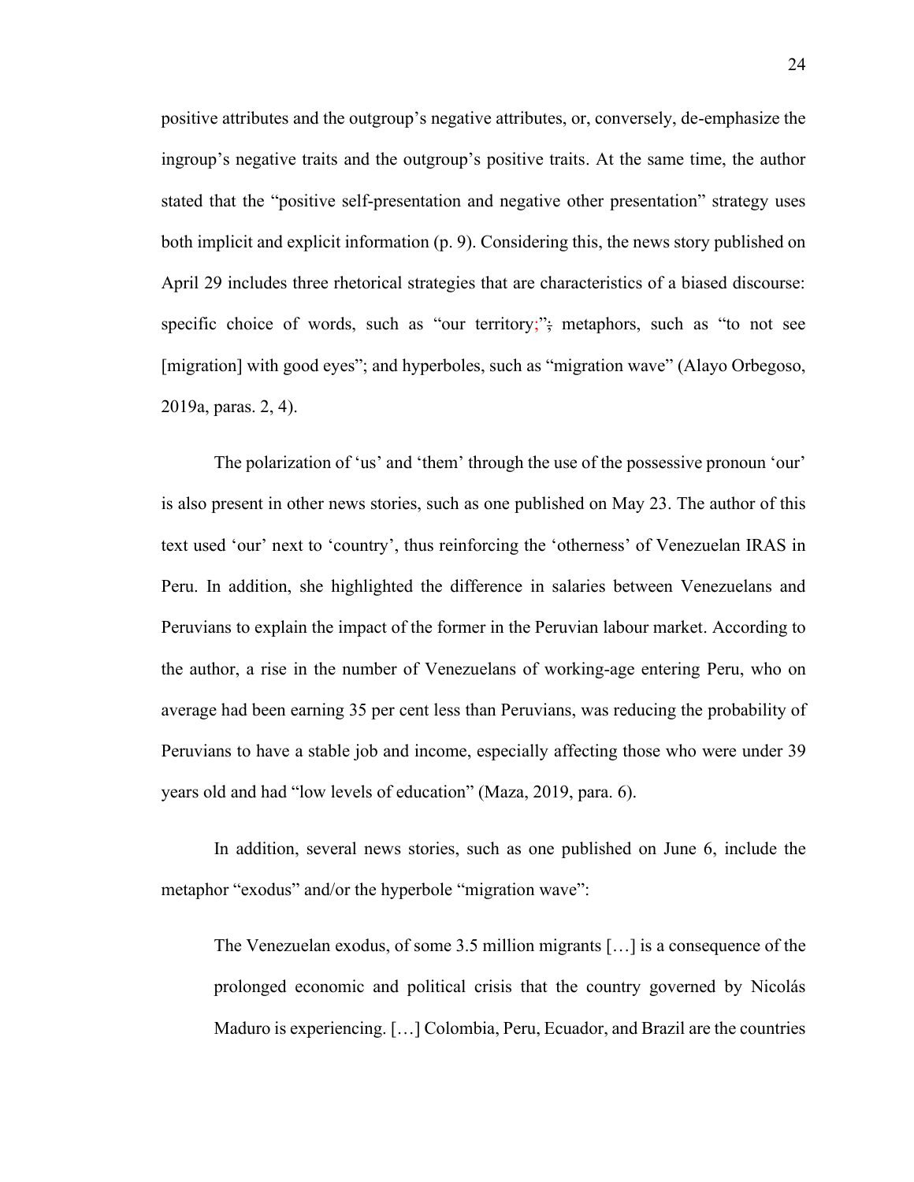positive attributes and the outgroup’s negative attributes, or, conversely, de-emphasize the ingroup’s negative traits and the outgroup’s positive traits. At the same time, the author stated that the “positive self-presentation and negative other presentation” strategy uses both implicit and explicit information (p. 9). Considering this, the news story published on April 29 includes three rhetorical strategies that are characteristics of a biased discourse: specific choice of words, such as “our territory;” metaphors, such as “to not see [migration] with good eyes”; and hyperboles, such as “migration wave” (Alayo Orbegoso, 2019a, paras. 2, 4).

The polarization of ‘us’ and ‘them’ through the use of the possessive pronoun ‘our’ is also present in other news stories, such as one published on May 23. The author of this text used ‘our’ next to ‘country’, thus reinforcing the ‘otherness’ of Venezuelan IRAS in Peru. In addition, she highlighted the difference in salaries between Venezuelans and Peruvians to explain the impact of the former in the Peruvian labour market. According to the author, a rise in the number of Venezuelans of working-age entering Peru, who on average had been earning 35 per cent less than Peruvians, was reducing the probability of Peruvians to have a stable job and income, especially affecting those who were under 39 years old and had “low levels of education” (Maza, 2019, para. 6).

In addition, several news stories, such as one published on June 6, include the metaphor “exodus” and/or the hyperbole “migration wave”:

> The Venezuelan exodus, of some 3.5 million migrants […] is a consequence of the prolonged economic and political crisis that the country governed by Nicolás Maduro is experiencing. […] Colombia, Peru, Ecuador, and Brazil are the countries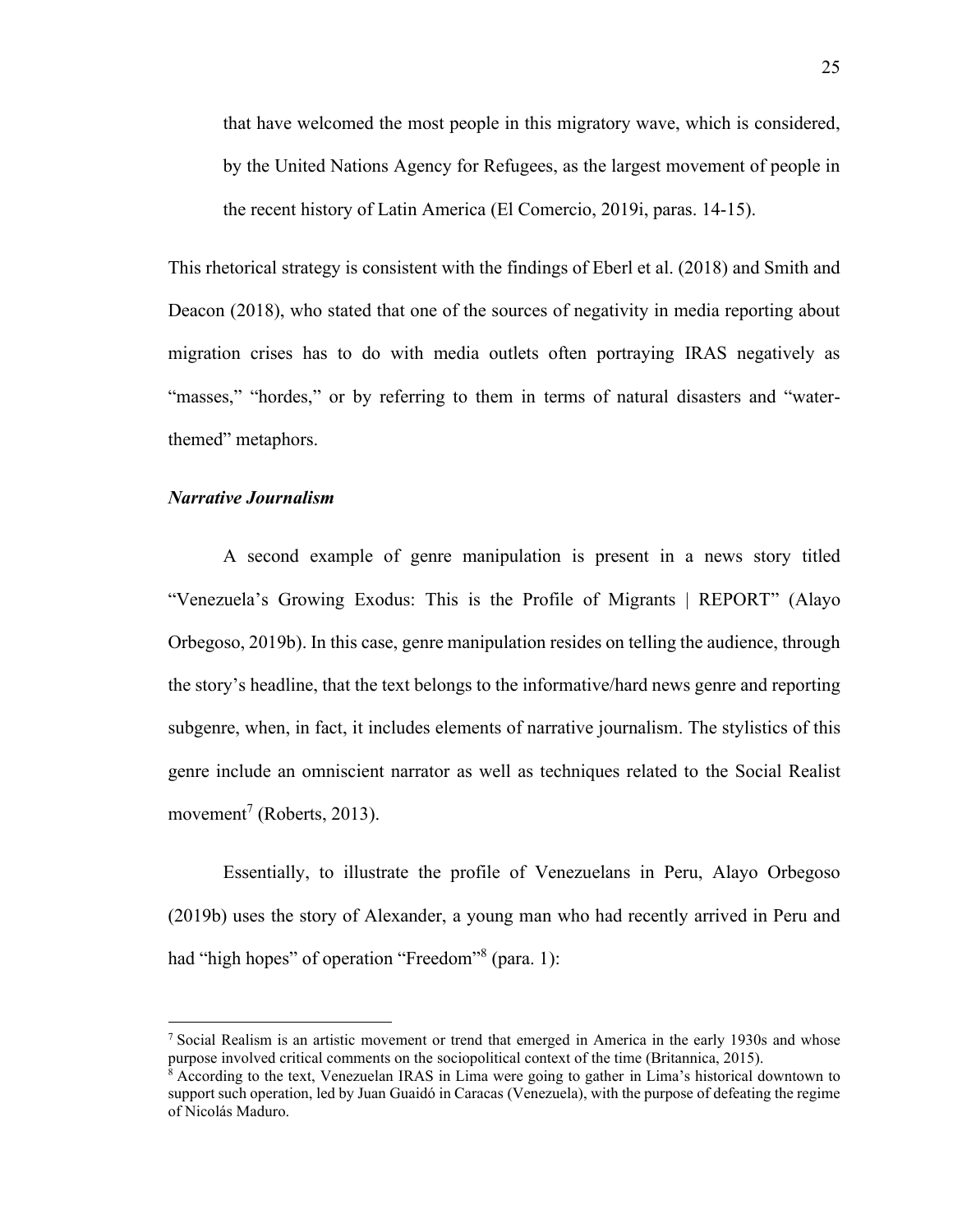that have welcomed the most people in this migratory wave, which is considered, by the United Nations Agency for Refugees, as the largest movement of people in the recent history of Latin America (El Comercio, 2019i, paras. 14-15).

This rhetorical strategy is consistent with the findings of Eberl et al. (2018) and Smith and Deacon (2018), who stated that one of the sources of negativity in media reporting about migration crises has to do with media outlets often portraying IRAS negatively as "masses," "hordes," or by referring to them in terms of natural disasters and "water-themed" metaphors.

### *Narrative Journalism*

A second example of genre manipulation is present in a news story titled "Venezuela's Growing Exodus: This is the Profile of Migrants | REPORT" (Alayo Orbegoso, 2019b). In this case, genre manipulation resides on telling the audience, through the story's headline, that the text belongs to the informative/hard news genre and reporting subgenre, when, in fact, it includes elements of narrative journalism. The stylistics of this genre include an omniscient narrator as well as techniques related to the Social Realist movement[7] (Roberts, 2013).

Essentially, to illustrate the profile of Venezuelans in Peru, Alayo Orbegoso (2019b) uses the story of Alexander, a young man who had recently arrived in Peru and had "high hopes" of operation "Freedom"[8] (para. 1):

[7] Social Realism is an artistic movement or trend that emerged in America in the early 1930s and whose purpose involved critical comments on the sociopolitical context of the time (Britannica, 2015).

[8] According to the text, Venezuelan IRAS in Lima were going to gather in Lima's historical downtown to support such operation, led by Juan Guaidó in Caracas (Venezuela), with the purpose of defeating the regime of Nicolás Maduro.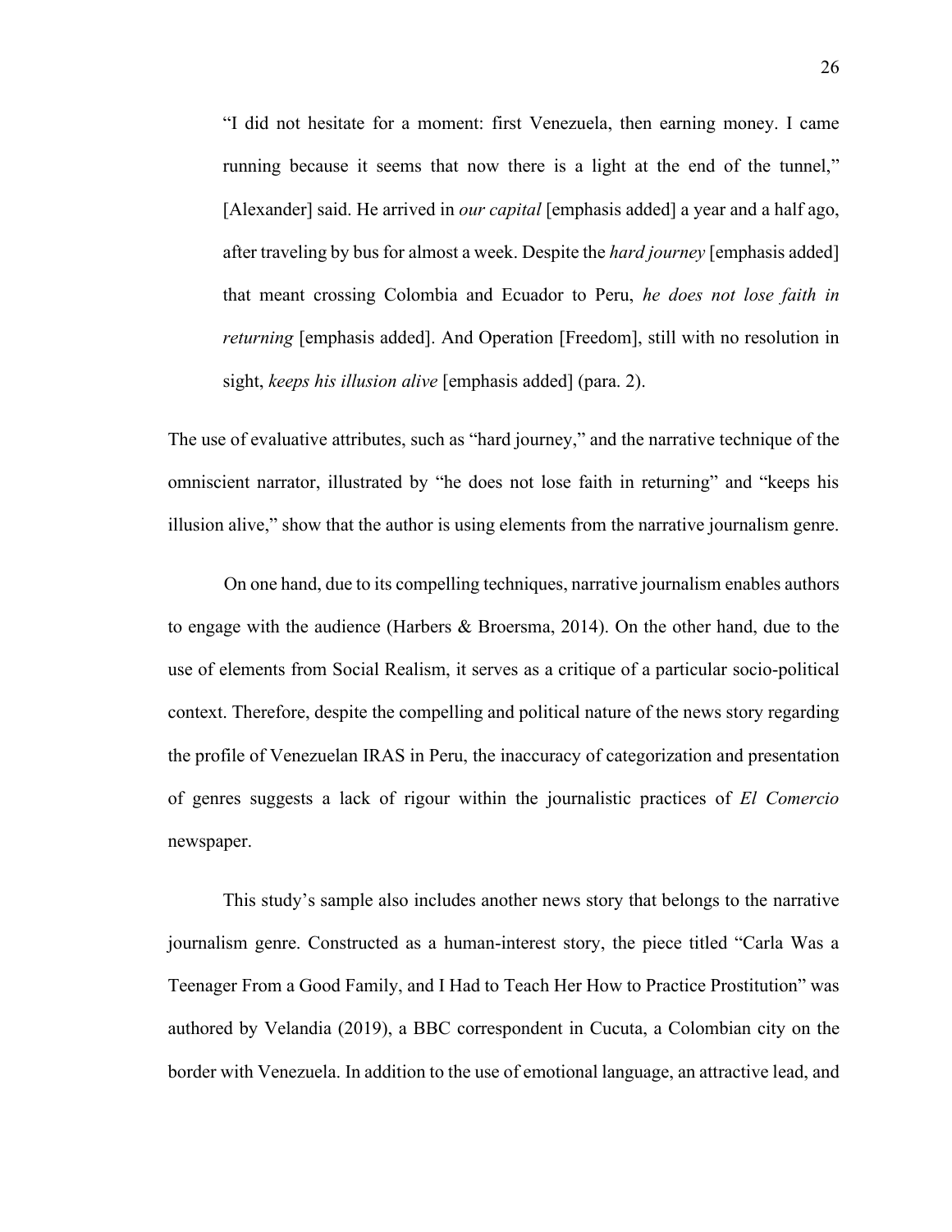> “I did not hesitate for a moment: first Venezuela, then earning money. I came running because it seems that now there is a light at the end of the tunnel,” [Alexander] said. He arrived in *our capital* [emphasis added] a year and a half ago, after traveling by bus for almost a week. Despite the *hard journey* [emphasis added] that meant crossing Colombia and Ecuador to Peru, *he does not lose faith in returning* [emphasis added]. And Operation [Freedom], still with no resolution in sight, *keeps his illusion alive* [emphasis added] (para. 2).

The use of evaluative attributes, such as “hard journey,” and the narrative technique of the omniscient narrator, illustrated by “he does not lose faith in returning” and “keeps his illusion alive,” show that the author is using elements from the narrative journalism genre.

On one hand, due to its compelling techniques, narrative journalism enables authors to engage with the audience (Harbers & Broersma, 2014). On the other hand, due to the use of elements from Social Realism, it serves as a critique of a particular socio-political context. Therefore, despite the compelling and political nature of the news story regarding the profile of Venezuelan IRAS in Peru, the inaccuracy of categorization and presentation of genres suggests a lack of rigour within the journalistic practices of *El Comercio* newspaper.

This study’s sample also includes another news story that belongs to the narrative journalism genre. Constructed as a human-interest story, the piece titled “Carla Was a Teenager From a Good Family, and I Had to Teach Her How to Practice Prostitution” was authored by Velandia (2019), a BBC correspondent in Cucuta, a Colombian city on the border with Venezuela. In addition to the use of emotional language, an attractive lead, and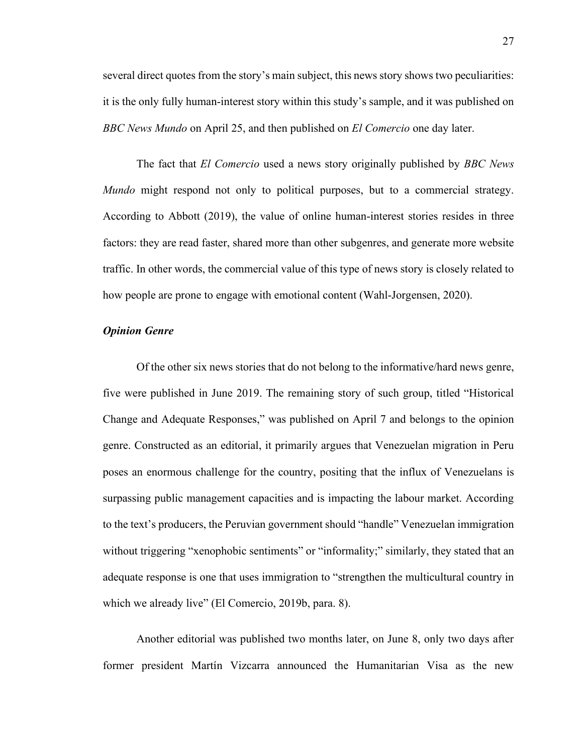several direct quotes from the story's main subject, this news story shows two peculiarities: it is the only fully human-interest story within this study's sample, and it was published on *BBC News Mundo* on April 25, and then published on *El Comercio* one day later.

The fact that *El Comercio* used a news story originally published by *BBC News Mundo* might respond not only to political purposes, but to a commercial strategy. According to Abbott (2019), the value of online human-interest stories resides in three factors: they are read faster, shared more than other subgenres, and generate more website traffic. In other words, the commercial value of this type of news story is closely related to how people are prone to engage with emotional content (Wahl-Jorgensen, 2020).

***Opinion Genre***

Of the other six news stories that do not belong to the informative/hard news genre, five were published in June 2019. The remaining story of such group, titled "Historical Change and Adequate Responses," was published on April 7 and belongs to the opinion genre. Constructed as an editorial, it primarily argues that Venezuelan migration in Peru poses an enormous challenge for the country, positing that the influx of Venezuelans is surpassing public management capacities and is impacting the labour market. According to the text's producers, the Peruvian government should "handle" Venezuelan immigration without triggering "xenophobic sentiments" or "informality;" similarly, they stated that an adequate response is one that uses immigration to "strengthen the multicultural country in which we already live" (El Comercio, 2019b, para. 8).

Another editorial was published two months later, on June 8, only two days after former president Martín Vizcarra announced the Humanitarian Visa as the new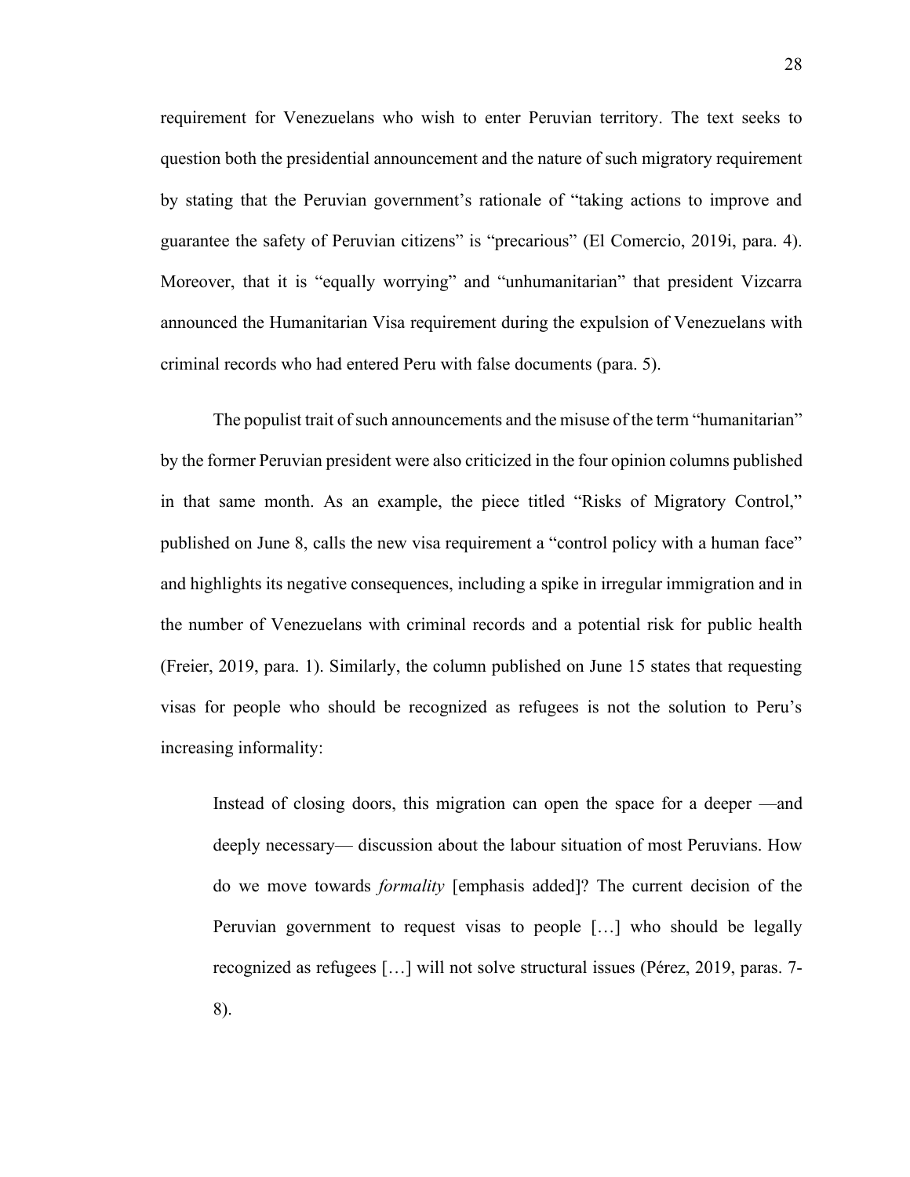requirement for Venezuelans who wish to enter Peruvian territory. The text seeks to question both the presidential announcement and the nature of such migratory requirement by stating that the Peruvian government's rationale of "taking actions to improve and guarantee the safety of Peruvian citizens" is "precarious" (El Comercio, 2019i, para. 4). Moreover, that it is "equally worrying" and "unhumanitarian" that president Vizcarra announced the Humanitarian Visa requirement during the expulsion of Venezuelans with criminal records who had entered Peru with false documents (para. 5).

The populist trait of such announcements and the misuse of the term "humanitarian" by the former Peruvian president were also criticized in the four opinion columns published in that same month. As an example, the piece titled "Risks of Migratory Control," published on June 8, calls the new visa requirement a "control policy with a human face" and highlights its negative consequences, including a spike in irregular immigration and in the number of Venezuelans with criminal records and a potential risk for public health (Freier, 2019, para. 1). Similarly, the column published on June 15 states that requesting visas for people who should be recognized as refugees is not the solution to Peru's increasing informality:

> Instead of closing doors, this migration can open the space for a deeper —and deeply necessary— discussion about the labour situation of most Peruvians. How do we move towards *formality* [emphasis added]? The current decision of the Peruvian government to request visas to people […] who should be legally recognized as refugees […] will not solve structural issues (Pérez, 2019, paras. 7-8).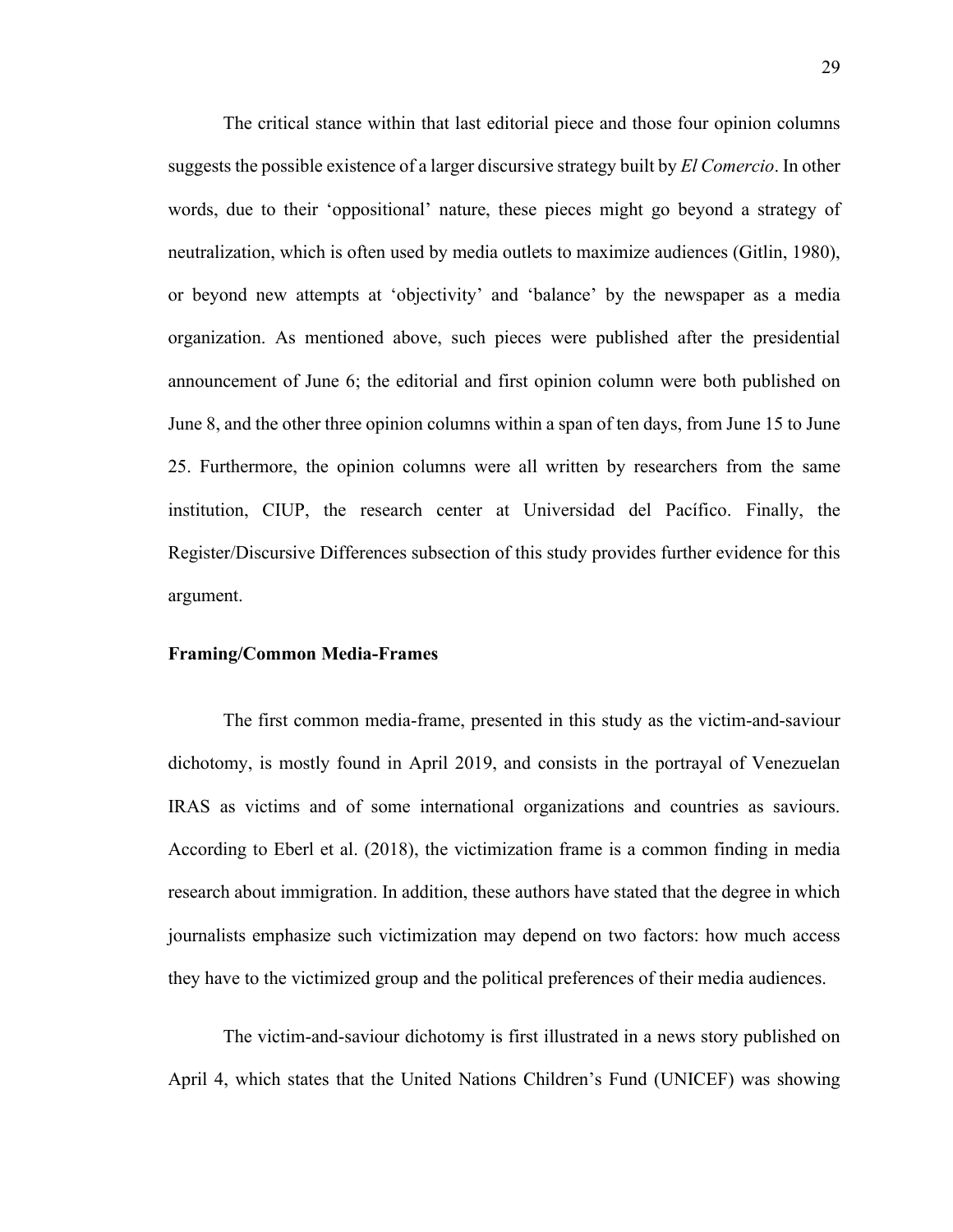The critical stance within that last editorial piece and those four opinion columns suggests the possible existence of a larger discursive strategy built by *El Comercio*. In other words, due to their 'oppositional' nature, these pieces might go beyond a strategy of neutralization, which is often used by media outlets to maximize audiences (Gitlin, 1980), or beyond new attempts at 'objectivity' and 'balance' by the newspaper as a media organization. As mentioned above, such pieces were published after the presidential announcement of June 6; the editorial and first opinion column were both published on June 8, and the other three opinion columns within a span of ten days, from June 15 to June 25. Furthermore, the opinion columns were all written by researchers from the same institution, CIUP, the research center at Universidad del Pacífico. Finally, the Register/Discursive Differences subsection of this study provides further evidence for this argument.

**Framing/Common Media-Frames**

The first common media-frame, presented in this study as the victim-and-saviour dichotomy, is mostly found in April 2019, and consists in the portrayal of Venezuelan IRAS as victims and of some international organizations and countries as saviours. According to Eberl et al. (2018), the victimization frame is a common finding in media research about immigration. In addition, these authors have stated that the degree in which journalists emphasize such victimization may depend on two factors: how much access they have to the victimized group and the political preferences of their media audiences.

The victim-and-saviour dichotomy is first illustrated in a news story published on April 4, which states that the United Nations Children's Fund (UNICEF) was showing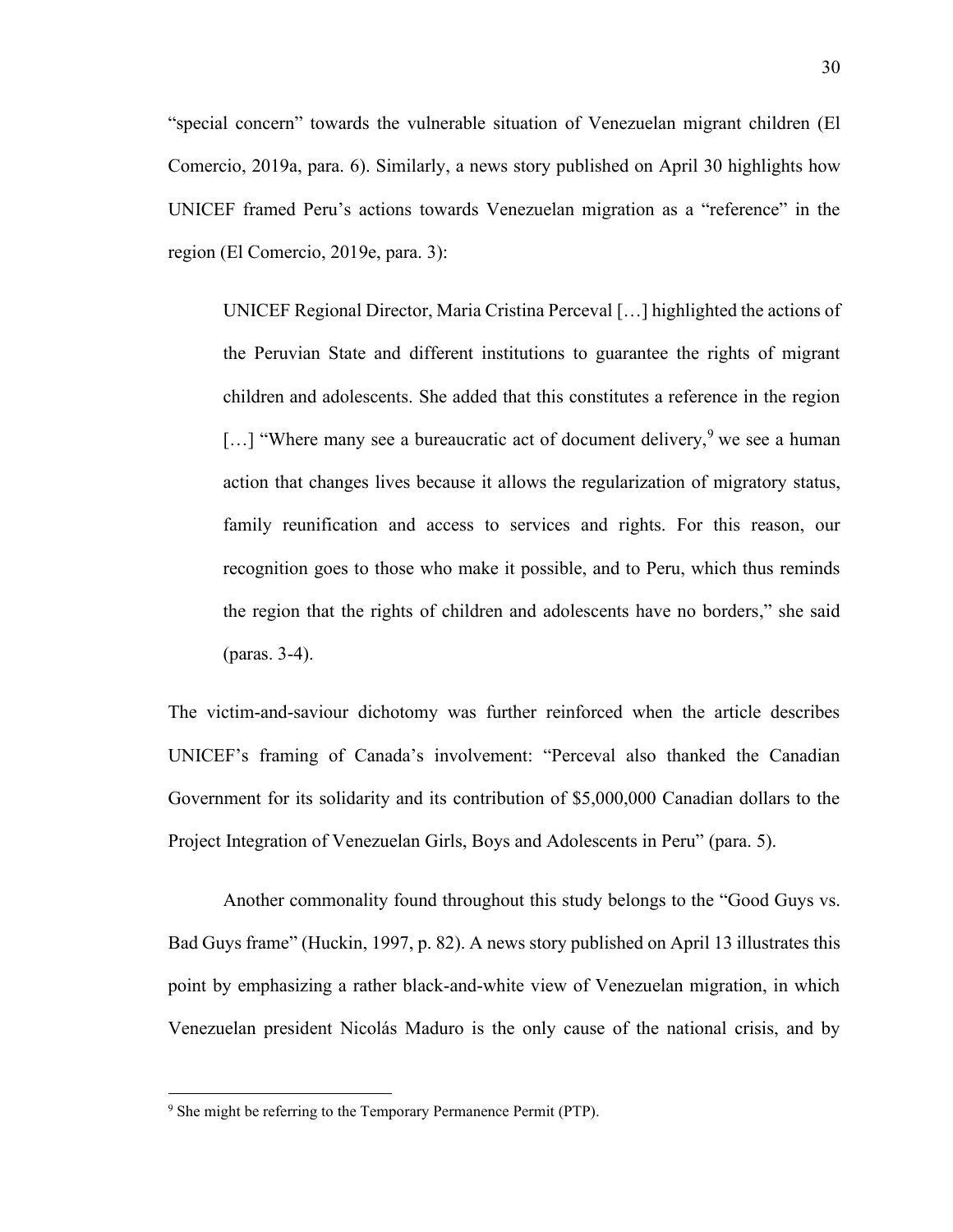"special concern" towards the vulnerable situation of Venezuelan migrant children (El Comercio, 2019a, para. 6). Similarly, a news story published on April 30 highlights how UNICEF framed Peru's actions towards Venezuelan migration as a "reference" in the region (El Comercio, 2019e, para. 3):

> UNICEF Regional Director, Maria Cristina Perceval […] highlighted the actions of the Peruvian State and different institutions to guarantee the rights of migrant children and adolescents. She added that this constitutes a reference in the region […] "Where many see a bureaucratic act of document delivery,[9] we see a human action that changes lives because it allows the regularization of migratory status, family reunification and access to services and rights. For this reason, our recognition goes to those who make it possible, and to Peru, which thus reminds the region that the rights of children and adolescents have no borders," she said (paras. 3-4).

The victim-and-saviour dichotomy was further reinforced when the article describes UNICEF's framing of Canada's involvement: "Perceval also thanked the Canadian Government for its solidarity and its contribution of $5,000,000 Canadian dollars to the Project Integration of Venezuelan Girls, Boys and Adolescents in Peru" (para. 5).

Another commonality found throughout this study belongs to the "Good Guys vs. Bad Guys frame" (Huckin, 1997, p. 82). A news story published on April 13 illustrates this point by emphasizing a rather black-and-white view of Venezuelan migration, in which Venezuelan president Nicolás Maduro is the only cause of the national crisis, and by

[9] She might be referring to the Temporary Permanence Permit (PTP).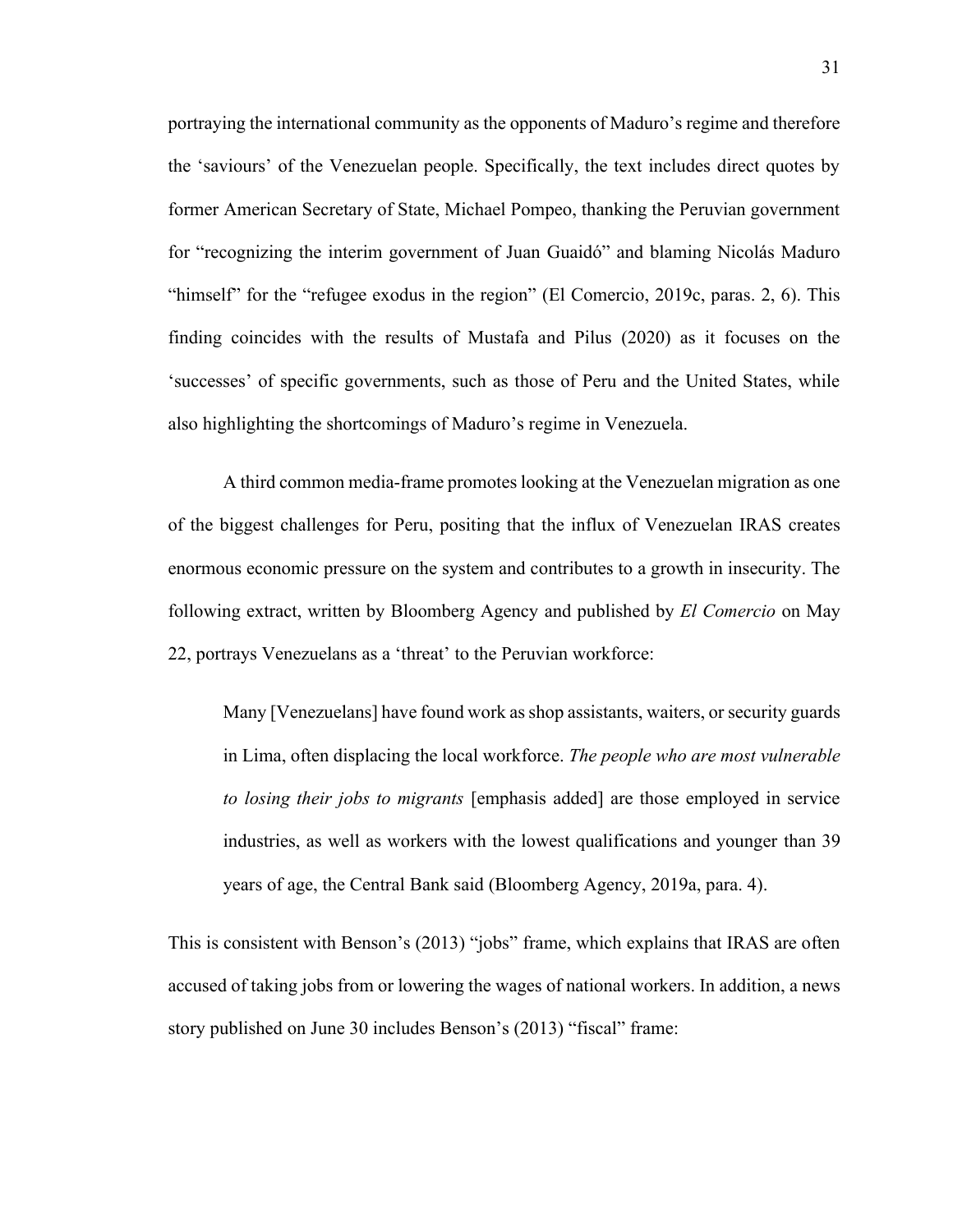portraying the international community as the opponents of Maduro's regime and therefore the 'saviours' of the Venezuelan people. Specifically, the text includes direct quotes by former American Secretary of State, Michael Pompeo, thanking the Peruvian government for "recognizing the interim government of Juan Guaidó" and blaming Nicolás Maduro "himself" for the "refugee exodus in the region" (El Comercio, 2019c, paras. 2, 6). This finding coincides with the results of Mustafa and Pilus (2020) as it focuses on the 'successes' of specific governments, such as those of Peru and the United States, while also highlighting the shortcomings of Maduro's regime in Venezuela.

A third common media-frame promotes looking at the Venezuelan migration as one of the biggest challenges for Peru, positing that the influx of Venezuelan IRAS creates enormous economic pressure on the system and contributes to a growth in insecurity. The following extract, written by Bloomberg Agency and published by *El Comercio* on May 22, portrays Venezuelans as a 'threat' to the Peruvian workforce:

> Many [Venezuelans] have found work as shop assistants, waiters, or security guards in Lima, often displacing the local workforce. *The people who are most vulnerable to losing their jobs to migrants* [emphasis added] are those employed in service industries, as well as workers with the lowest qualifications and younger than 39 years of age, the Central Bank said (Bloomberg Agency, 2019a, para. 4).

This is consistent with Benson's (2013) "jobs" frame, which explains that IRAS are often accused of taking jobs from or lowering the wages of national workers. In addition, a news story published on June 30 includes Benson's (2013) "fiscal" frame: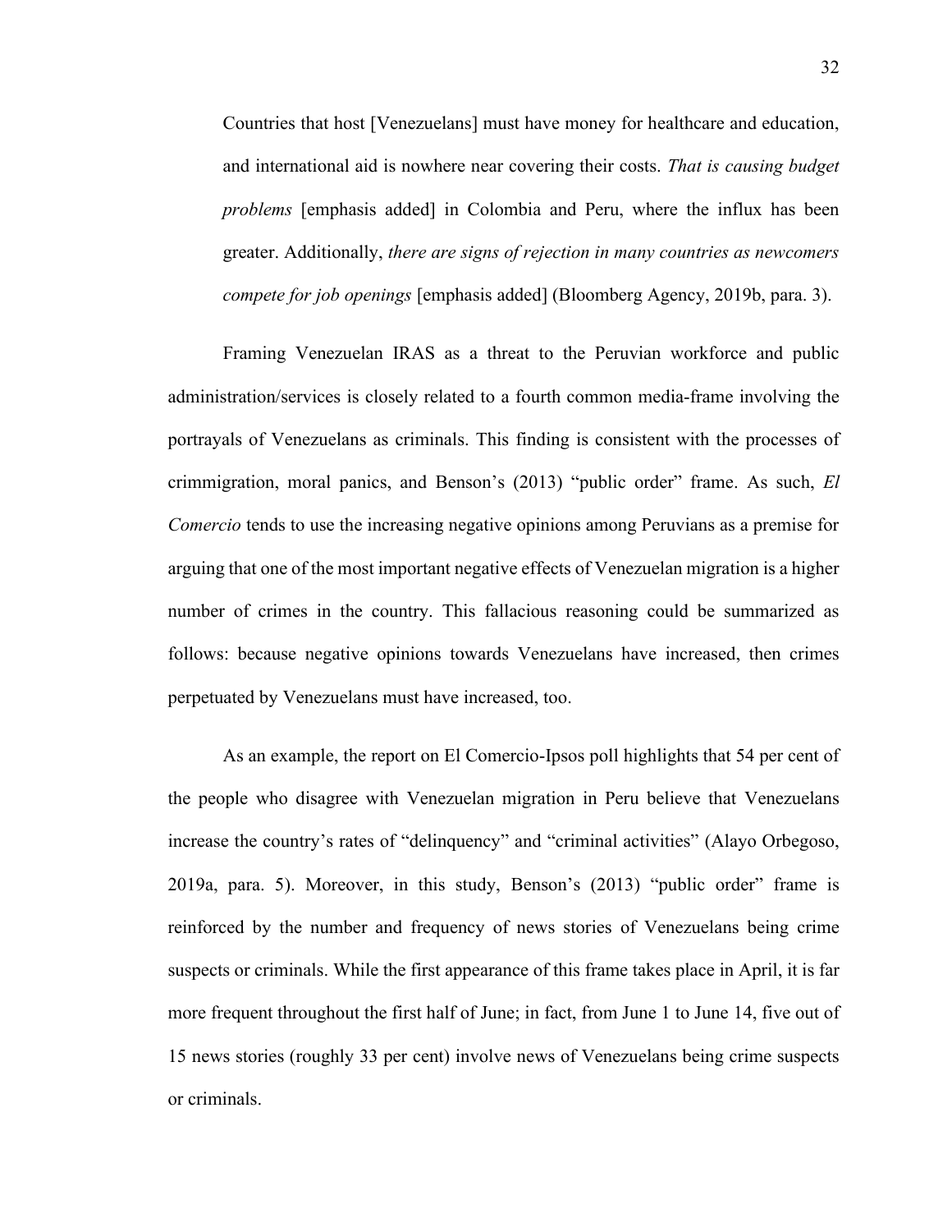> Countries that host [Venezuelans] must have money for healthcare and education, and international aid is nowhere near covering their costs. *That is causing budget problems* [emphasis added] in Colombia and Peru, where the influx has been greater. Additionally, *there are signs of rejection in many countries as newcomers compete for job openings* [emphasis added] (Bloomberg Agency, 2019b, para. 3).

Framing Venezuelan IRAS as a threat to the Peruvian workforce and public administration/services is closely related to a fourth common media-frame involving the portrayals of Venezuelans as criminals. This finding is consistent with the processes of crimmigration, moral panics, and Benson's (2013) "public order" frame. As such, *El Comercio* tends to use the increasing negative opinions among Peruvians as a premise for arguing that one of the most important negative effects of Venezuelan migration is a higher number of crimes in the country. This fallacious reasoning could be summarized as follows: because negative opinions towards Venezuelans have increased, then crimes perpetuated by Venezuelans must have increased, too.

As an example, the report on El Comercio-Ipsos poll highlights that 54 per cent of the people who disagree with Venezuelan migration in Peru believe that Venezuelans increase the country's rates of "delinquency" and "criminal activities" (Alayo Orbegoso, 2019a, para. 5). Moreover, in this study, Benson's (2013) "public order" frame is reinforced by the number and frequency of news stories of Venezuelans being crime suspects or criminals. While the first appearance of this frame takes place in April, it is far more frequent throughout the first half of June; in fact, from June 1 to June 14, five out of 15 news stories (roughly 33 per cent) involve news of Venezuelans being crime suspects or criminals.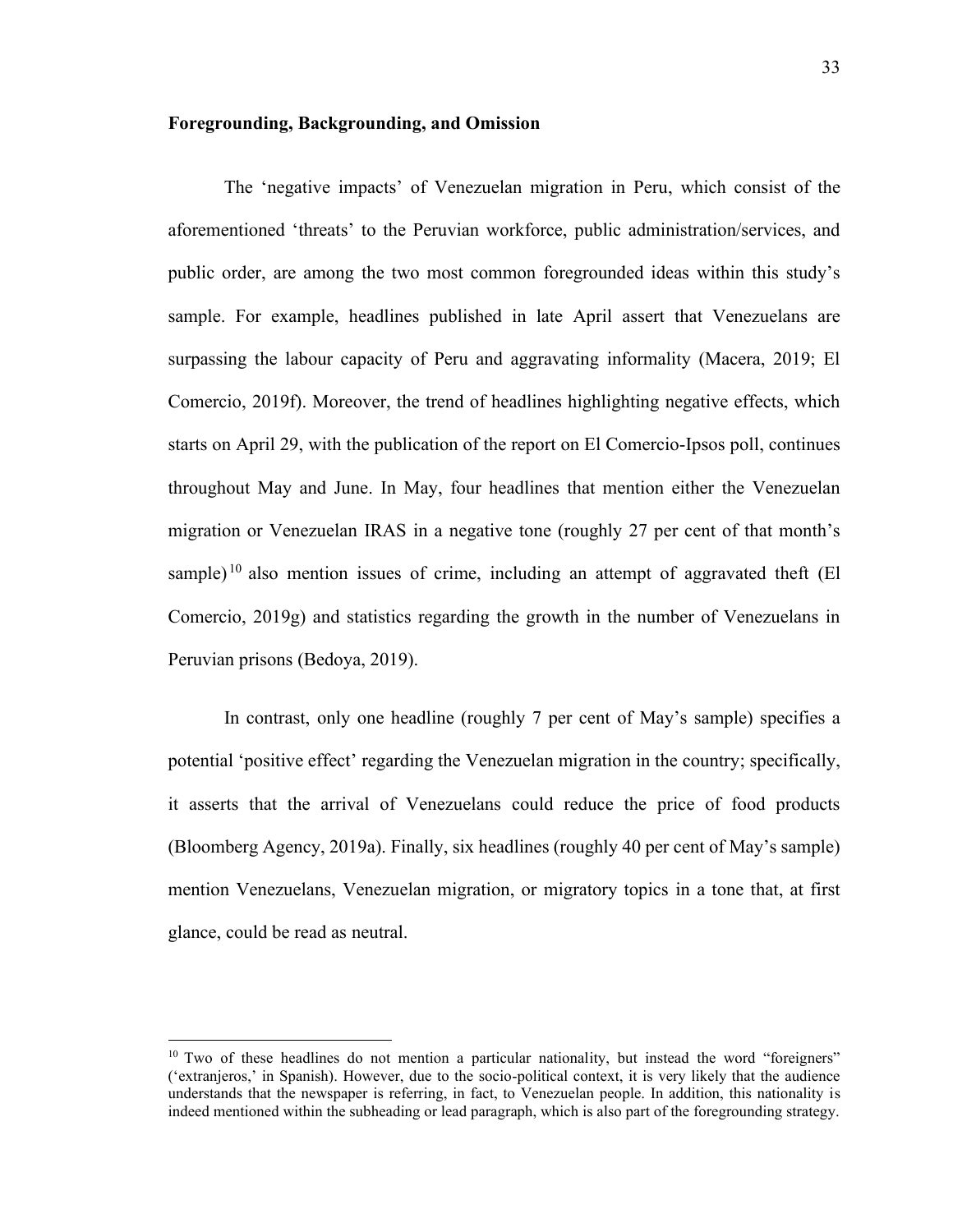### Foregrounding, Backgrounding, and Omission

The 'negative impacts' of Venezuelan migration in Peru, which consist of the aforementioned 'threats' to the Peruvian workforce, public administration/services, and public order, are among the two most common foregrounded ideas within this study's sample. For example, headlines published in late April assert that Venezuelans are surpassing the labour capacity of Peru and aggravating informality (Macera, 2019; El Comercio, 2019f). Moreover, the trend of headlines highlighting negative effects, which starts on April 29, with the publication of the report on El Comercio-Ipsos poll, continues throughout May and June. In May, four headlines that mention either the Venezuelan migration or Venezuelan IRAS in a negative tone (roughly 27 per cent of that month's sample)[10] also mention issues of crime, including an attempt of aggravated theft (El Comercio, 2019g) and statistics regarding the growth in the number of Venezuelans in Peruvian prisons (Bedoya, 2019).

In contrast, only one headline (roughly 7 per cent of May's sample) specifies a potential 'positive effect' regarding the Venezuelan migration in the country; specifically, it asserts that the arrival of Venezuelans could reduce the price of food products (Bloomberg Agency, 2019a). Finally, six headlines (roughly 40 per cent of May's sample) mention Venezuelans, Venezuelan migration, or migratory topics in a tone that, at first glance, could be read as neutral.

---

[10] Two of these headlines do not mention a particular nationality, but instead the word "foreigners" ('extranjeros,' in Spanish). However, due to the socio-political context, it is very likely that the audience understands that the newspaper is referring, in fact, to Venezuelan people. In addition, this nationality is indeed mentioned within the subheading or lead paragraph, which is also part of the foregrounding strategy.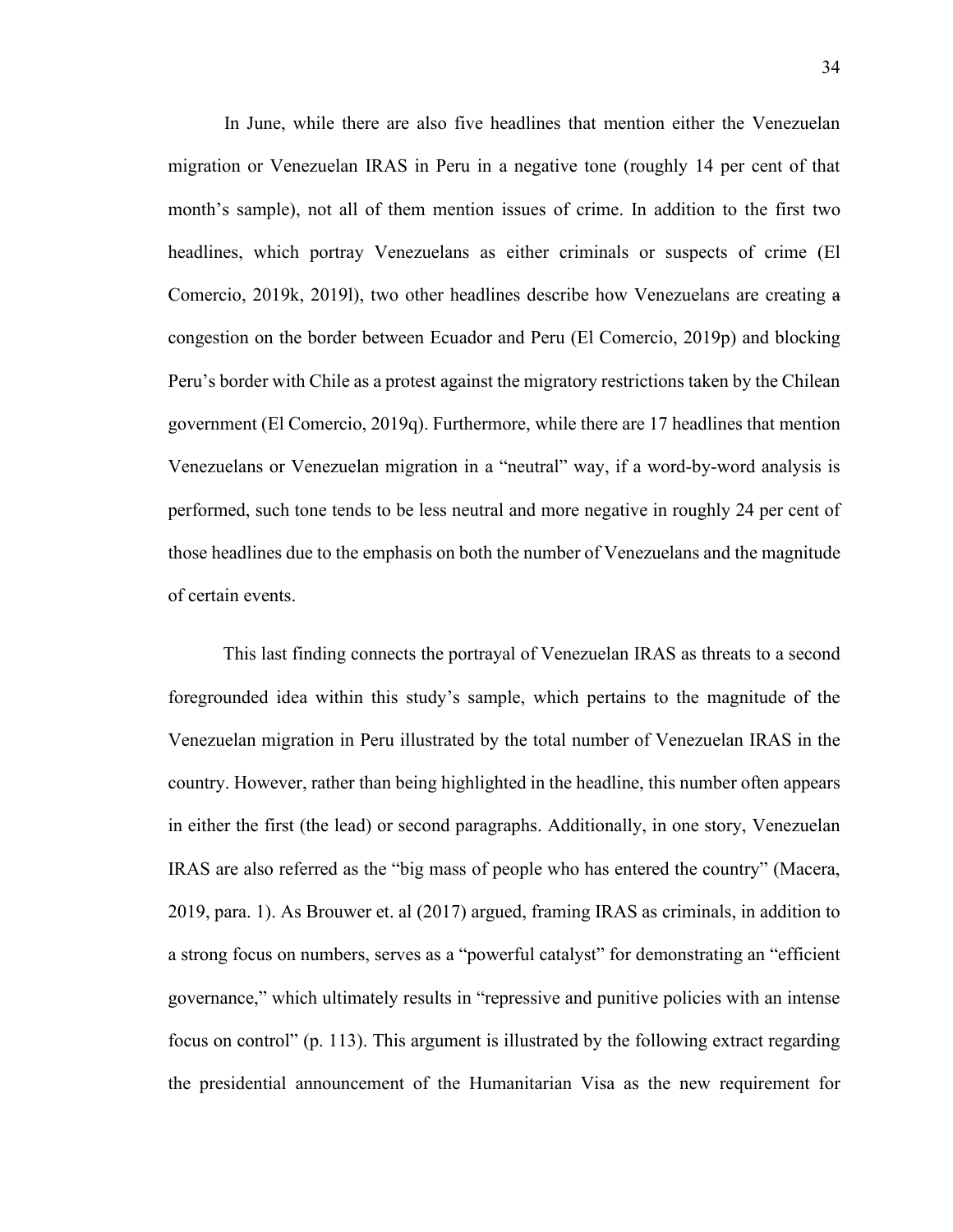In June, while there are also five headlines that mention either the Venezuelan migration or Venezuelan IRAS in Peru in a negative tone (roughly 14 per cent of that month's sample), not all of them mention issues of crime. In addition to the first two headlines, which portray Venezuelans as either criminals or suspects of crime (El Comercio, 2019k, 2019l), two other headlines describe how Venezuelans are creating a congestion on the border between Ecuador and Peru (El Comercio, 2019p) and blocking Peru's border with Chile as a protest against the migratory restrictions taken by the Chilean government (El Comercio, 2019q). Furthermore, while there are 17 headlines that mention Venezuelans or Venezuelan migration in a "neutral" way, if a word-by-word analysis is performed, such tone tends to be less neutral and more negative in roughly 24 per cent of those headlines due to the emphasis on both the number of Venezuelans and the magnitude of certain events.

This last finding connects the portrayal of Venezuelan IRAS as threats to a second foregrounded idea within this study's sample, which pertains to the magnitude of the Venezuelan migration in Peru illustrated by the total number of Venezuelan IRAS in the country. However, rather than being highlighted in the headline, this number often appears in either the first (the lead) or second paragraphs. Additionally, in one story, Venezuelan IRAS are also referred as the "big mass of people who has entered the country" (Macera, 2019, para. 1). As Brouwer et. al (2017) argued, framing IRAS as criminals, in addition to a strong focus on numbers, serves as a "powerful catalyst" for demonstrating an "efficient governance," which ultimately results in "repressive and punitive policies with an intense focus on control" (p. 113). This argument is illustrated by the following extract regarding the presidential announcement of the Humanitarian Visa as the new requirement for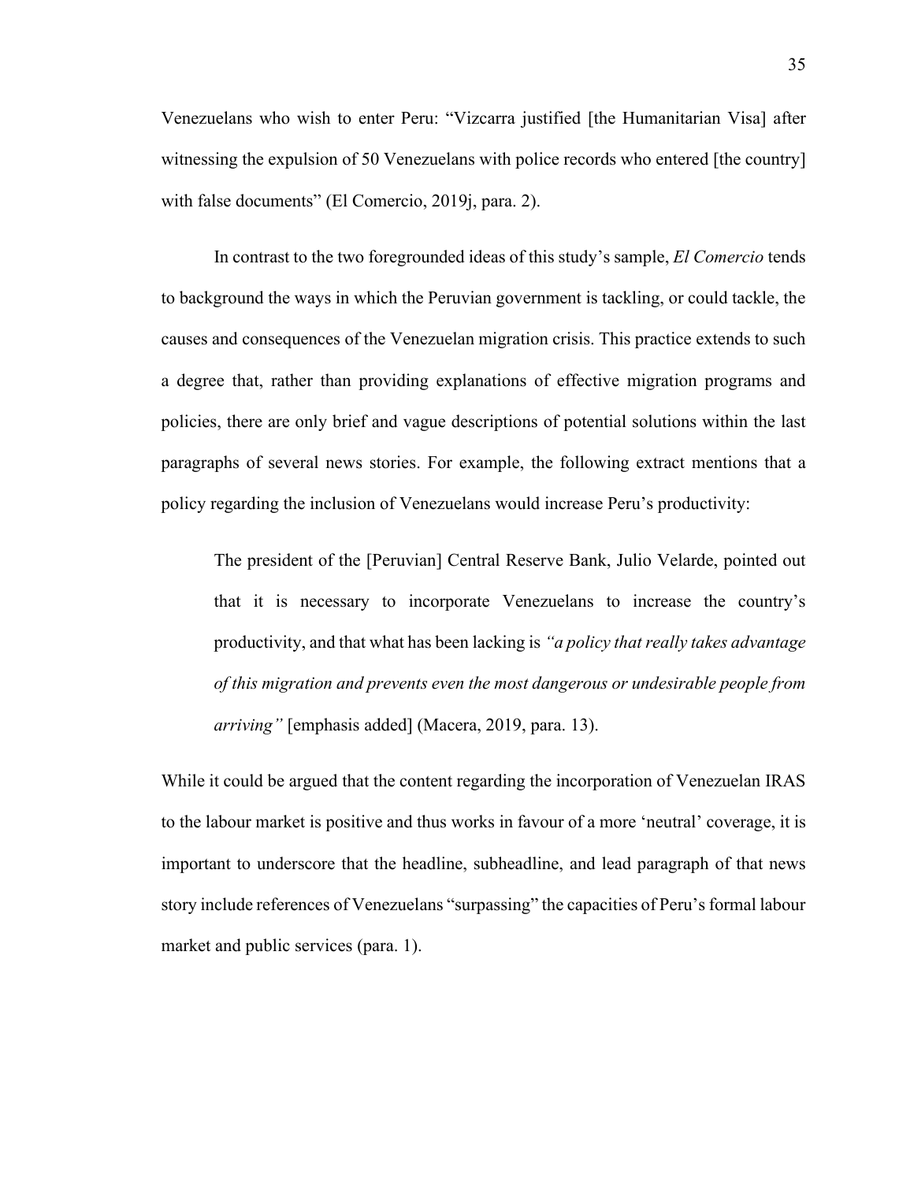Venezuelans who wish to enter Peru: "Vizcarra justified [the Humanitarian Visa] after witnessing the expulsion of 50 Venezuelans with police records who entered [the country] with false documents" (El Comercio, 2019j, para. 2).

In contrast to the two foregrounded ideas of this study's sample, *El Comercio* tends to background the ways in which the Peruvian government is tackling, or could tackle, the causes and consequences of the Venezuelan migration crisis. This practice extends to such a degree that, rather than providing explanations of effective migration programs and policies, there are only brief and vague descriptions of potential solutions within the last paragraphs of several news stories. For example, the following extract mentions that a policy regarding the inclusion of Venezuelans would increase Peru's productivity:

> The president of the [Peruvian] Central Reserve Bank, Julio Velarde, pointed out that it is necessary to incorporate Venezuelans to increase the country's productivity, and that what has been lacking is *"a policy that really takes advantage of this migration and prevents even the most dangerous or undesirable people from arriving"* [emphasis added] (Macera, 2019, para. 13).

While it could be argued that the content regarding the incorporation of Venezuelan IRAS to the labour market is positive and thus works in favour of a more 'neutral' coverage, it is important to underscore that the headline, subheadline, and lead paragraph of that news story include references of Venezuelans "surpassing" the capacities of Peru's formal labour market and public services (para. 1).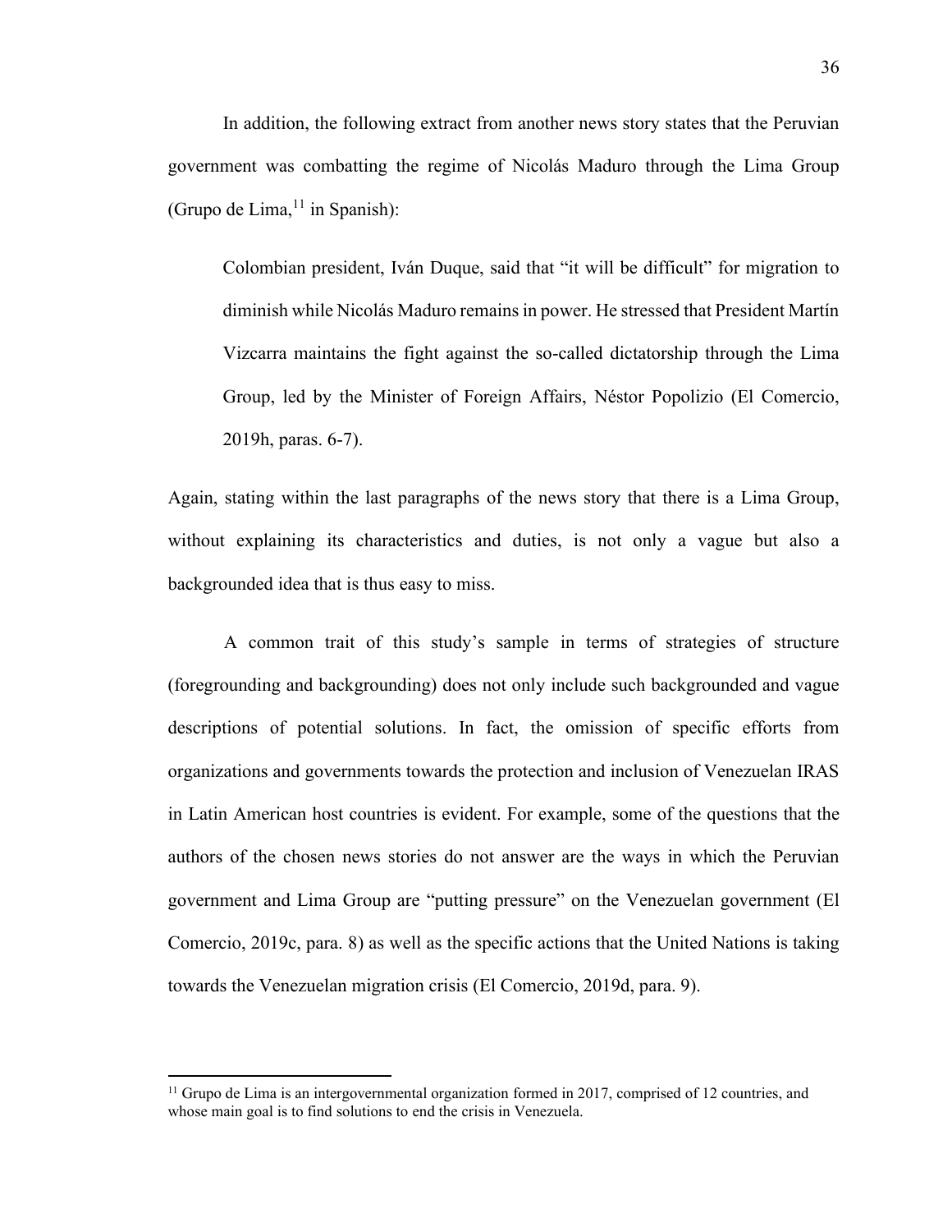In addition, the following extract from another news story states that the Peruvian government was combatting the regime of Nicolás Maduro through the Lima Group (Grupo de Lima,[11] in Spanish):

> Colombian president, Iván Duque, said that "it will be difficult" for migration to diminish while Nicolás Maduro remains in power. He stressed that President Martín Vizcarra maintains the fight against the so-called dictatorship through the Lima Group, led by the Minister of Foreign Affairs, Néstor Popolizio (El Comercio, 2019h, paras. 6-7).

Again, stating within the last paragraphs of the news story that there is a Lima Group, without explaining its characteristics and duties, is not only a vague but also a backgrounded idea that is thus easy to miss.

A common trait of this study's sample in terms of strategies of structure (foregrounding and backgrounding) does not only include such backgrounded and vague descriptions of potential solutions. In fact, the omission of specific efforts from organizations and governments towards the protection and inclusion of Venezuelan IRAS in Latin American host countries is evident. For example, some of the questions that the authors of the chosen news stories do not answer are the ways in which the Peruvian government and Lima Group are "putting pressure" on the Venezuelan government (El Comercio, 2019c, para. 8) as well as the specific actions that the United Nations is taking towards the Venezuelan migration crisis (El Comercio, 2019d, para. 9).

---

[11] Grupo de Lima is an intergovernmental organization formed in 2017, comprised of 12 countries, and whose main goal is to find solutions to end the crisis in Venezuela.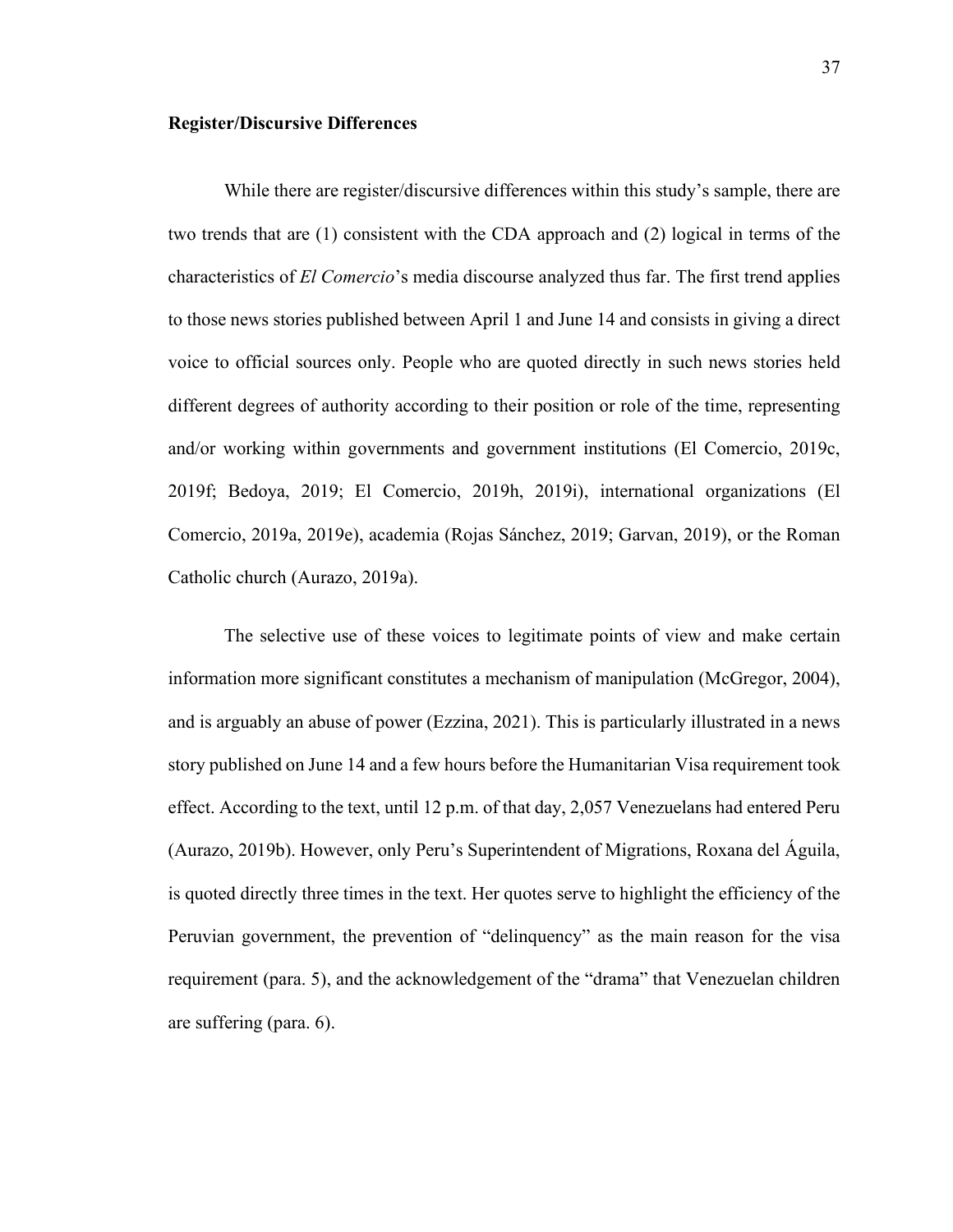**Register/Discursive Differences**

While there are register/discursive differences within this study's sample, there are two trends that are (1) consistent with the CDA approach and (2) logical in terms of the characteristics of *El Comercio*'s media discourse analyzed thus far. The first trend applies to those news stories published between April 1 and June 14 and consists in giving a direct voice to official sources only. People who are quoted directly in such news stories held different degrees of authority according to their position or role of the time, representing and/or working within governments and government institutions (El Comercio, 2019c, 2019f; Bedoya, 2019; El Comercio, 2019h, 2019i), international organizations (El Comercio, 2019a, 2019e), academia (Rojas Sánchez, 2019; Garvan, 2019), or the Roman Catholic church (Aurazo, 2019a).

The selective use of these voices to legitimate points of view and make certain information more significant constitutes a mechanism of manipulation (McGregor, 2004), and is arguably an abuse of power (Ezzina, 2021). This is particularly illustrated in a news story published on June 14 and a few hours before the Humanitarian Visa requirement took effect. According to the text, until 12 p.m. of that day, 2,057 Venezuelans had entered Peru (Aurazo, 2019b). However, only Peru's Superintendent of Migrations, Roxana del Águila, is quoted directly three times in the text. Her quotes serve to highlight the efficiency of the Peruvian government, the prevention of "delinquency" as the main reason for the visa requirement (para. 5), and the acknowledgement of the "drama" that Venezuelan children are suffering (para. 6).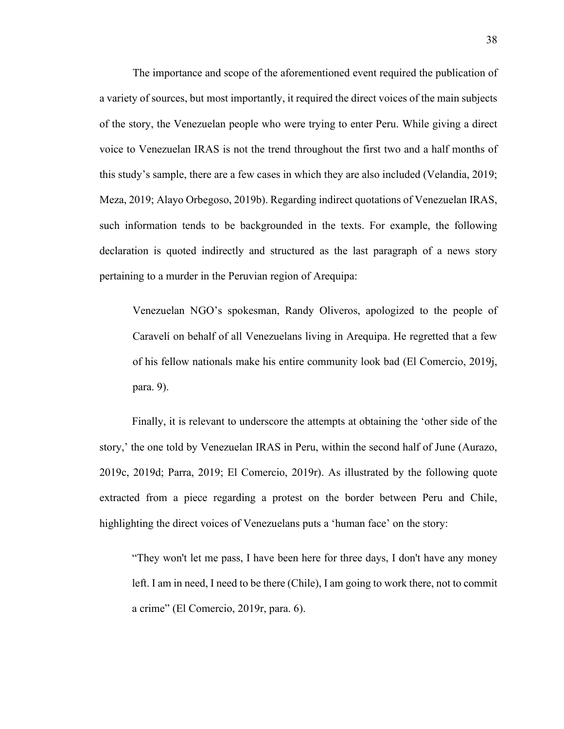The importance and scope of the aforementioned event required the publication of a variety of sources, but most importantly, it required the direct voices of the main subjects of the story, the Venezuelan people who were trying to enter Peru. While giving a direct voice to Venezuelan IRAS is not the trend throughout the first two and a half months of this study's sample, there are a few cases in which they are also included (Velandia, 2019; Meza, 2019; Alayo Orbegoso, 2019b). Regarding indirect quotations of Venezuelan IRAS, such information tends to be backgrounded in the texts. For example, the following declaration is quoted indirectly and structured as the last paragraph of a news story pertaining to a murder in the Peruvian region of Arequipa:

> Venezuelan NGO's spokesman, Randy Oliveros, apologized to the people of Caravelí on behalf of all Venezuelans living in Arequipa. He regretted that a few of his fellow nationals make his entire community look bad (El Comercio, 2019j, para. 9).

Finally, it is relevant to underscore the attempts at obtaining the 'other side of the story,' the one told by Venezuelan IRAS in Peru, within the second half of June (Aurazo, 2019c, 2019d; Parra, 2019; El Comercio, 2019r). As illustrated by the following quote extracted from a piece regarding a protest on the border between Peru and Chile, highlighting the direct voices of Venezuelans puts a 'human face' on the story:

> "They won't let me pass, I have been here for three days, I don't have any money left. I am in need, I need to be there (Chile), I am going to work there, not to commit a crime" (El Comercio, 2019r, para. 6).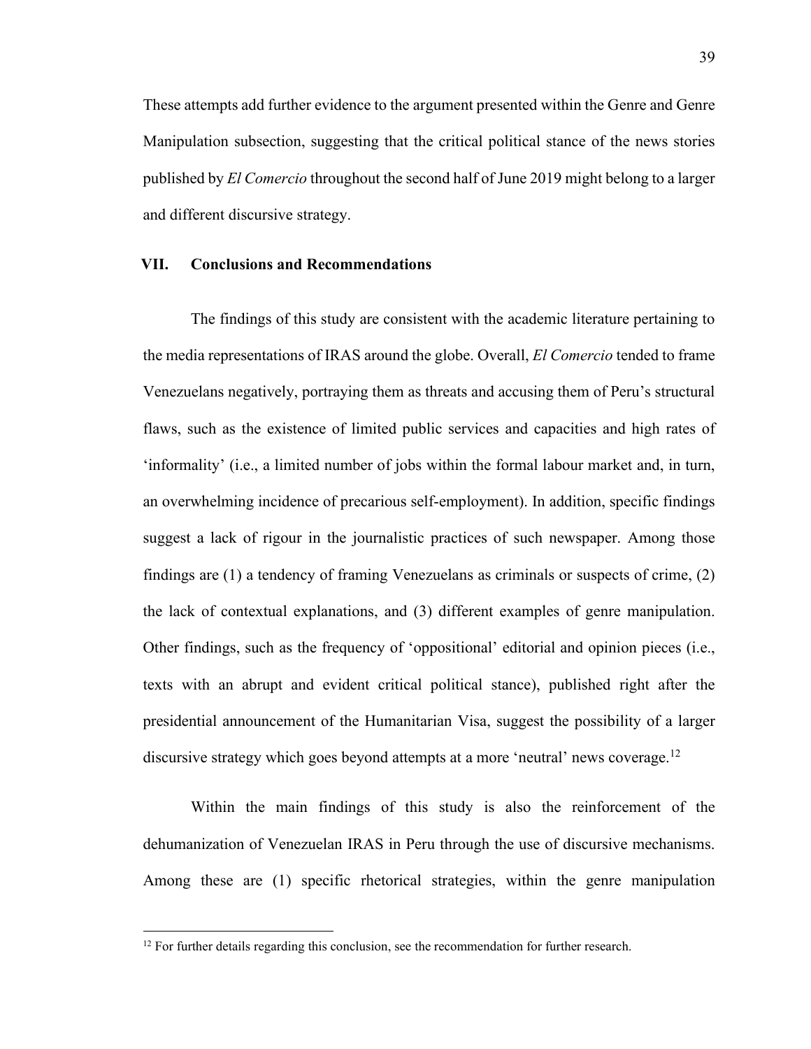These attempts add further evidence to the argument presented within the Genre and Genre Manipulation subsection, suggesting that the critical political stance of the news stories published by *El Comercio* throughout the second half of June 2019 might belong to a larger and different discursive strategy.

## VII. Conclusions and Recommendations

The findings of this study are consistent with the academic literature pertaining to the media representations of IRAS around the globe. Overall, *El Comercio* tended to frame Venezuelans negatively, portraying them as threats and accusing them of Peru's structural flaws, such as the existence of limited public services and capacities and high rates of 'informality' (i.e., a limited number of jobs within the formal labour market and, in turn, an overwhelming incidence of precarious self-employment). In addition, specific findings suggest a lack of rigour in the journalistic practices of such newspaper. Among those findings are (1) a tendency of framing Venezuelans as criminals or suspects of crime, (2) the lack of contextual explanations, and (3) different examples of genre manipulation. Other findings, such as the frequency of 'oppositional' editorial and opinion pieces (i.e., texts with an abrupt and evident critical political stance), published right after the presidential announcement of the Humanitarian Visa, suggest the possibility of a larger discursive strategy which goes beyond attempts at a more 'neutral' news coverage.[12]

Within the main findings of this study is also the reinforcement of the dehumanization of Venezuelan IRAS in Peru through the use of discursive mechanisms. Among these are (1) specific rhetorical strategies, within the genre manipulation

[12] For further details regarding this conclusion, see the recommendation for further research.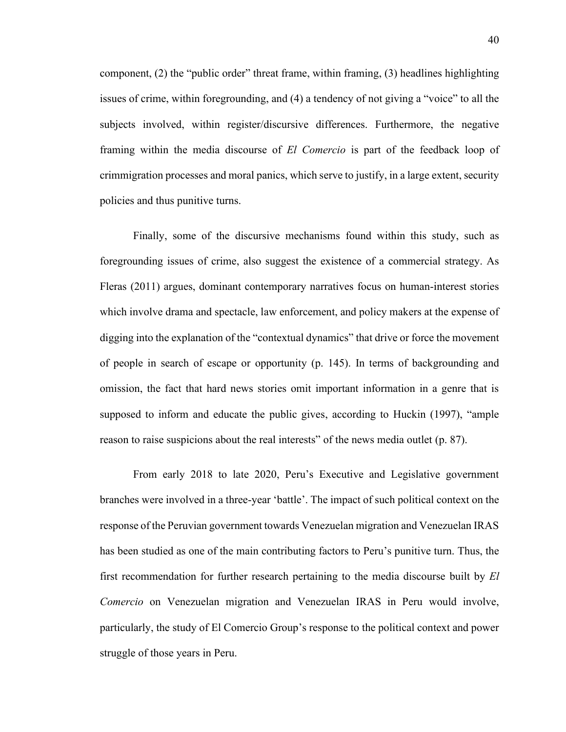component, (2) the "public order" threat frame, within framing, (3) headlines highlighting issues of crime, within foregrounding, and (4) a tendency of not giving a "voice" to all the subjects involved, within register/discursive differences. Furthermore, the negative framing within the media discourse of *El Comercio* is part of the feedback loop of crimmigration processes and moral panics, which serve to justify, in a large extent, security policies and thus punitive turns.

Finally, some of the discursive mechanisms found within this study, such as foregrounding issues of crime, also suggest the existence of a commercial strategy. As Fleras (2011) argues, dominant contemporary narratives focus on human-interest stories which involve drama and spectacle, law enforcement, and policy makers at the expense of digging into the explanation of the "contextual dynamics" that drive or force the movement of people in search of escape or opportunity (p. 145). In terms of backgrounding and omission, the fact that hard news stories omit important information in a genre that is supposed to inform and educate the public gives, according to Huckin (1997), "ample reason to raise suspicions about the real interests" of the news media outlet (p. 87).

From early 2018 to late 2020, Peru's Executive and Legislative government branches were involved in a three-year 'battle'. The impact of such political context on the response of the Peruvian government towards Venezuelan migration and Venezuelan IRAS has been studied as one of the main contributing factors to Peru's punitive turn. Thus, the first recommendation for further research pertaining to the media discourse built by *El Comercio* on Venezuelan migration and Venezuelan IRAS in Peru would involve, particularly, the study of El Comercio Group's response to the political context and power struggle of those years in Peru.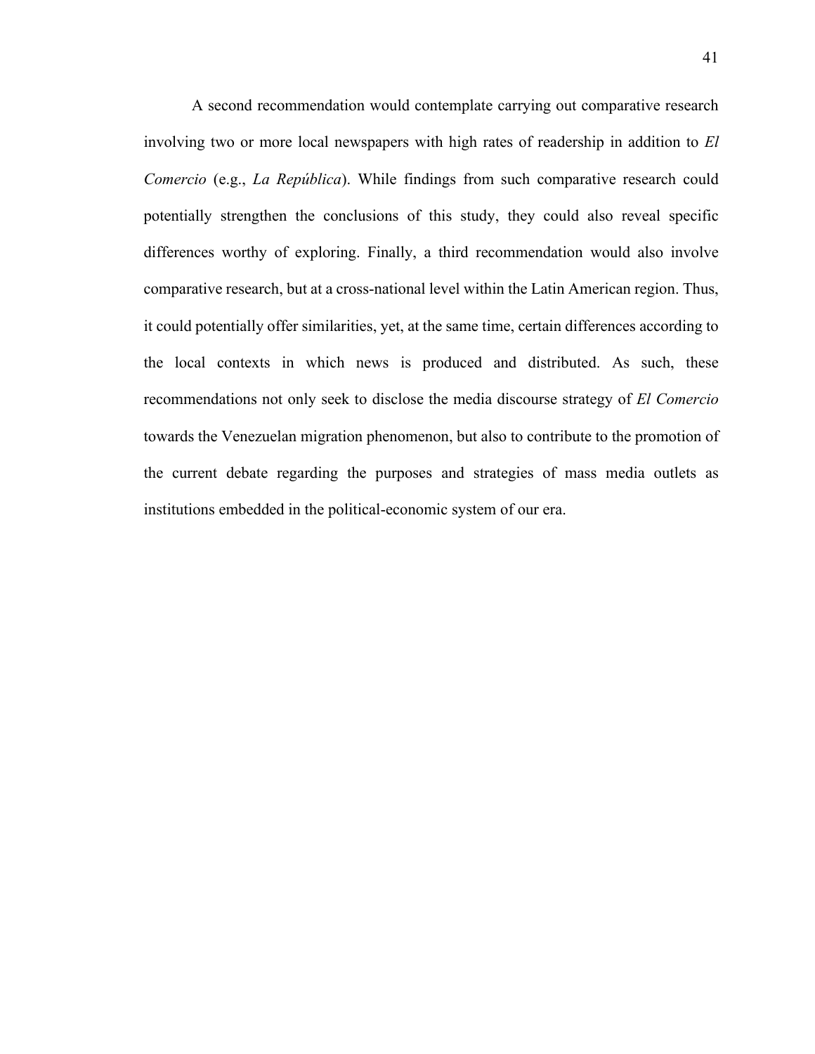A second recommendation would contemplate carrying out comparative research involving two or more local newspapers with high rates of readership in addition to *El Comercio* (e.g., *La República*). While findings from such comparative research could potentially strengthen the conclusions of this study, they could also reveal specific differences worthy of exploring. Finally, a third recommendation would also involve comparative research, but at a cross-national level within the Latin American region. Thus, it could potentially offer similarities, yet, at the same time, certain differences according to the local contexts in which news is produced and distributed. As such, these recommendations not only seek to disclose the media discourse strategy of *El Comercio* towards the Venezuelan migration phenomenon, but also to contribute to the promotion of the current debate regarding the purposes and strategies of mass media outlets as institutions embedded in the political-economic system of our era.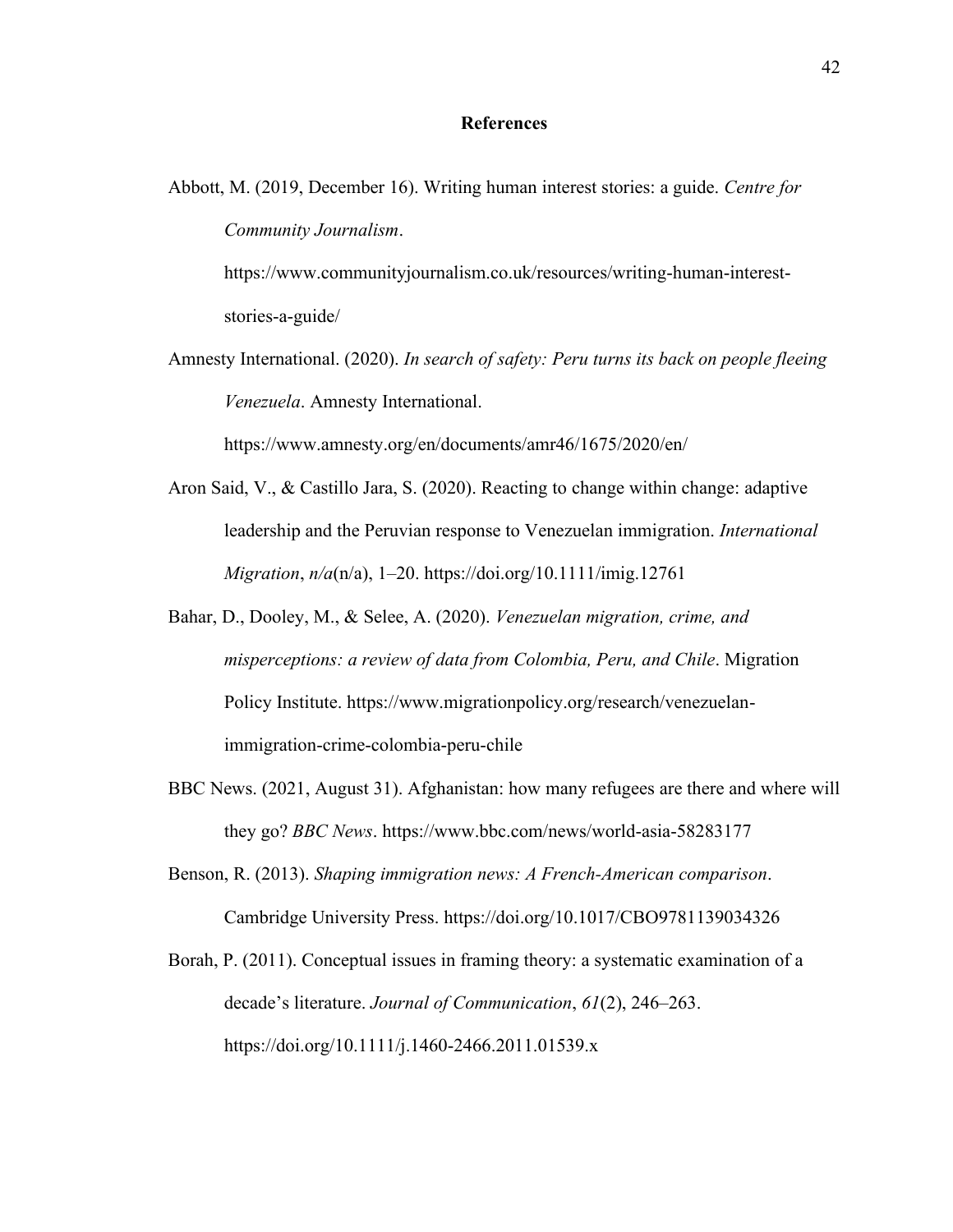# References

Abbott, M. (2019, December 16). Writing human interest stories: a guide. *Centre for Community Journalism*. https://www.communityjournalism.co.uk/resources/writing-human-interest-stories-a-guide/

Amnesty International. (2020). *In search of safety: Peru turns its back on people fleeing Venezuela*. Amnesty International. https://www.amnesty.org/en/documents/amr46/1675/2020/en/

Aron Said, V., & Castillo Jara, S. (2020). Reacting to change within change: adaptive leadership and the Peruvian response to Venezuelan immigration. *International Migration*, *n/a*(n/a), 1–20. https://doi.org/10.1111/imig.12761

Bahar, D., Dooley, M., & Selee, A. (2020). *Venezuelan migration, crime, and misperceptions: a review of data from Colombia, Peru, and Chile*. Migration Policy Institute. https://www.migrationpolicy.org/research/venezuelan-immigration-crime-colombia-peru-chile

BBC News. (2021, August 31). Afghanistan: how many refugees are there and where will they go? *BBC News*. https://www.bbc.com/news/world-asia-58283177

Benson, R. (2013). *Shaping immigration news: A French-American comparison*. Cambridge University Press. https://doi.org/10.1017/CBO9781139034326

Borah, P. (2011). Conceptual issues in framing theory: a systematic examination of a decade's literature. *Journal of Communication*, *61*(2), 246–263. https://doi.org/10.1111/j.1460-2466.2011.01539.x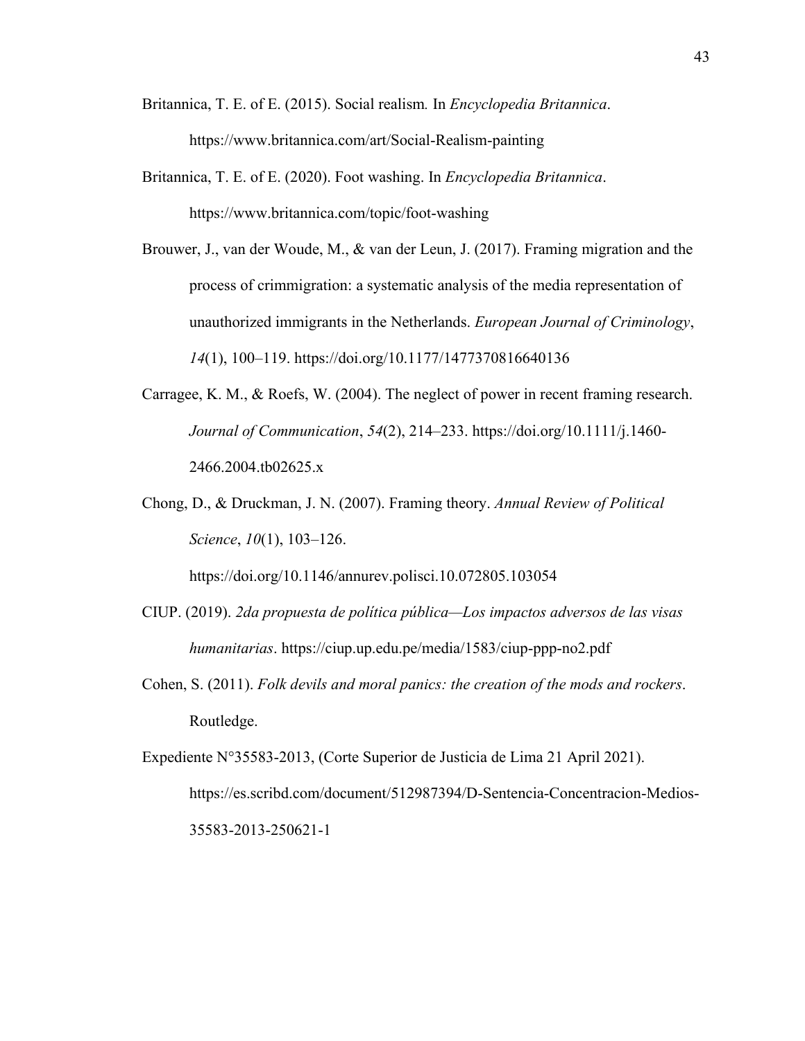Britannica, T. E. of E. (2015). Social realism*.* In *Encyclopedia Britannica*. https://www.britannica.com/art/Social-Realism-painting

Britannica, T. E. of E. (2020). Foot washing. In *Encyclopedia Britannica*. https://www.britannica.com/topic/foot-washing

Brouwer, J., van der Woude, M., & van der Leun, J. (2017). Framing migration and the process of crimmigration: a systematic analysis of the media representation of unauthorized immigrants in the Netherlands. *European Journal of Criminology*, *14*(1), 100–119. https://doi.org/10.1177/1477370816640136

Carragee, K. M., & Roefs, W. (2004). The neglect of power in recent framing research. *Journal of Communication*, *54*(2), 214–233. https://doi.org/10.1111/j.1460-2466.2004.tb02625.x

Chong, D., & Druckman, J. N. (2007). Framing theory. *Annual Review of Political Science*, *10*(1), 103–126. https://doi.org/10.1146/annurev.polisci.10.072805.103054

CIUP. (2019). *2da propuesta de política pública—Los impactos adversos de las visas humanitarias*. https://ciup.up.edu.pe/media/1583/ciup-ppp-no2.pdf

Cohen, S. (2011). *Folk devils and moral panics: the creation of the mods and rockers*. Routledge.

Expediente N°35583-2013, (Corte Superior de Justicia de Lima 21 April 2021). https://es.scribd.com/document/512987394/D-Sentencia-Concentracion-Medios-35583-2013-250621-1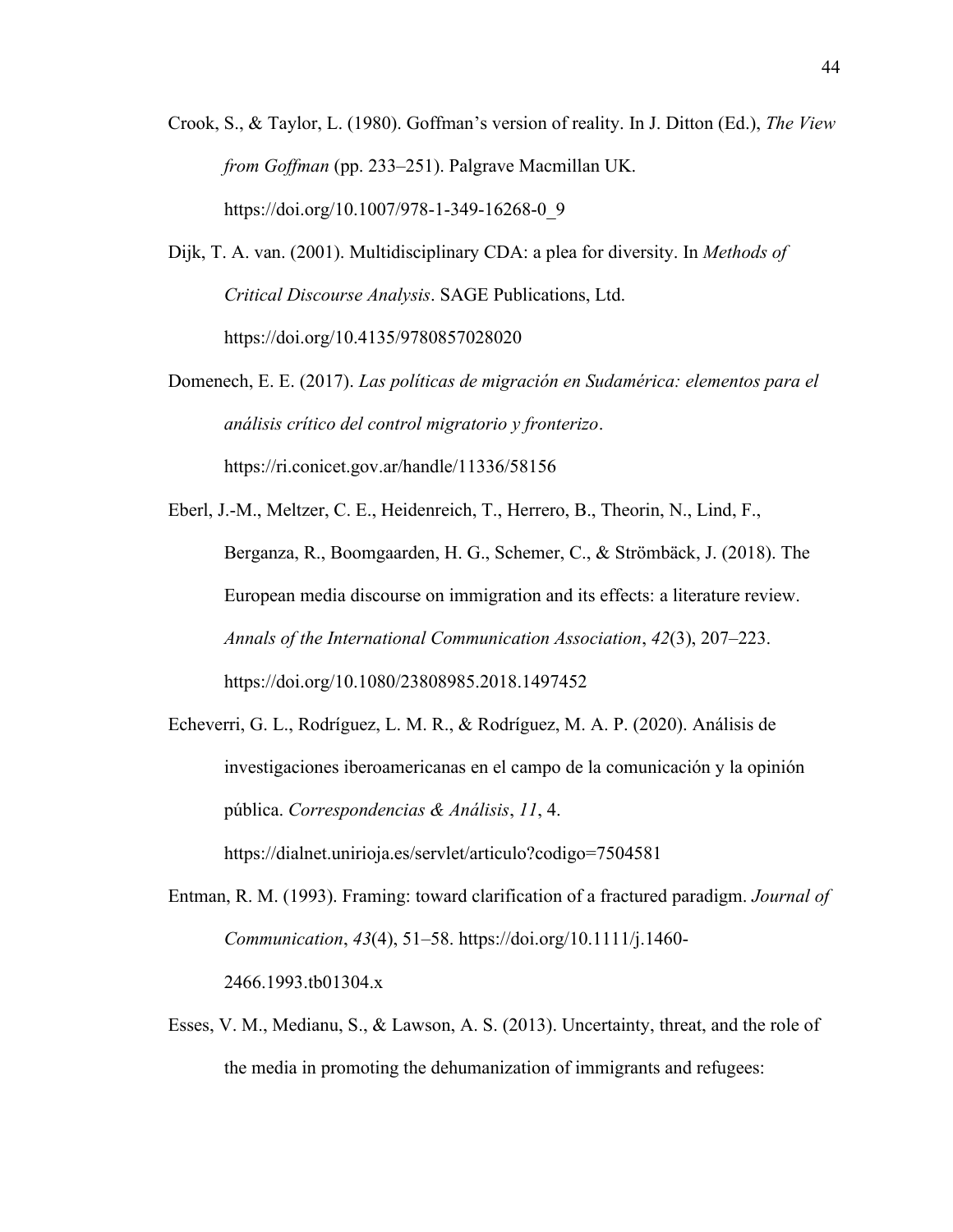Crook, S., & Taylor, L. (1980). Goffman's version of reality. In J. Ditton (Ed.), *The View from Goffman* (pp. 233–251). Palgrave Macmillan UK. https://doi.org/10.1007/978-1-349-16268-0_9

Dijk, T. A. van. (2001). Multidisciplinary CDA: a plea for diversity. In *Methods of Critical Discourse Analysis*. SAGE Publications, Ltd. https://doi.org/10.4135/9780857028020

Domenech, E. E. (2017). *Las políticas de migración en Sudamérica: elementos para el análisis crítico del control migratorio y fronterizo*. https://ri.conicet.gov.ar/handle/11336/58156

Eberl, J.-M., Meltzer, C. E., Heidenreich, T., Herrero, B., Theorin, N., Lind, F., Berganza, R., Boomgaarden, H. G., Schemer, C., & Strömbäck, J. (2018). The European media discourse on immigration and its effects: a literature review. *Annals of the International Communication Association*, *42*(3), 207–223. https://doi.org/10.1080/23808985.2018.1497452

Echeverri, G. L., Rodríguez, L. M. R., & Rodríguez, M. A. P. (2020). Análisis de investigaciones iberoamericanas en el campo de la comunicación y la opinión pública. *Correspondencias & Análisis*, *11*, 4. https://dialnet.unirioja.es/servlet/articulo?codigo=7504581

Entman, R. M. (1993). Framing: toward clarification of a fractured paradigm. *Journal of Communication*, *43*(4), 51–58. https://doi.org/10.1111/j.1460-2466.1993.tb01304.x

Esses, V. M., Medianu, S., & Lawson, A. S. (2013). Uncertainty, threat, and the role of the media in promoting the dehumanization of immigrants and refugees: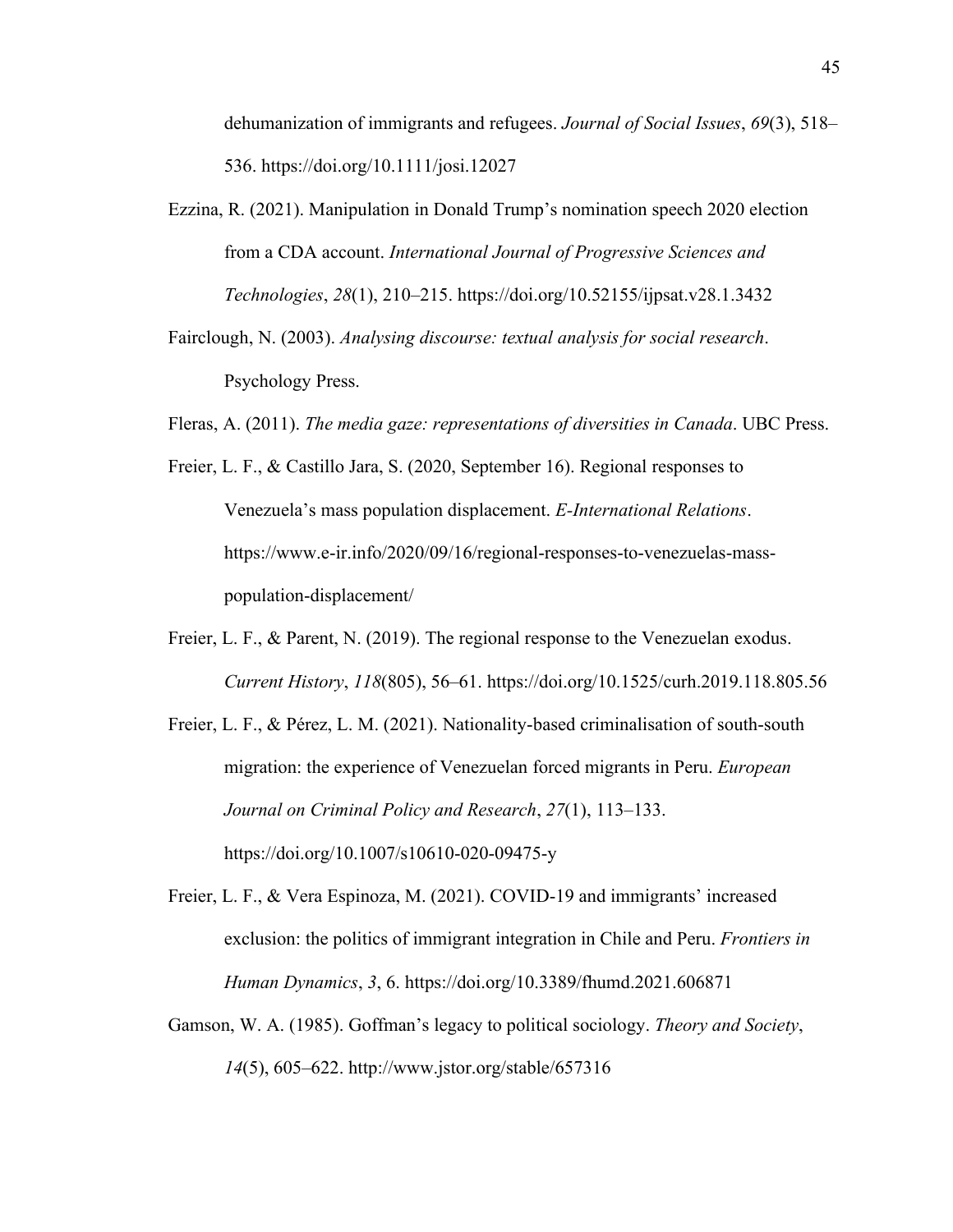dehumanization of immigrants and refugees. *Journal of Social Issues*, *69*(3), 518–536. https://doi.org/10.1111/josi.12027

Ezzina, R. (2021). Manipulation in Donald Trump's nomination speech 2020 election from a CDA account. *International Journal of Progressive Sciences and Technologies*, *28*(1), 210–215. https://doi.org/10.52155/ijpsat.v28.1.3432

Fairclough, N. (2003). *Analysing discourse: textual analysis for social research*. Psychology Press.

Fleras, A. (2011). *The media gaze: representations of diversities in Canada*. UBC Press.

Freier, L. F., & Castillo Jara, S. (2020, September 16). Regional responses to Venezuela's mass population displacement. *E-International Relations*. https://www.e-ir.info/2020/09/16/regional-responses-to-venezuelas-mass-population-displacement/

Freier, L. F., & Parent, N. (2019). The regional response to the Venezuelan exodus. *Current History*, *118*(805), 56–61. https://doi.org/10.1525/curh.2019.118.805.56

Freier, L. F., & Pérez, L. M. (2021). Nationality-based criminalisation of south-south migration: the experience of Venezuelan forced migrants in Peru. *European Journal on Criminal Policy and Research*, *27*(1), 113–133. https://doi.org/10.1007/s10610-020-09475-y

Freier, L. F., & Vera Espinoza, M. (2021). COVID-19 and immigrants' increased exclusion: the politics of immigrant integration in Chile and Peru. *Frontiers in Human Dynamics*, *3*, 6. https://doi.org/10.3389/fhumd.2021.606871

Gamson, W. A. (1985). Goffman's legacy to political sociology. *Theory and Society*, *14*(5), 605–622. http://www.jstor.org/stable/657316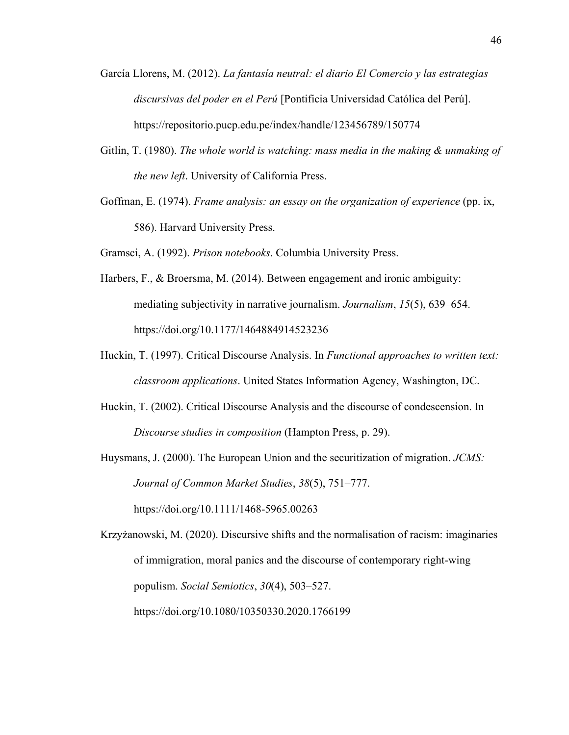García Llorens, M. (2012). *La fantasía neutral: el diario El Comercio y las estrategias discursivas del poder en el Perú* [Pontificia Universidad Católica del Perú]. https://repositorio.pucp.edu.pe/index/handle/123456789/150774

Gitlin, T. (1980). *The whole world is watching: mass media in the making & unmaking of the new left*. University of California Press.

Goffman, E. (1974). *Frame analysis: an essay on the organization of experience* (pp. ix, 586). Harvard University Press.

Gramsci, A. (1992). *Prison notebooks*. Columbia University Press.

Harbers, F., & Broersma, M. (2014). Between engagement and ironic ambiguity: mediating subjectivity in narrative journalism. *Journalism*, *15*(5), 639–654. https://doi.org/10.1177/1464884914523236

Huckin, T. (1997). Critical Discourse Analysis. In *Functional approaches to written text: classroom applications*. United States Information Agency, Washington, DC.

Huckin, T. (2002). Critical Discourse Analysis and the discourse of condescension. In *Discourse studies in composition* (Hampton Press, p. 29).

Huysmans, J. (2000). The European Union and the securitization of migration. *JCMS: Journal of Common Market Studies*, *38*(5), 751–777. https://doi.org/10.1111/1468-5965.00263

Krzyżanowski, M. (2020). Discursive shifts and the normalisation of racism: imaginaries of immigration, moral panics and the discourse of contemporary right-wing populism. *Social Semiotics*, *30*(4), 503–527. https://doi.org/10.1080/10350330.2020.1766199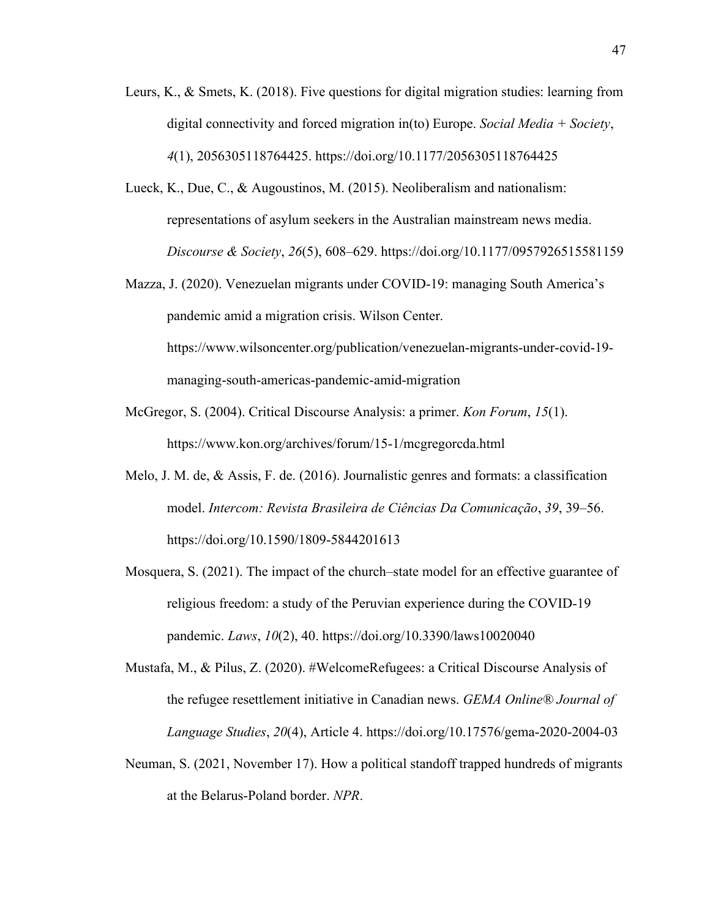Leurs, K., & Smets, K. (2018). Five questions for digital migration studies: learning from digital connectivity and forced migration in(to) Europe. *Social Media + Society*, *4*(1), 2056305118764425. https://doi.org/10.1177/2056305118764425

Lueck, K., Due, C., & Augoustinos, M. (2015). Neoliberalism and nationalism: representations of asylum seekers in the Australian mainstream news media. *Discourse & Society*, *26*(5), 608–629. https://doi.org/10.1177/0957926515581159

Mazza, J. (2020). Venezuelan migrants under COVID-19: managing South America's pandemic amid a migration crisis. Wilson Center. https://www.wilsoncenter.org/publication/venezuelan-migrants-under-covid-19-managing-south-americas-pandemic-amid-migration

McGregor, S. (2004). Critical Discourse Analysis: a primer. *Kon Forum*, *15*(1). https://www.kon.org/archives/forum/15-1/mcgregorcda.html

Melo, J. M. de, & Assis, F. de. (2016). Journalistic genres and formats: a classification model. *Intercom: Revista Brasileira de Ciências Da Comunicação*, *39*, 39–56. https://doi.org/10.1590/1809-5844201613

Mosquera, S. (2021). The impact of the church–state model for an effective guarantee of religious freedom: a study of the Peruvian experience during the COVID-19 pandemic. *Laws*, *10*(2), 40. https://doi.org/10.3390/laws10020040

Mustafa, M., & Pilus, Z. (2020). #WelcomeRefugees: a Critical Discourse Analysis of the refugee resettlement initiative in Canadian news. *GEMA Online® Journal of Language Studies*, *20*(4), Article 4. https://doi.org/10.17576/gema-2020-2004-03

Neuman, S. (2021, November 17). How a political standoff trapped hundreds of migrants at the Belarus-Poland border. *NPR*.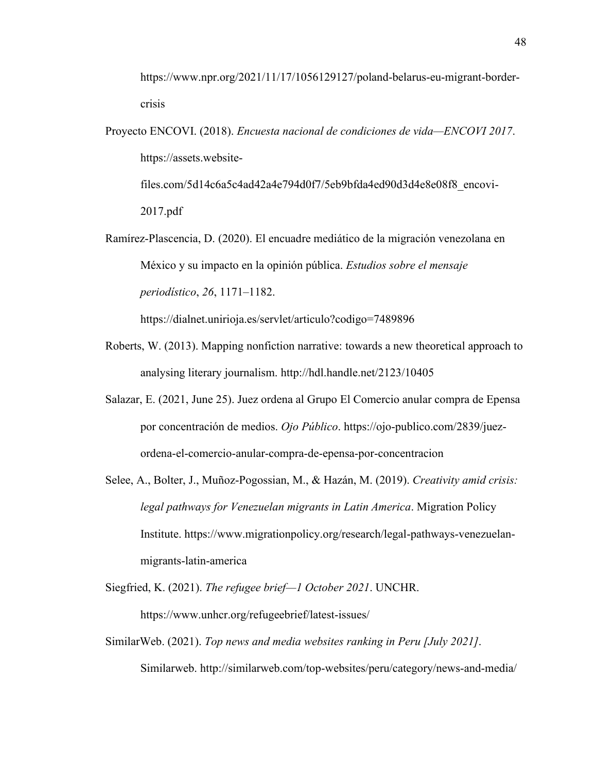https://www.npr.org/2021/11/17/1056129127/poland-belarus-eu-migrant-border-crisis

Proyecto ENCOVI. (2018). *Encuesta nacional de condiciones de vida—ENCOVI 2017*. https://assets.website-files.com/5d14c6a5c4ad42a4e794d0f7/5eb9bfda4ed90d3d4e8e08f8_encovi-2017.pdf

Ramírez-Plascencia, D. (2020). El encuadre mediático de la migración venezolana en México y su impacto en la opinión pública. *Estudios sobre el mensaje periodístico*, *26*, 1171–1182. https://dialnet.unirioja.es/servlet/articulo?codigo=7489896

Roberts, W. (2013). Mapping nonfiction narrative: towards a new theoretical approach to analysing literary journalism. http://hdl.handle.net/2123/10405

Salazar, E. (2021, June 25). Juez ordena al Grupo El Comercio anular compra de Epensa por concentración de medios. *Ojo Público*. https://ojo-publico.com/2839/juez-ordena-el-comercio-anular-compra-de-epensa-por-concentracion

Selee, A., Bolter, J., Muñoz-Pogossian, M., & Hazán, M. (2019). *Creativity amid crisis: legal pathways for Venezuelan migrants in Latin America*. Migration Policy Institute. https://www.migrationpolicy.org/research/legal-pathways-venezuelan-migrants-latin-america

Siegfried, K. (2021). *The refugee brief—1 October 2021*. UNCHR. https://www.unhcr.org/refugeebrief/latest-issues/

SimilarWeb. (2021). *Top news and media websites ranking in Peru [July 2021]*. Similarweb. http://similarweb.com/top-websites/peru/category/news-and-media/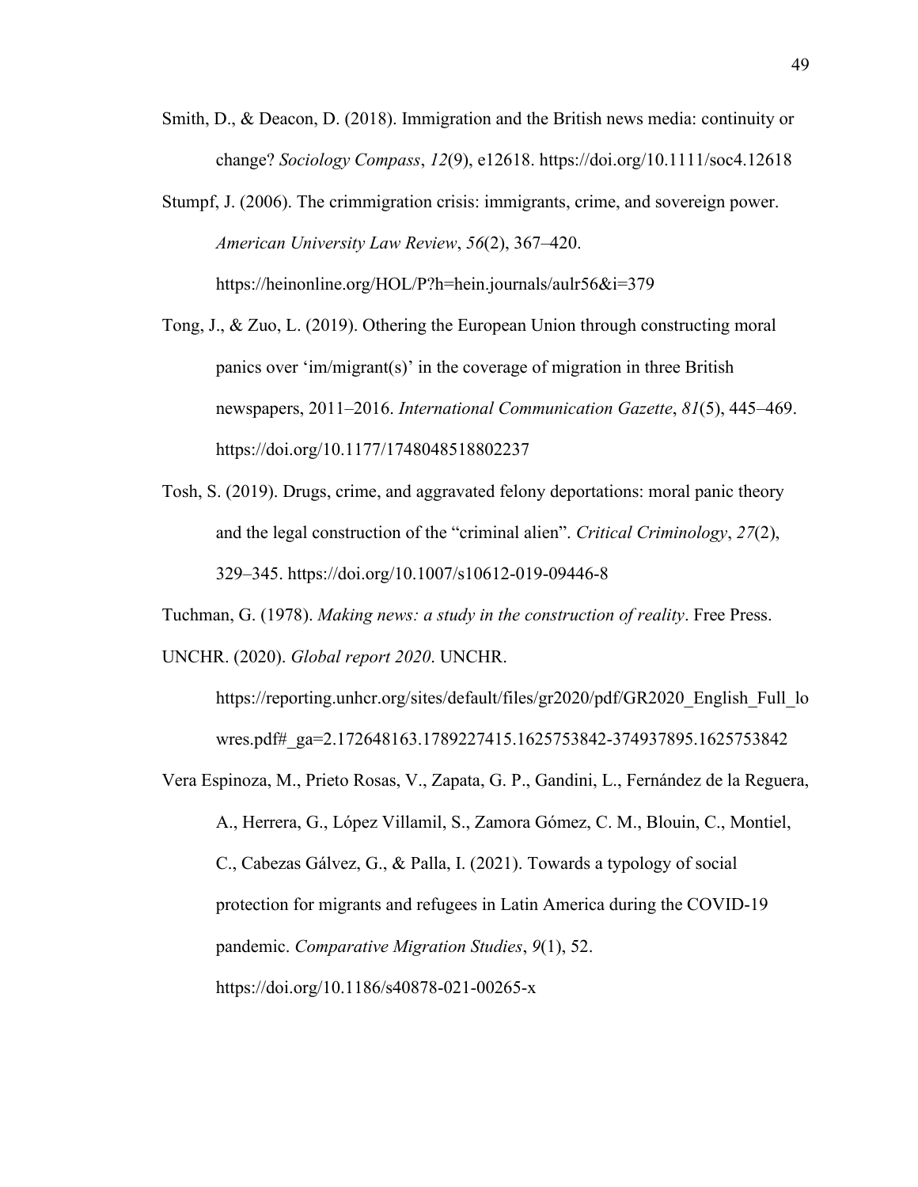Smith, D., & Deacon, D. (2018). Immigration and the British news media: continuity or change? *Sociology Compass*, *12*(9), e12618. https://doi.org/10.1111/soc4.12618

Stumpf, J. (2006). The crimmigration crisis: immigrants, crime, and sovereign power. *American University Law Review*, *56*(2), 367–420. https://heinonline.org/HOL/P?h=hein.journals/aulr56&i=379

Tong, J., & Zuo, L. (2019). Othering the European Union through constructing moral panics over 'im/migrant(s)' in the coverage of migration in three British newspapers, 2011–2016. *International Communication Gazette*, *81*(5), 445–469. https://doi.org/10.1177/1748048518802237

Tosh, S. (2019). Drugs, crime, and aggravated felony deportations: moral panic theory and the legal construction of the "criminal alien". *Critical Criminology*, *27*(2), 329–345. https://doi.org/10.1007/s10612-019-09446-8

Tuchman, G. (1978). *Making news: a study in the construction of reality*. Free Press.

UNCHR. (2020). *Global report 2020*. UNCHR. https://reporting.unhcr.org/sites/default/files/gr2020/pdf/GR2020_English_Full_lowres.pdf#_ga=2.172648163.1789227415.1625753842-374937895.1625753842

Vera Espinoza, M., Prieto Rosas, V., Zapata, G. P., Gandini, L., Fernández de la Reguera, A., Herrera, G., López Villamil, S., Zamora Gómez, C. M., Blouin, C., Montiel, C., Cabezas Gálvez, G., & Palla, I. (2021). Towards a typology of social protection for migrants and refugees in Latin America during the COVID-19 pandemic. *Comparative Migration Studies*, *9*(1), 52. https://doi.org/10.1186/s40878-021-00265-x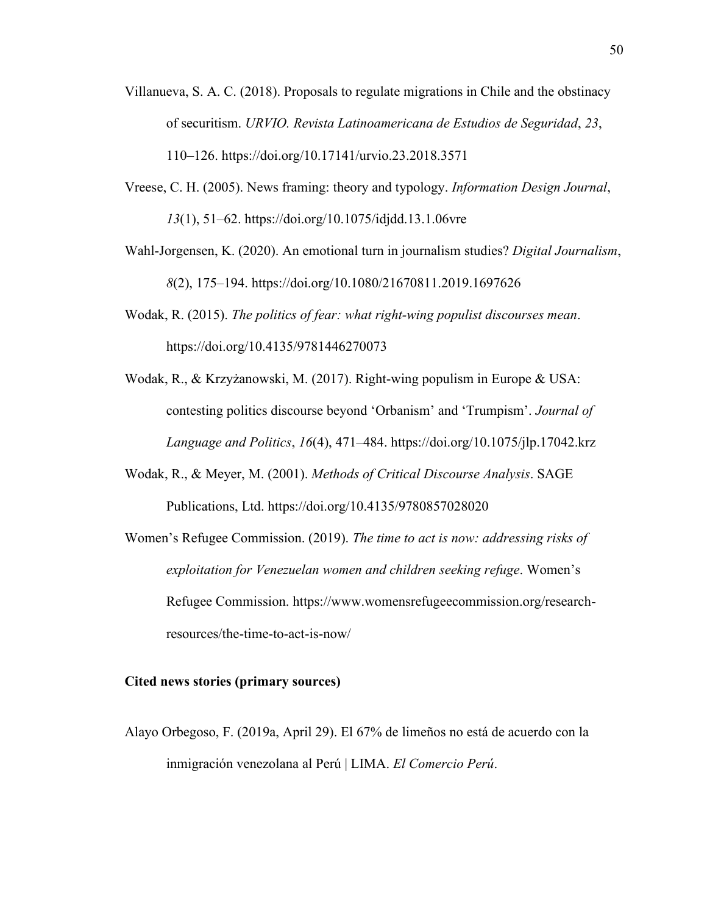Villanueva, S. A. C. (2018). Proposals to regulate migrations in Chile and the obstinacy of securitism. *URVIO. Revista Latinoamericana de Estudios de Seguridad*, *23*, 110–126. https://doi.org/10.17141/urvio.23.2018.3571

Vreese, C. H. (2005). News framing: theory and typology. *Information Design Journal*, *13*(1), 51–62. https://doi.org/10.1075/idjdd.13.1.06vre

Wahl-Jorgensen, K. (2020). An emotional turn in journalism studies? *Digital Journalism*, *8*(2), 175–194. https://doi.org/10.1080/21670811.2019.1697626

Wodak, R. (2015). *The politics of fear: what right-wing populist discourses mean*. https://doi.org/10.4135/9781446270073

Wodak, R., & Krzyżanowski, M. (2017). Right-wing populism in Europe & USA: contesting politics discourse beyond 'Orbanism' and 'Trumpism'. *Journal of Language and Politics*, *16*(4), 471–484. https://doi.org/10.1075/jlp.17042.krz

Wodak, R., & Meyer, M. (2001). *Methods of Critical Discourse Analysis*. SAGE Publications, Ltd. https://doi.org/10.4135/9780857028020

Women's Refugee Commission. (2019). *The time to act is now: addressing risks of exploitation for Venezuelan women and children seeking refuge*. Women's Refugee Commission. https://www.womensrefugeecommission.org/research-resources/the-time-to-act-is-now/

**Cited news stories (primary sources)**

Alayo Orbegoso, F. (2019a, April 29). El 67% de limeños no está de acuerdo con la inmigración venezolana al Perú | LIMA. *El Comercio Perú*.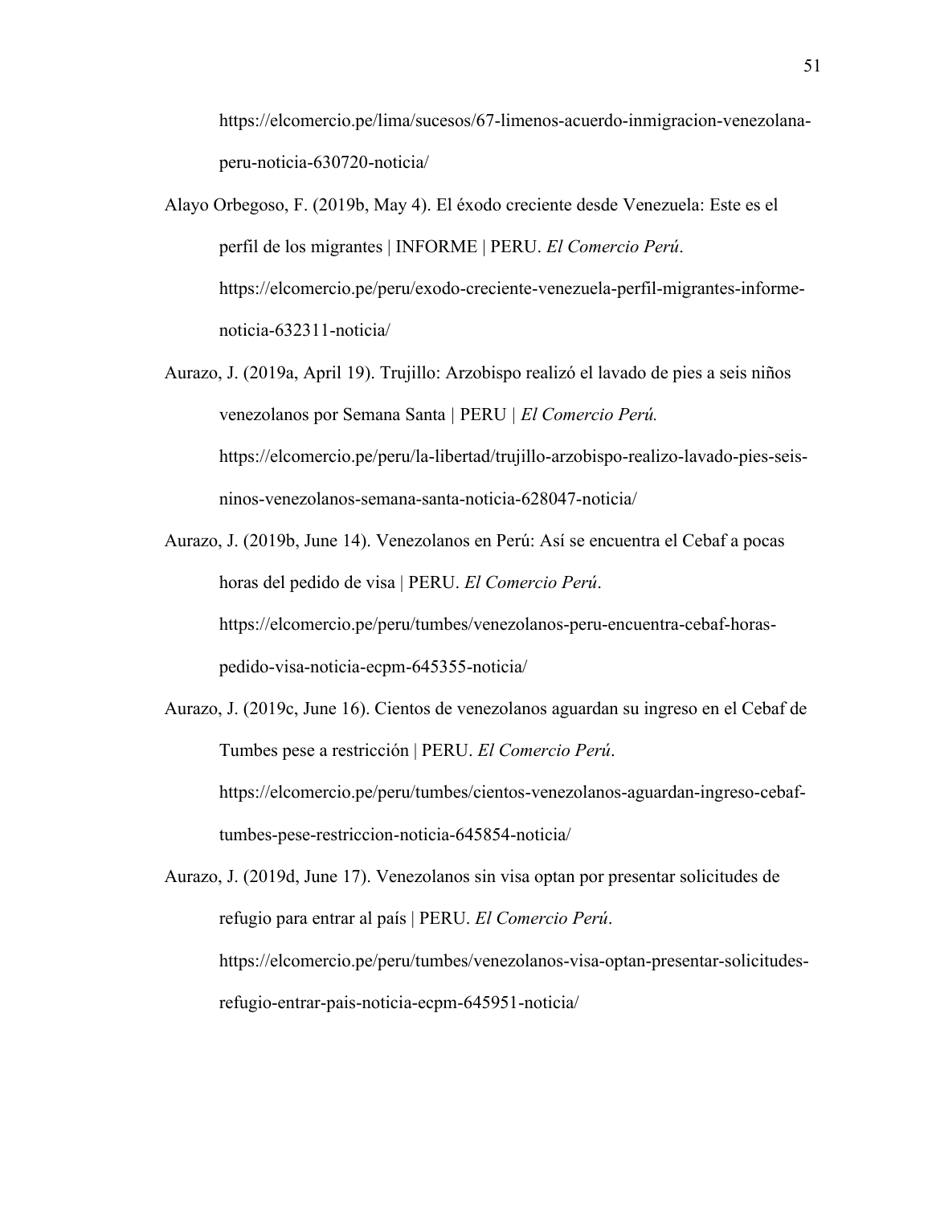https://elcomercio.pe/lima/sucesos/67-limenos-acuerdo-inmigracion-venezolana-peru-noticia-630720-noticia/

Alayo Orbegoso, F. (2019b, May 4). El éxodo creciente desde Venezuela: Este es el perfil de los migrantes | INFORME | PERU. *El Comercio Perú*. https://elcomercio.pe/peru/exodo-creciente-venezuela-perfil-migrantes-informe-noticia-632311-noticia/

Aurazo, J. (2019a, April 19). Trujillo: Arzobispo realizó el lavado de pies a seis niños venezolanos por Semana Santa | PERU | *El Comercio Perú.* https://elcomercio.pe/peru/la-libertad/trujillo-arzobispo-realizo-lavado-pies-seis-ninos-venezolanos-semana-santa-noticia-628047-noticia/

Aurazo, J. (2019b, June 14). Venezolanos en Perú: Así se encuentra el Cebaf a pocas horas del pedido de visa | PERU. *El Comercio Perú*. https://elcomercio.pe/peru/tumbes/venezolanos-peru-encuentra-cebaf-horas-pedido-visa-noticia-ecpm-645355-noticia/

Aurazo, J. (2019c, June 16). Cientos de venezolanos aguardan su ingreso en el Cebaf de Tumbes pese a restricción | PERU. *El Comercio Perú*. https://elcomercio.pe/peru/tumbes/cientos-venezolanos-aguardan-ingreso-cebaf-tumbes-pese-restriccion-noticia-645854-noticia/

Aurazo, J. (2019d, June 17). Venezolanos sin visa optan por presentar solicitudes de refugio para entrar al país | PERU. *El Comercio Perú*. https://elcomercio.pe/peru/tumbes/venezolanos-visa-optan-presentar-solicitudes-refugio-entrar-pais-noticia-ecpm-645951-noticia/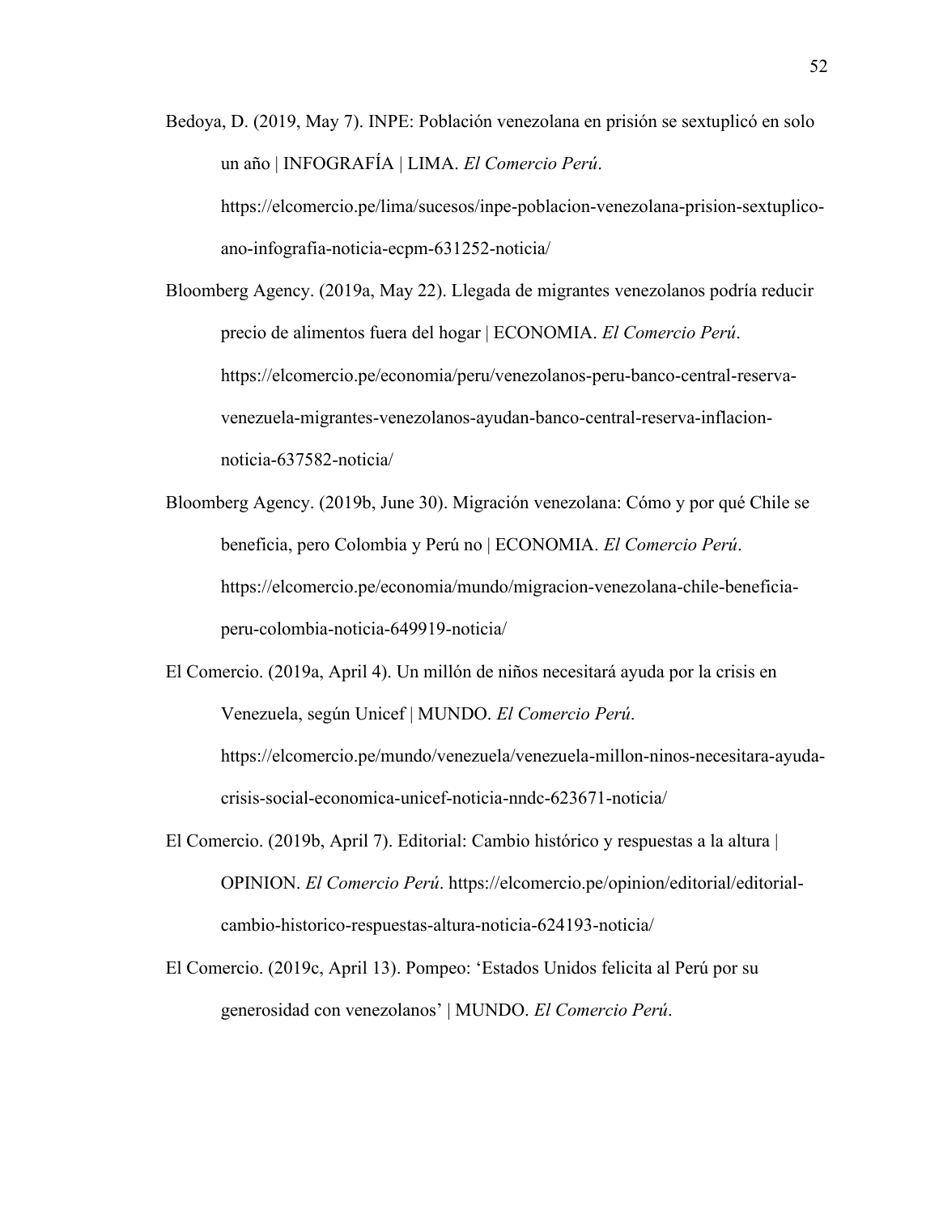Bedoya, D. (2019, May 7). INPE: Población venezolana en prisión se sextuplicó en solo un año | INFOGRAFÍA | LIMA. *El Comercio Perú*. https://elcomercio.pe/lima/sucesos/inpe-poblacion-venezolana-prision-sextuplico-ano-infografia-noticia-ecpm-631252-noticia/

Bloomberg Agency. (2019a, May 22). Llegada de migrantes venezolanos podría reducir precio de alimentos fuera del hogar | ECONOMIA. *El Comercio Perú*. https://elcomercio.pe/economia/peru/venezolanos-peru-banco-central-reserva-venezuela-migrantes-venezolanos-ayudan-banco-central-reserva-inflacion-noticia-637582-noticia/

Bloomberg Agency. (2019b, June 30). Migración venezolana: Cómo y por qué Chile se beneficia, pero Colombia y Perú no | ECONOMIA. *El Comercio Perú*. https://elcomercio.pe/economia/mundo/migracion-venezolana-chile-beneficia-peru-colombia-noticia-649919-noticia/

El Comercio. (2019a, April 4). Un millón de niños necesitará ayuda por la crisis en Venezuela, según Unicef | MUNDO. *El Comercio Perú*. https://elcomercio.pe/mundo/venezuela/venezuela-millon-ninos-necesitara-ayuda-crisis-social-economica-unicef-noticia-nndc-623671-noticia/

El Comercio. (2019b, April 7). Editorial: Cambio histórico y respuestas a la altura | OPINION. *El Comercio Perú*. https://elcomercio.pe/opinion/editorial/editorial-cambio-historico-respuestas-altura-noticia-624193-noticia/

El Comercio. (2019c, April 13). Pompeo: 'Estados Unidos felicita al Perú por su generosidad con venezolanos' | MUNDO. *El Comercio Perú*.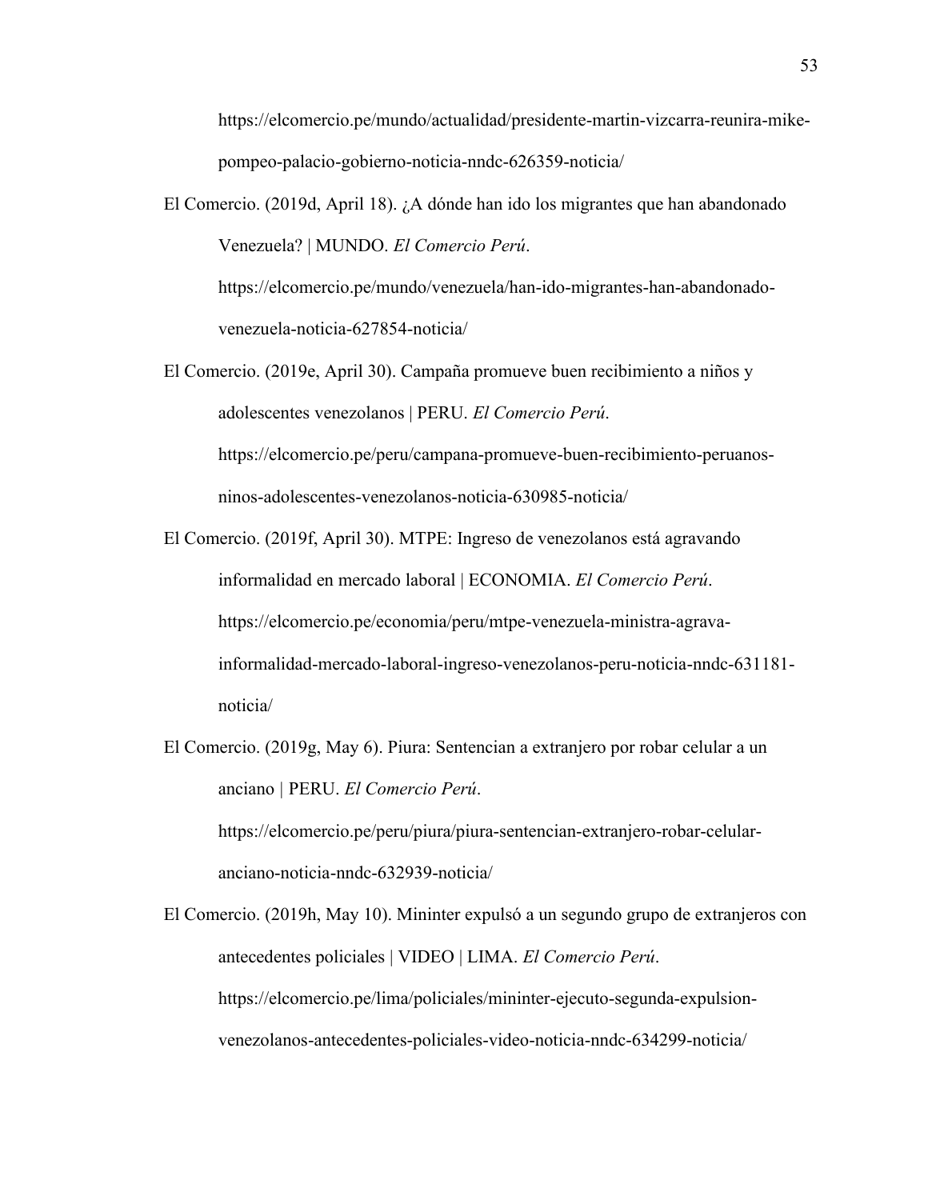https://elcomercio.pe/mundo/actualidad/presidente-martin-vizcarra-reunira-mike-pompeo-palacio-gobierno-noticia-nndc-626359-noticia/

El Comercio. (2019d, April 18). ¿A dónde han ido los migrantes que han abandonado Venezuela? | MUNDO. *El Comercio Perú*. https://elcomercio.pe/mundo/venezuela/han-ido-migrantes-han-abandonado-venezuela-noticia-627854-noticia/

El Comercio. (2019e, April 30). Campaña promueve buen recibimiento a niños y adolescentes venezolanos | PERU. *El Comercio Perú*. https://elcomercio.pe/peru/campana-promueve-buen-recibimiento-peruanos-ninos-adolescentes-venezolanos-noticia-630985-noticia/

El Comercio. (2019f, April 30). MTPE: Ingreso de venezolanos está agravando informalidad en mercado laboral | ECONOMIA. *El Comercio Perú*. https://elcomercio.pe/economia/peru/mtpe-venezuela-ministra-agrava-informalidad-mercado-laboral-ingreso-venezolanos-peru-noticia-nndc-631181-noticia/

El Comercio. (2019g, May 6). Piura: Sentencian a extranjero por robar celular a un anciano | PERU. *El Comercio Perú*. https://elcomercio.pe/peru/piura/piura-sentencian-extranjero-robar-celular-anciano-noticia-nndc-632939-noticia/

El Comercio. (2019h, May 10). Mininter expulsó a un segundo grupo de extranjeros con antecedentes policiales | VIDEO | LIMA. *El Comercio Perú*. https://elcomercio.pe/lima/policiales/mininter-ejecuto-segunda-expulsion-venezolanos-antecedentes-policiales-video-noticia-nndc-634299-noticia/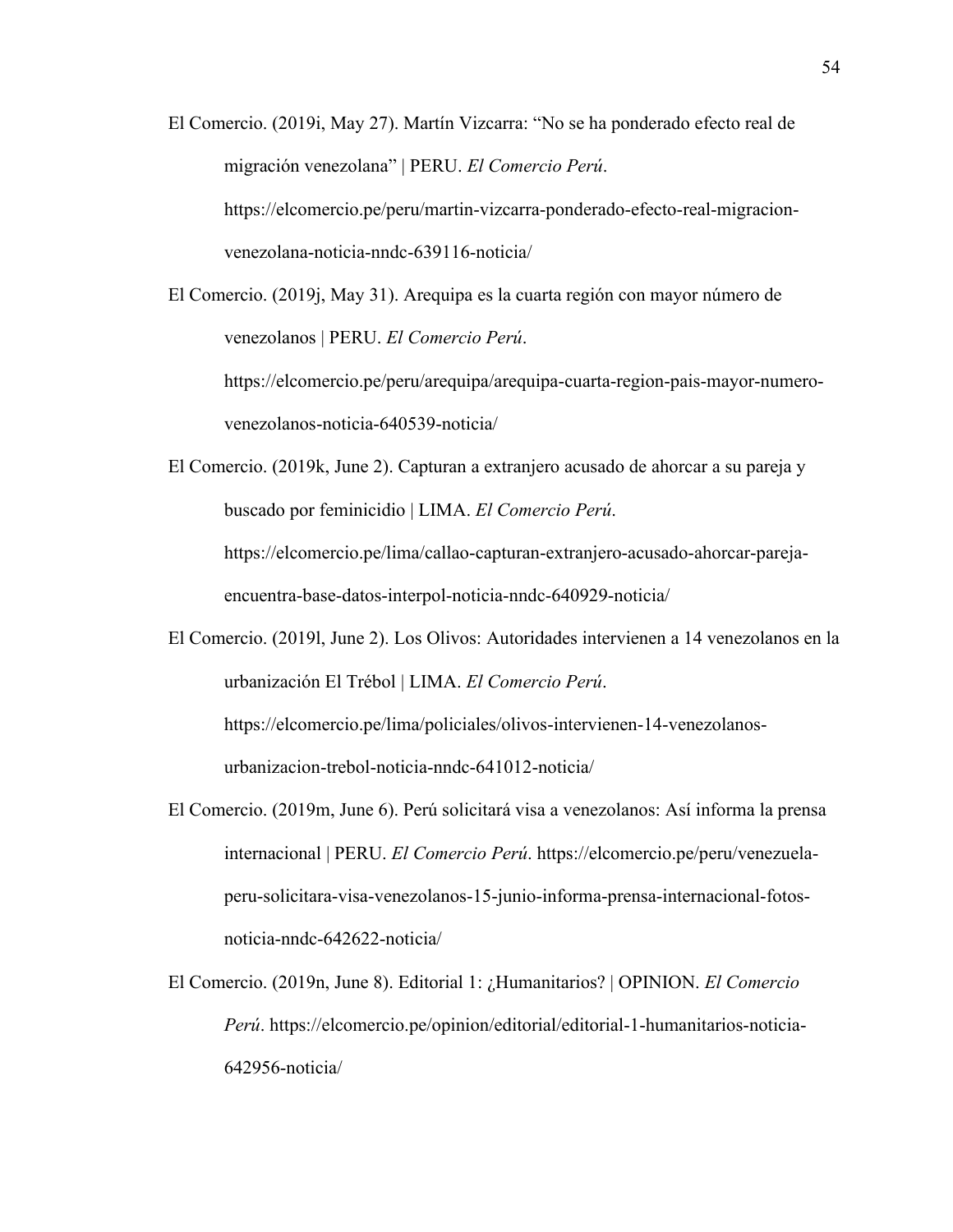El Comercio. (2019i, May 27). Martín Vizcarra: "No se ha ponderado efecto real de migración venezolana" | PERU. *El Comercio Perú*. https://elcomercio.pe/peru/martin-vizcarra-ponderado-efecto-real-migracion-venezolana-noticia-nndc-639116-noticia/

El Comercio. (2019j, May 31). Arequipa es la cuarta región con mayor número de venezolanos | PERU. *El Comercio Perú*. https://elcomercio.pe/peru/arequipa/arequipa-cuarta-region-pais-mayor-numero-venezolanos-noticia-640539-noticia/

El Comercio. (2019k, June 2). Capturan a extranjero acusado de ahorcar a su pareja y buscado por feminicidio | LIMA. *El Comercio Perú*. https://elcomercio.pe/lima/callao-capturan-extranjero-acusado-ahorcar-pareja-encuentra-base-datos-interpol-noticia-nndc-640929-noticia/

El Comercio. (2019l, June 2). Los Olivos: Autoridades intervienen a 14 venezolanos en la urbanización El Trébol | LIMA. *El Comercio Perú*. https://elcomercio.pe/lima/policiales/olivos-intervienen-14-venezolanos-urbanizacion-trebol-noticia-nndc-641012-noticia/

El Comercio. (2019m, June 6). Perú solicitará visa a venezolanos: Así informa la prensa internacional | PERU. *El Comercio Perú*. https://elcomercio.pe/peru/venezuela-peru-solicitara-visa-venezolanos-15-junio-informa-prensa-internacional-fotos-noticia-nndc-642622-noticia/

El Comercio. (2019n, June 8). Editorial 1: ¿Humanitarios? | OPINION. *El Comercio Perú*. https://elcomercio.pe/opinion/editorial/editorial-1-humanitarios-noticia-642956-noticia/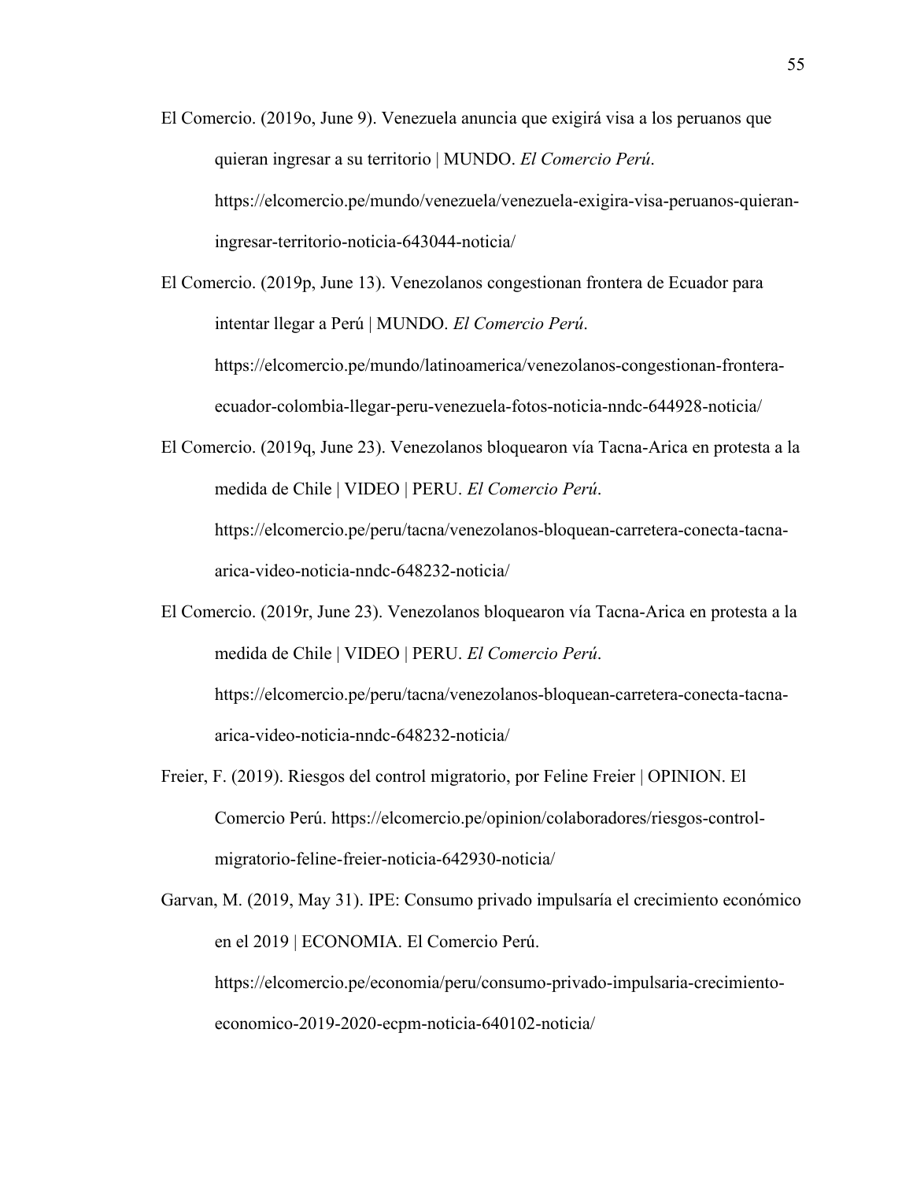El Comercio. (2019o, June 9). Venezuela anuncia que exigirá visa a los peruanos que quieran ingresar a su territorio | MUNDO. *El Comercio Perú*. https://elcomercio.pe/mundo/venezuela/venezuela-exigira-visa-peruanos-quieran-ingresar-territorio-noticia-643044-noticia/

El Comercio. (2019p, June 13). Venezolanos congestionan frontera de Ecuador para intentar llegar a Perú | MUNDO. *El Comercio Perú*. https://elcomercio.pe/mundo/latinoamerica/venezolanos-congestionan-frontera-ecuador-colombia-llegar-peru-venezuela-fotos-noticia-nndc-644928-noticia/

El Comercio. (2019q, June 23). Venezolanos bloquearon vía Tacna-Arica en protesta a la medida de Chile | VIDEO | PERU. *El Comercio Perú*. https://elcomercio.pe/peru/tacna/venezolanos-bloquean-carretera-conecta-tacna-arica-video-noticia-nndc-648232-noticia/

El Comercio. (2019r, June 23). Venezolanos bloquearon vía Tacna-Arica en protesta a la medida de Chile | VIDEO | PERU. *El Comercio Perú*. https://elcomercio.pe/peru/tacna/venezolanos-bloquean-carretera-conecta-tacna-arica-video-noticia-nndc-648232-noticia/

Freier, F. (2019). Riesgos del control migratorio, por Feline Freier | OPINION. El Comercio Perú. https://elcomercio.pe/opinion/colaboradores/riesgos-control-migratorio-feline-freier-noticia-642930-noticia/

Garvan, M. (2019, May 31). IPE: Consumo privado impulsaría el crecimiento económico en el 2019 | ECONOMIA. El Comercio Perú. https://elcomercio.pe/economia/peru/consumo-privado-impulsaria-crecimiento-economico-2019-2020-ecpm-noticia-640102-noticia/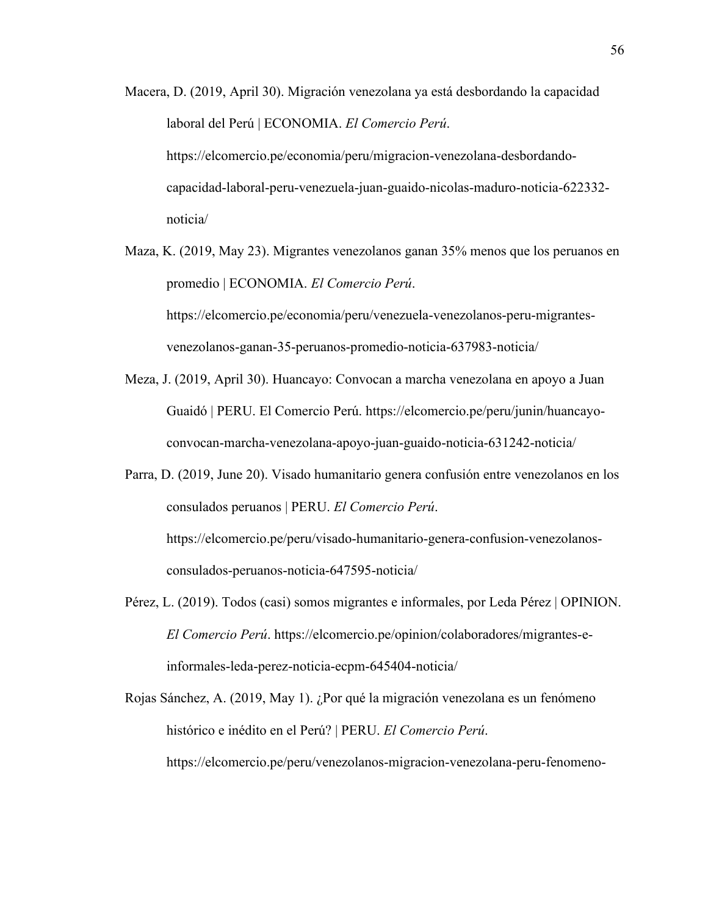Macera, D. (2019, April 30). Migración venezolana ya está desbordando la capacidad laboral del Perú | ECONOMIA. *El Comercio Perú*. https://elcomercio.pe/economia/peru/migracion-venezolana-desbordando-capacidad-laboral-peru-venezuela-juan-guaido-nicolas-maduro-noticia-622332-noticia/

Maza, K. (2019, May 23). Migrantes venezolanos ganan 35% menos que los peruanos en promedio | ECONOMIA. *El Comercio Perú*. https://elcomercio.pe/economia/peru/venezuela-venezolanos-peru-migrantes-venezolanos-ganan-35-peruanos-promedio-noticia-637983-noticia/

Meza, J. (2019, April 30). Huancayo: Convocan a marcha venezolana en apoyo a Juan Guaidó | PERU. El Comercio Perú. https://elcomercio.pe/peru/junin/huancayo-convocan-marcha-venezolana-apoyo-juan-guaido-noticia-631242-noticia/

Parra, D. (2019, June 20). Visado humanitario genera confusión entre venezolanos en los consulados peruanos | PERU. *El Comercio Perú*. https://elcomercio.pe/peru/visado-humanitario-genera-confusion-venezolanos-consulados-peruanos-noticia-647595-noticia/

Pérez, L. (2019). Todos (casi) somos migrantes e informales, por Leda Pérez | OPINION. *El Comercio Perú*. https://elcomercio.pe/opinion/colaboradores/migrantes-e-informales-leda-perez-noticia-ecpm-645404-noticia/

Rojas Sánchez, A. (2019, May 1). ¿Por qué la migración venezolana es un fenómeno histórico e inédito en el Perú? | PERU. *El Comercio Perú*. https://elcomercio.pe/peru/venezolanos-migracion-venezolana-peru-fenomeno-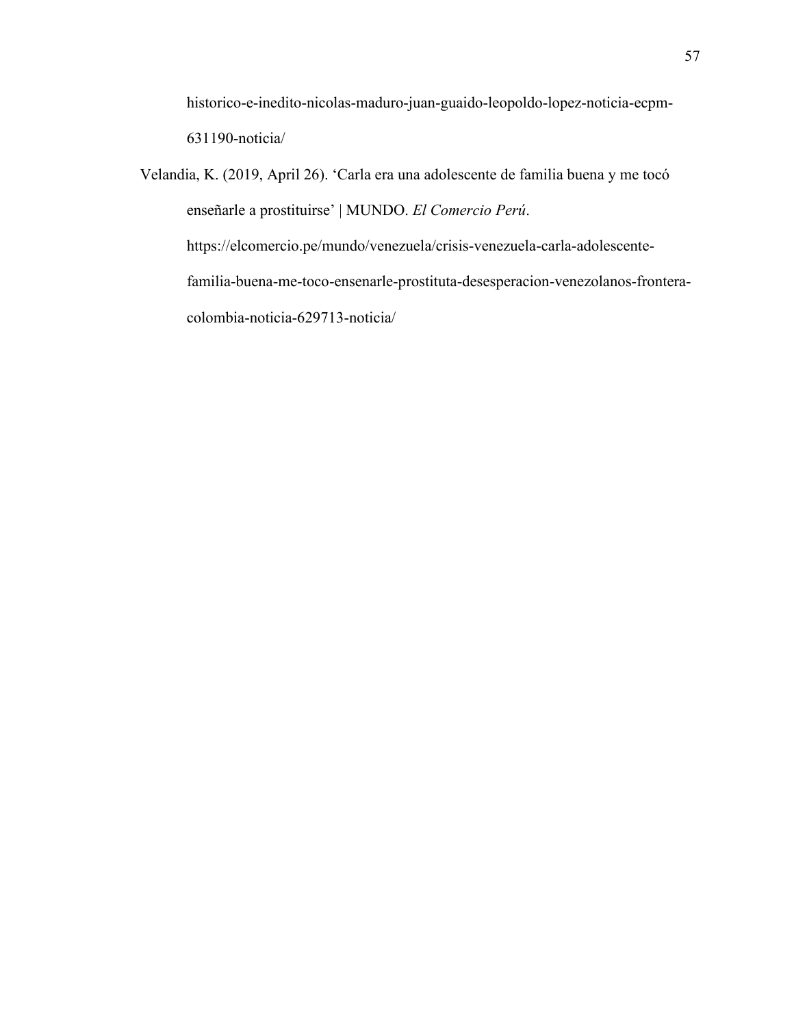historico-e-inedito-nicolas-maduro-juan-guaido-leopoldo-lopez-noticia-ecpm-631190-noticia/

Velandia, K. (2019, April 26). 'Carla era una adolescente de familia buena y me tocó enseñarle a prostituirse' | MUNDO. *El Comercio Perú*. https://elcomercio.pe/mundo/venezuela/crisis-venezuela-carla-adolescente-familia-buena-me-toco-ensenarle-prostituta-desesperacion-venezolanos-frontera-colombia-noticia-629713-noticia/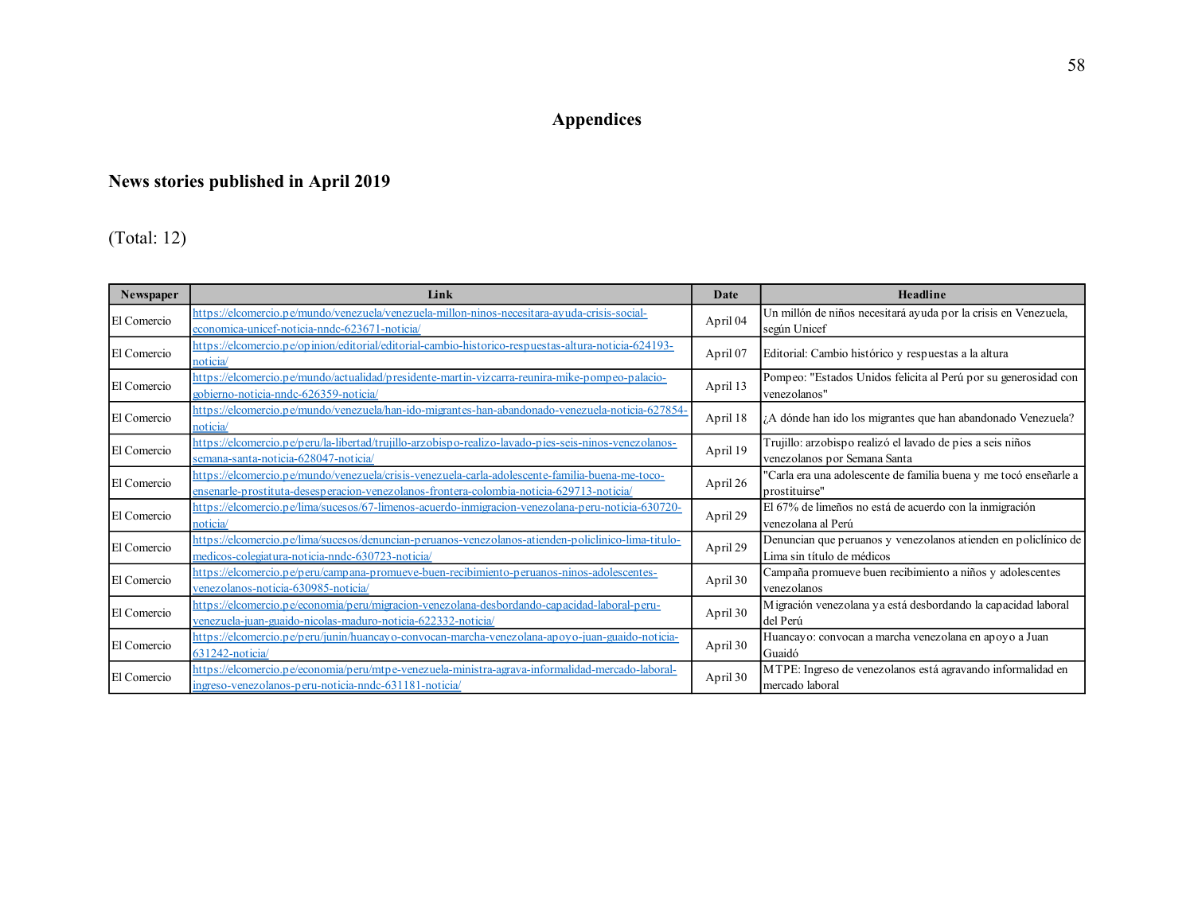# Appendices

## News stories published in April 2019

(Total: 12)

| Newspaper | Link | Date | Headline |
|---|---|---|---|
| El Comercio | https://elcomercio.pe/mundo/venezuela/venezuela-millon-ninos-necesitara-ayuda-crisis-social-economica-unicef-noticia-nndc-623671-noticia/ | April 04 | Un millón de niños necesitará ayuda por la crisis en Venezuela, según Unicef |
| El Comercio | https://elcomercio.pe/opinion/editorial/editorial-cambio-historico-respuestas-altura-noticia-624193-noticia/ | April 07 | Editorial: Cambio histórico y respuestas a la altura |
| El Comercio | https://elcomercio.pe/mundo/actualidad/presidente-martin-vizcarra-reunira-mike-pompeo-palacio-gobierno-noticia-nndc-626359-noticia/ | April 13 | Pompeo: "Estados Unidos felicita al Perú por su generosidad con venezolanos" |
| El Comercio | https://elcomercio.pe/mundo/venezuela/han-ido-migrantes-han-abandonado-venezuela-noticia-627854-noticia/ | April 18 | ¿A dónde han ido los migrantes que han abandonado Venezuela? |
| El Comercio | https://elcomercio.pe/peru/la-libertad/trujillo-arzobispo-realizo-lavado-pies-seis-ninos-venezolanos-semana-santa-noticia-628047-noticia/ | April 19 | Trujillo: arzobispo realizó el lavado de pies a seis niños venezolanos por Semana Santa |
| El Comercio | https://elcomercio.pe/mundo/venezuela/crisis-venezuela-carla-adolescente-familia-buena-me-toco-ensenarle-prostituta-desesperacion-venezolanos-frontera-colombia-noticia-629713-noticia/ | April 26 | "Carla era una adolescente de familia buena y me tocó enseñarle a prostituirse" |
| El Comercio | https://elcomercio.pe/lima/sucesos/67-limenos-acuerdo-inmigracion-venezolana-peru-noticia-630720-noticia/ | April 29 | El 67% de limeños no está de acuerdo con la inmigración venezolana al Perú |
| El Comercio | https://elcomercio.pe/lima/sucesos/denuncian-peruanos-venezolanos-atienden-policlinico-lima-titulo-medicos-colegiatura-noticia-nndc-630723-noticia/ | April 29 | Denuncian que peruanos y venezolanos atienden en policlínico de Lima sin título de médicos |
| El Comercio | https://elcomercio.pe/peru/campana-promueve-buen-recibimiento-peruanos-ninos-adolescentes-venezolanos-noticia-630985-noticia/ | April 30 | Campaña promueve buen recibimiento a niños y adolescentes venezolanos |
| El Comercio | https://elcomercio.pe/economia/peru/migracion-venezolana-desbordando-capacidad-laboral-peru-venezuela-juan-guaido-nicolas-maduro-noticia-622332-noticia/ | April 30 | Migración venezolana ya está desbordando la capacidad laboral del Perú |
| El Comercio | https://elcomercio.pe/peru/junin/huancayo-convocan-marcha-venezolana-apoyo-juan-guaido-noticia-631242-noticia/ | April 30 | Huancayo: convocan a marcha venezolana en apoyo a Juan Guaidó |
| El Comercio | https://elcomercio.pe/economia/peru/mtpe-venezuela-ministra-agrava-informalidad-mercado-laboral-ingreso-venezolanos-peru-noticia-nndc-631181-noticia/ | April 30 | MTPE: Ingreso de venezolanos está agravando informalidad en mercado laboral |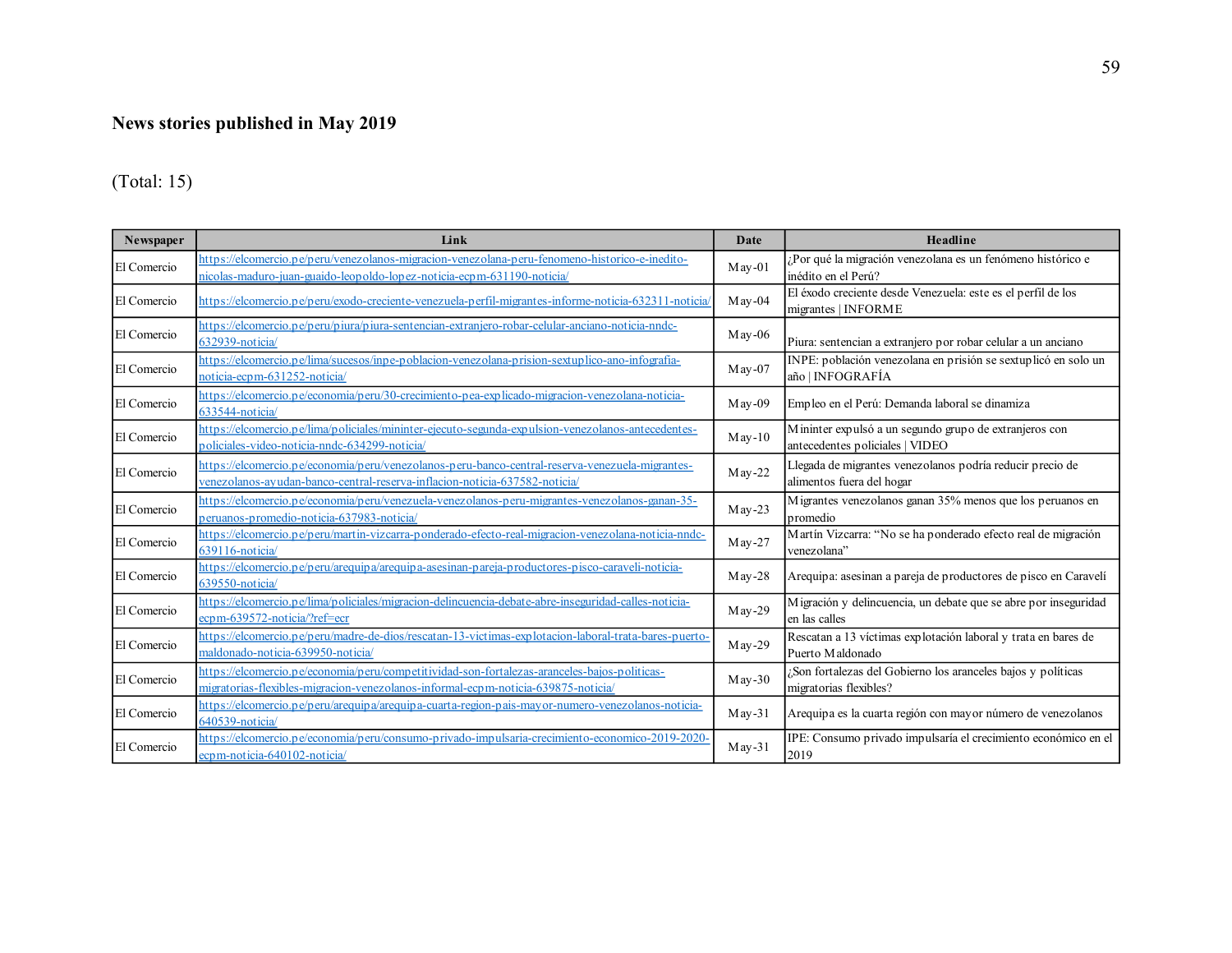**News stories published in May 2019**

(Total: 15)

| Newspaper | Link | Date | Headline |
|---|---|---|---|
| El Comercio | https://elcomercio.pe/peru/venezolanos-migracion-venezolana-peru-fenomeno-historico-e-inedito-nicolas-maduro-juan-guaido-leopoldo-lopez-noticia-ecpm-631190-noticia/ | May-01 | ¿Por qué la migración venezolana es un fenómeno histórico e inédito en el Perú? |
| El Comercio | https://elcomercio.pe/peru/exodo-creciente-venezuela-perfil-migrantes-informe-noticia-632311-noticia/ | May-04 | El éxodo creciente desde Venezuela: este es el perfil de los migrantes \| INFORME |
| El Comercio | https://elcomercio.pe/peru/piura/piura-sentencian-extranjero-robar-celular-anciano-noticia-nndc-632939-noticia/ | May-06 | Piura: sentencian a extranjero por robar celular a un anciano |
| El Comercio | https://elcomercio.pe/lima/sucesos/inpe-poblacion-venezolana-prision-sextuplico-ano-infografia-noticia-ecpm-631252-noticia/ | May-07 | INPE: población venezolana en prisión se sextuplicó en solo un año \| INFOGRAFÍA |
| El Comercio | https://elcomercio.pe/economia/peru/30-crecimiento-pea-explicado-migracion-venezolana-noticia-633544-noticia/ | May-09 | Empleo en el Perú: Demanda laboral se dinamiza |
| El Comercio | https://elcomercio.pe/lima/policiales/mininter-ejecuto-segunda-expulsion-venezolanos-antecedentes-policiales-video-noticia-nndc-634299-noticia/ | May-10 | Mininter expulsó a un segundo grupo de extranjeros con antecedentes policiales \| VIDEO |
| El Comercio | https://elcomercio.pe/economia/peru/venezolanos-peru-banco-central-reserva-venezuela-migrantes-venezolanos-ayudan-banco-central-reserva-inflacion-noticia-637582-noticia/ | May-22 | Llegada de migrantes venezolanos podría reducir precio de alimentos fuera del hogar |
| El Comercio | https://elcomercio.pe/economia/peru/venezuela-venezolanos-peru-migrantes-venezolanos-ganan-35-peruanos-promedio-noticia-637983-noticia/ | May-23 | Migrantes venezolanos ganan 35% menos que los peruanos en promedio |
| El Comercio | https://elcomercio.pe/peru/martin-vizcarra-ponderado-efecto-real-migracion-venezolana-noticia-nndc-639116-noticia/ | May-27 | Martín Vizcarra: "No se ha ponderado efecto real de migración venezolana" |
| El Comercio | https://elcomercio.pe/peru/arequipa/arequipa-asesinan-pareja-productores-pisco-caraveli-noticia-639550-noticia/ | May-28 | Arequipa: asesinan a pareja de productores de pisco en Caravelí |
| El Comercio | https://elcomercio.pe/lima/policiales/migracion-delincuencia-debate-abre-inseguridad-calles-noticia-ecpm-639572-noticia/?ref=ecr | May-29 | Migración y delincuencia, un debate que se abre por inseguridad en las calles |
| El Comercio | https://elcomercio.pe/peru/madre-de-dios/rescatan-13-victimas-explotacion-laboral-trata-bares-puerto-maldonado-noticia-639950-noticia/ | May-29 | Rescatan a 13 víctimas explotación laboral y trata en bares de Puerto Maldonado |
| El Comercio | https://elcomercio.pe/economia/peru/competitividad-son-fortalezas-aranceles-bajos-politicas-migratorias-flexibles-migracion-venezolanos-informal-ecpm-noticia-639875-noticia/ | May-30 | ¿Son fortalezas del Gobierno los aranceles bajos y políticas migratorias flexibles? |
| El Comercio | https://elcomercio.pe/peru/arequipa/arequipa-cuarta-region-pais-mayor-numero-venezolanos-noticia-640539-noticia/ | May-31 | Arequipa es la cuarta región con mayor número de venezolanos |
| El Comercio | https://elcomercio.pe/economia/peru/consumo-privado-impulsaria-crecimiento-economico-2019-2020-ecpm-noticia-640102-noticia/ | May-31 | IPE: Consumo privado impulsaría el crecimiento económico en el 2019 |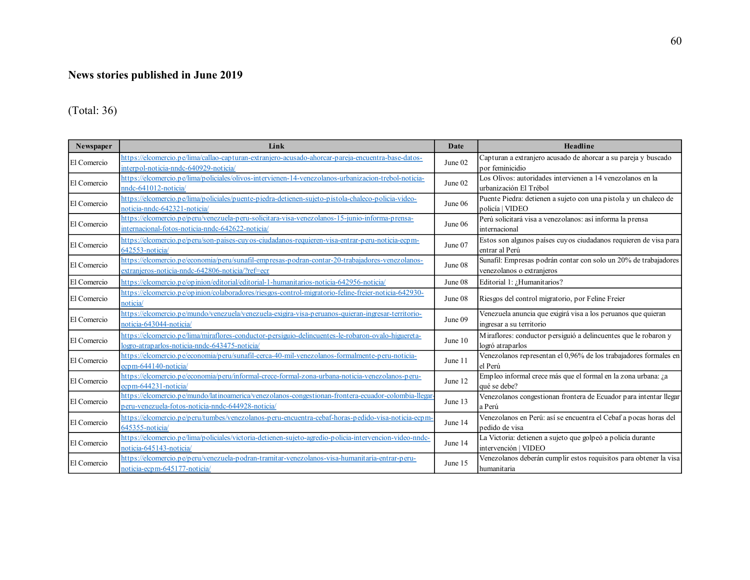## News stories published in June 2019

(Total: 36)

| Newspaper | Link | Date | Headline |
|---|---|---|---|
| El Comercio | https://elcomercio.pe/lima/callao-capturan-extranjero-acusado-ahorcar-pareja-encuentra-base-datos-interpol-noticia-nndc-640929-noticia/ | June 02 | Capturan a extranjero acusado de ahorcar a su pareja y buscado por feminicidio |
| El Comercio | https://elcomercio.pe/lima/policiales/olivos-intervienen-14-venezolanos-urbanizacion-trebol-noticia-nndc-641012-noticia/ | June 02 | Los Olivos: autoridades intervienen a 14 venezolanos en la urbanización El Trébol |
| El Comercio | https://elcomercio.pe/lima/policiales/puente-piedra-detienen-sujeto-pistola-chaleco-policia-video-noticia-nndc-642321-noticia/ | June 06 | Puente Piedra: detienen a sujeto con una pistola y un chaleco de policía \| VIDEO |
| El Comercio | https://elcomercio.pe/peru/venezuela-peru-solicitara-visa-venezolanos-15-junio-informa-prensa-internacional-fotos-noticia-nndc-642622-noticia/ | June 06 | Perú solicitará visa a venezolanos: así informa la prensa internacional |
| El Comercio | https://elcomercio.pe/peru/son-paises-cuyos-ciudadanos-requieren-visa-entrar-peru-noticia-ecpm-642553-noticia/ | June 07 | Estos son algunos países cuyos ciudadanos requieren de visa para entrar al Perú |
| El Comercio | https://elcomercio.pe/economia/peru/sunafil-empresas-podran-contar-20-trabajadores-venezolanos-extranjeros-noticia-nndc-642806-noticia/?ref=ecr | June 08 | Sunafil: Empresas podrán contar con solo un 20% de trabajadores venezolanos o extranjeros |
| El Comercio | https://elcomercio.pe/opinion/editorial/editorial-1-humanitarios-noticia-642956-noticia/ | June 08 | Editorial 1: ¿Humanitarios? |
| El Comercio | https://elcomercio.pe/opinion/colaboradores/riesgos-control-migratorio-feline-freier-noticia-642930-noticia/ | June 08 | Riesgos del control migratorio, por Feline Freier |
| El Comercio | https://elcomercio.pe/mundo/venezuela/venezuela-exigira-visa-peruanos-quieran-ingresar-territorio-noticia-643044-noticia/ | June 09 | Venezuela anuncia que exigirá visa a los peruanos que quieran ingresar a su territorio |
| El Comercio | https://elcomercio.pe/lima/miraflores-conductor-persiguio-delincuentes-le-robaron-ovalo-higuereta-logro-atraparlos-noticia-nndc-643475-noticia/ | June 10 | Miraflores: conductor persiguió a delincuentes que le robaron y logró atraparlos |
| El Comercio | https://elcomercio.pe/economia/peru/sunafil-cerca-40-mil-venezolanos-formalmente-peru-noticia-ecpm-644140-noticia/ | June 11 | Venezolanos representan el 0,96% de los trabajadores formales en el Perú |
| El Comercio | https://elcomercio.pe/economia/peru/informal-crece-formal-zona-urbana-noticia-venezolanos-peru-ecpm-644231-noticia/ | June 12 | Empleo informal crece más que el formal en la zona urbana: ¿a qué se debe? |
| El Comercio | https://elcomercio.pe/mundo/latinoamerica/venezolanos-congestionan-frontera-ecuador-colombia-llegar-peru-venezuela-fotos-noticia-nndc-644928-noticia/ | June 13 | Venezolanos congestionan frontera de Ecuador para intentar llegar a Perú |
| El Comercio | https://elcomercio.pe/peru/tumbes/venezolanos-peru-encuentra-cebaf-horas-pedido-visa-noticia-ecpm-645355-noticia/ | June 14 | Venezolanos en Perú: así se encuentra el Cebaf a pocas horas del pedido de visa |
| El Comercio | https://elcomercio.pe/lima/policiales/victoria-detienen-sujeto-agredio-policia-intervencion-video-nndc-noticia-645143-noticia/ | June 14 | La Victoria: detienen a sujeto que golpeó a policía durante intervención \| VIDEO |
| El Comercio | https://elcomercio.pe/peru/venezuela-podran-tramitar-venezolanos-visa-humanitaria-entrar-peru-noticia-ecpm-645177-noticia/ | June 15 | Venezolanos deberán cumplir estos requisitos para obtener la visa humanitaria |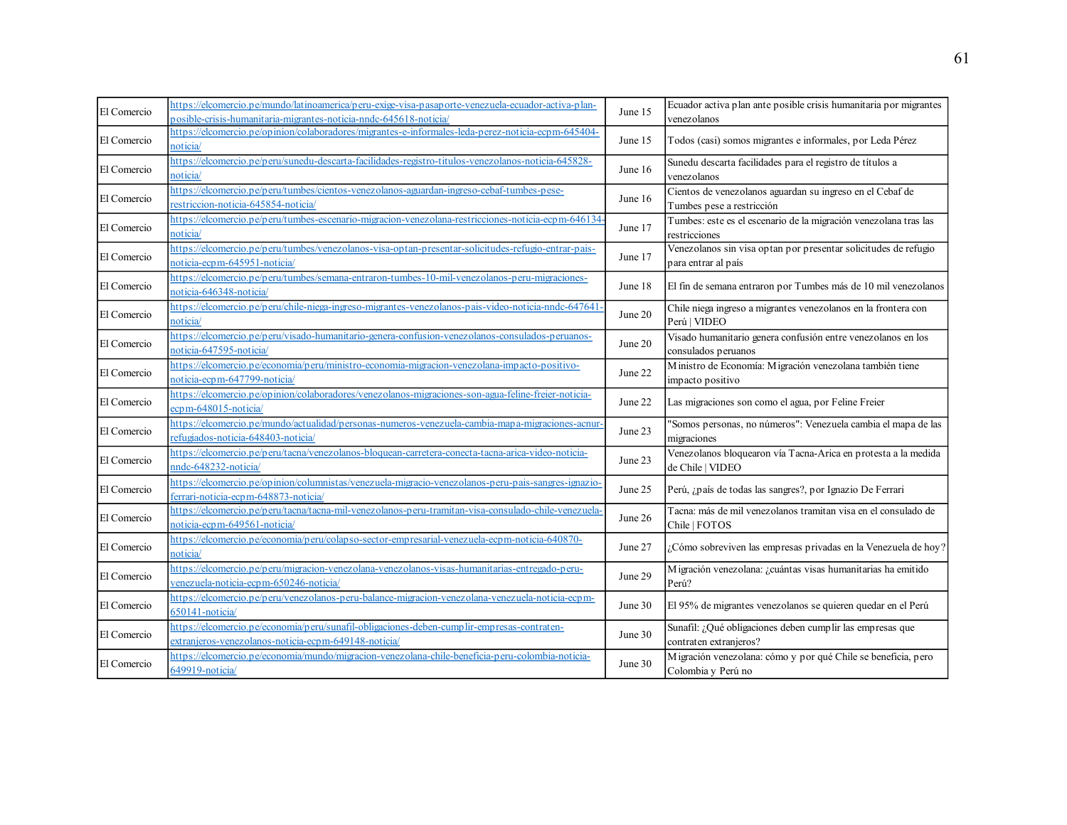| El Comercio | https://elcomercio.pe/mundo/latinoamerica/peru-exige-visa-pasaporte-venezuela-ecuador-activa-plan-posible-crisis-humanitaria-migrantes-noticia-nndc-645618-noticia/ | June 15 | Ecuador activa plan ante posible crisis humanitaria por migrantes venezolanos |
|---|---|---|---|
| El Comercio | https://elcomercio.pe/opinion/colaboradores/migrantes-e-informales-leda-perez-noticia-ecpm-645404-noticia/ | June 15 | Todos (casi) somos migrantes e informales, por Leda Pérez |
| El Comercio | https://elcomercio.pe/peru/sunedu-descarta-facilidades-registro-titulos-venezolanos-noticia-645828-noticia/ | June 16 | Sunedu descarta facilidades para el registro de títulos a venezolanos |
| El Comercio | https://elcomercio.pe/peru/tumbes/cientos-venezolanos-aguardan-ingreso-cebaf-tumbes-pese-restriccion-noticia-645854-noticia/ | June 16 | Cientos de venezolanos aguardan su ingreso en el Cebaf de Tumbes pese a restricción |
| El Comercio | https://elcomercio.pe/peru/tumbes-escenario-migracion-venezolana-restricciones-noticia-ecpm-646134-noticia/ | June 17 | Tumbes: este es el escenario de la migración venezolana tras las restricciones |
| El Comercio | https://elcomercio.pe/peru/tumbes/venezolanos-visa-optan-presentar-solicitudes-refugio-entrar-pais-noticia-ecpm-645951-noticia/ | June 17 | Venezolanos sin visa optan por presentar solicitudes de refugio para entrar al país |
| El Comercio | https://elcomercio.pe/peru/tumbes/semana-entraron-tumbes-10-mil-venezolanos-peru-migraciones-noticia-646348-noticia/ | June 18 | El fin de semana entraron por Tumbes más de 10 mil venezolanos |
| El Comercio | https://elcomercio.pe/peru/chile-niega-ingreso-migrantes-venezolanos-pais-video-noticia-nndc-647641-noticia/ | June 20 | Chile niega ingreso a migrantes venezolanos en la frontera con Perú \| VIDEO |
| El Comercio | https://elcomercio.pe/peru/visado-humanitario-genera-confusion-venezolanos-consulados-peruanos-noticia-647595-noticia/ | June 20 | Visado humanitario genera confusión entre venezolanos en los consulados peruanos |
| El Comercio | https://elcomercio.pe/economia/peru/ministro-economia-migracion-venezolana-impacto-positivo-noticia-ecpm-647799-noticia/ | June 22 | Ministro de Economía: Migración venezolana también tiene impacto positivo |
| El Comercio | https://elcomercio.pe/opinion/colaboradores/venezolanos-migraciones-son-agua-feline-freier-noticia-ecpm-648015-noticia/ | June 22 | Las migraciones son como el agua, por Feline Freier |
| El Comercio | https://elcomercio.pe/mundo/actualidad/personas-numeros-venezuela-cambia-mapa-migraciones-acnur-refugiados-noticia-648403-noticia/ | June 23 | "Somos personas, no números": Venezuela cambia el mapa de las migraciones |
| El Comercio | https://elcomercio.pe/peru/tacna/venezolanos-bloquean-carretera-conecta-tacna-arica-video-noticia-nndc-648232-noticia/ | June 23 | Venezolanos bloquearon vía Tacna-Arica en protesta a la medida de Chile \| VIDEO |
| El Comercio | https://elcomercio.pe/opinion/columnistas/venezuela-migracio-venezolanos-peru-pais-sangres-ignazio-ferrari-noticia-ecpm-648873-noticia/ | June 25 | Perú, ¿país de todas las sangres?, por Ignazio De Ferrari |
| El Comercio | https://elcomercio.pe/peru/tacna/tacna-mil-venezolanos-peru-tramitan-visa-consulado-chile-venezuela-noticia-ecpm-649561-noticia/ | June 26 | Tacna: más de mil venezolanos tramitan visa en el consulado de Chile \| FOTOS |
| El Comercio | https://elcomercio.pe/economia/peru/colapso-sector-empresarial-venezuela-ecpm-noticia-640870-noticia/ | June 27 | ¿Cómo sobreviven las empresas privadas en la Venezuela de hoy? |
| El Comercio | https://elcomercio.pe/peru/migracion-venezolana-venezolanos-visas-humanitarias-entregado-peru-venezuela-noticia-ecpm-650246-noticia/ | June 29 | Migración venezolana: ¿cuántas visas humanitarias ha emitido Perú? |
| El Comercio | https://elcomercio.pe/peru/venezolanos-peru-balance-migracion-venezolana-venezuela-noticia-ecpm-650141-noticia/ | June 30 | El 95% de migrantes venezolanos se quieren quedar en el Perú |
| El Comercio | https://elcomercio.pe/economia/peru/sunafil-obligaciones-deben-cumplir-empresas-contraten-extranjeros-venezolanos-noticia-ecpm-649148-noticia/ | June 30 | Sunafil: ¿Qué obligaciones deben cumplir las empresas que contraten extranjeros? |
| El Comercio | https://elcomercio.pe/economia/mundo/migracion-venezolana-chile-beneficia-peru-colombia-noticia-649919-noticia/ | June 30 | Migración venezolana: cómo y por qué Chile se beneficia, pero Colombia y Perú no |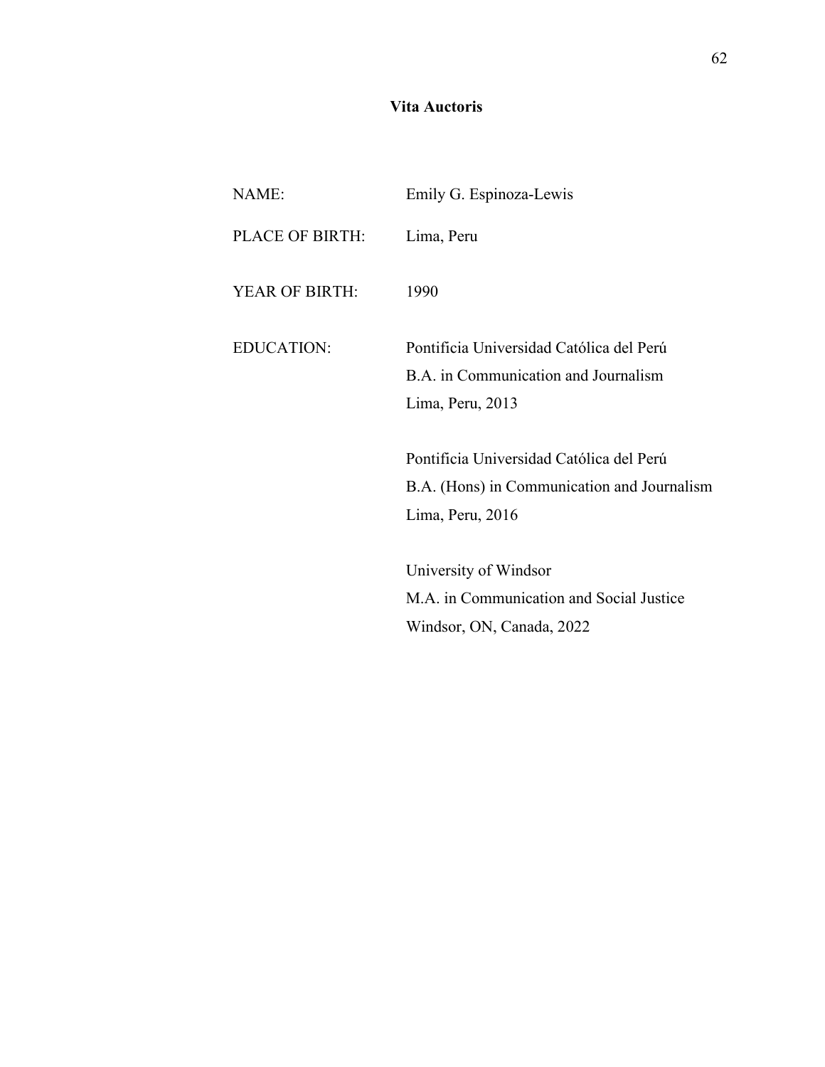# Vita Auctoris

| | |
|---|---|
| NAME: | Emily G. Espinoza-Lewis |
| PLACE OF BIRTH: | Lima, Peru |
| YEAR OF BIRTH: | 1990 |
| EDUCATION: | Pontificia Universidad Católica del Perú<br>B.A. in Communication and Journalism<br>Lima, Peru, 2013 |
| | Pontificia Universidad Católica del Perú<br>B.A. (Hons) in Communication and Journalism<br>Lima, Peru, 2016 |
| | University of Windsor<br>M.A. in Communication and Social Justice<br>Windsor, ON, Canada, 2022 |